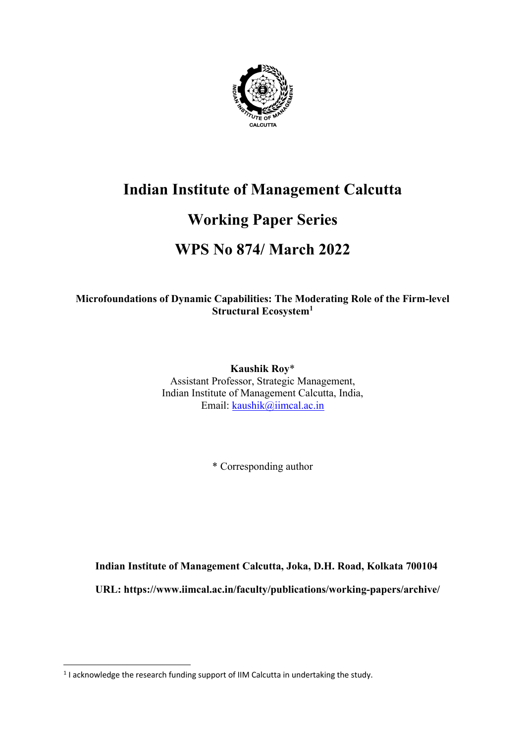# Indian Institute of Management Calcutta

# Working Paper Series

# WPS No 874/ March 2022

**Microfoundations of Dynamic Capabilities: The Moderating Role of the Firm-level Structural Ecosystem**[1]

**Kaushik Roy***
Assistant Professor, Strategic Management,
Indian Institute of Management Calcutta, India,
Email: kaushik@iimcal.ac.in

* Corresponding author

**Indian Institute of Management Calcutta, Joka, D.H. Road, Kolkata 700104**

**URL: https://www.iimcal.ac.in/faculty/publications/working-papers/archive/**

[1] I acknowledge the research funding support of IIM Calcutta in undertaking the study.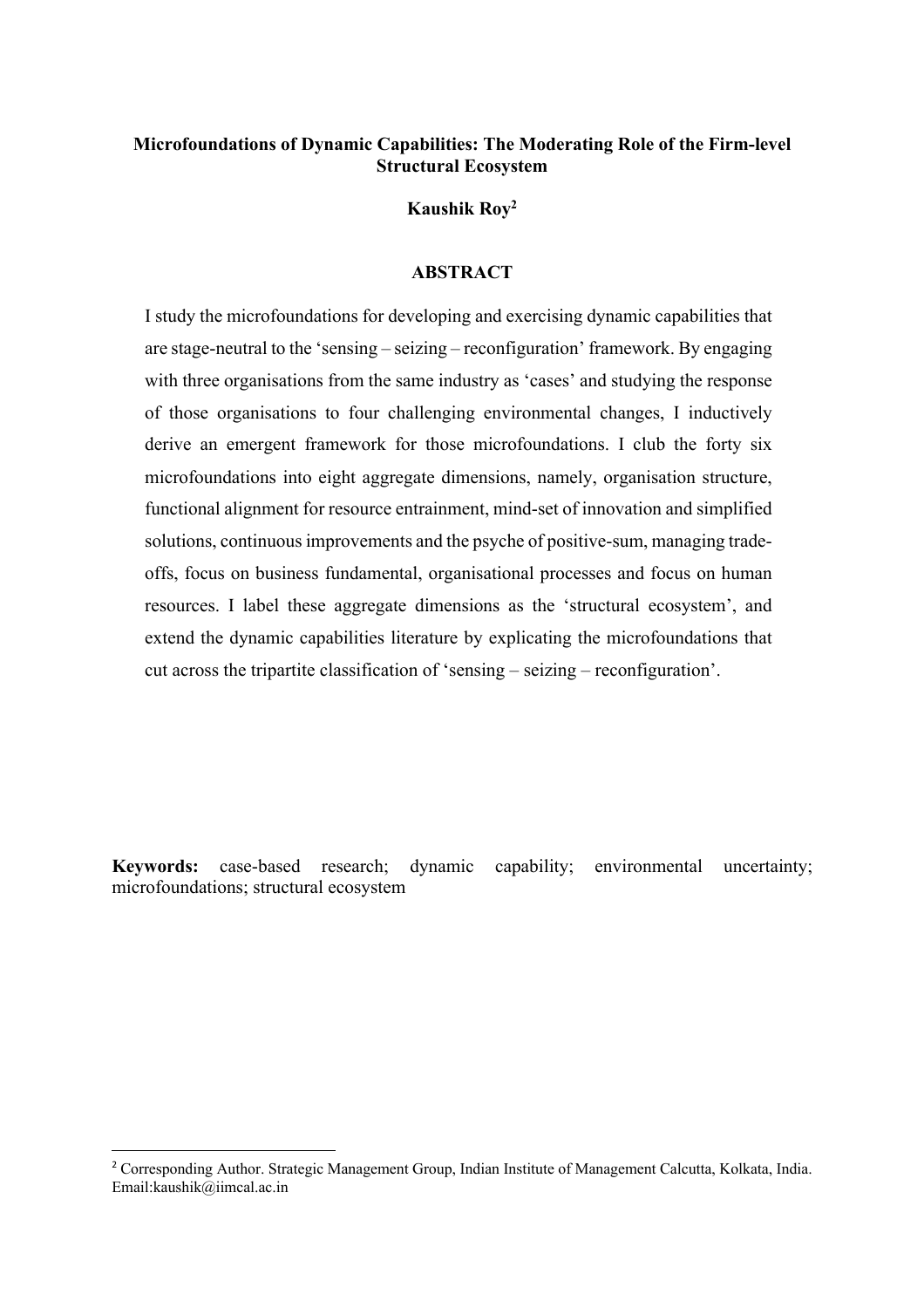**Microfoundations of Dynamic Capabilities: The Moderating Role of the Firm-level Structural Ecosystem**

**Kaushik Roy[2]**

## ABSTRACT

I study the microfoundations for developing and exercising dynamic capabilities that are stage-neutral to the 'sensing – seizing – reconfiguration' framework. By engaging with three organisations from the same industry as 'cases' and studying the response of those organisations to four challenging environmental changes, I inductively derive an emergent framework for those microfoundations. I club the forty six microfoundations into eight aggregate dimensions, namely, organisation structure, functional alignment for resource entrainment, mind-set of innovation and simplified solutions, continuous improvements and the psyche of positive-sum, managing trade-offs, focus on business fundamental, organisational processes and focus on human resources. I label these aggregate dimensions as the 'structural ecosystem', and extend the dynamic capabilities literature by explicating the microfoundations that cut across the tripartite classification of 'sensing – seizing – reconfiguration'.

**Keywords:** case-based research; dynamic capability; environmental uncertainty; microfoundations; structural ecosystem

[2] Corresponding Author. Strategic Management Group, Indian Institute of Management Calcutta, Kolkata, India. Email:kaushik@iimcal.ac.in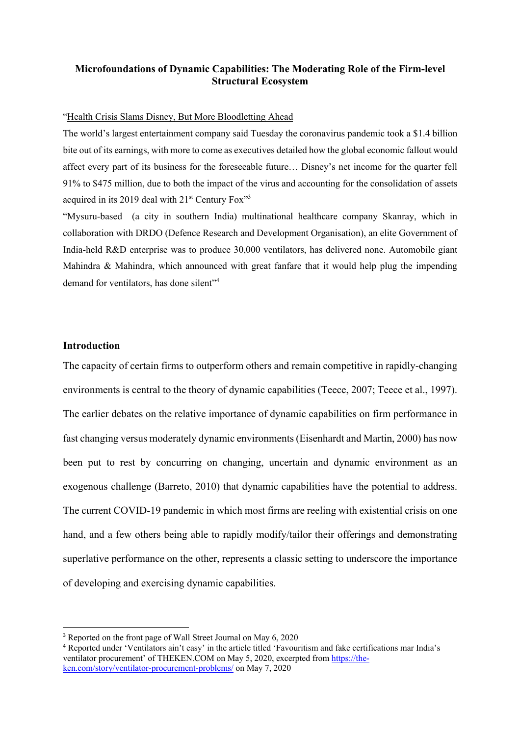**Microfoundations of Dynamic Capabilities: The Moderating Role of the Firm-level Structural Ecosystem**

"Health Crisis Slams Disney, But More Bloodletting Ahead

The world's largest entertainment company said Tuesday the coronavirus pandemic took a $1.4 billion bite out of its earnings, with more to come as executives detailed how the global economic fallout would affect every part of its business for the foreseeable future… Disney's net income for the quarter fell 91% to $475 million, due to both the impact of the virus and accounting for the consolidation of assets acquired in its 2019 deal with 21st Century Fox"[3]

"Mysuru-based (a city in southern India) multinational healthcare company Skanray, which in collaboration with DRDO (Defence Research and Development Organisation), an elite Government of India-held R&D enterprise was to produce 30,000 ventilators, has delivered none. Automobile giant Mahindra & Mahindra, which announced with great fanfare that it would help plug the impending demand for ventilators, has done silent"[4]

## Introduction

The capacity of certain firms to outperform others and remain competitive in rapidly-changing environments is central to the theory of dynamic capabilities (Teece, 2007; Teece et al., 1997). The earlier debates on the relative importance of dynamic capabilities on firm performance in fast changing versus moderately dynamic environments (Eisenhardt and Martin, 2000) has now been put to rest by concurring on changing, uncertain and dynamic environment as an exogenous challenge (Barreto, 2010) that dynamic capabilities have the potential to address. The current COVID-19 pandemic in which most firms are reeling with existential crisis on one hand, and a few others being able to rapidly modify/tailor their offerings and demonstrating superlative performance on the other, represents a classic setting to underscore the importance of developing and exercising dynamic capabilities.

---

[3] Reported on the front page of Wall Street Journal on May 6, 2020

[4] Reported under 'Ventilators ain't easy' in the article titled 'Favouritism and fake certifications mar India's ventilator procurement' of THEKEN.COM on May 5, 2020, excerpted from https://the-ken.com/story/ventilator-procurement-problems/ on May 7, 2020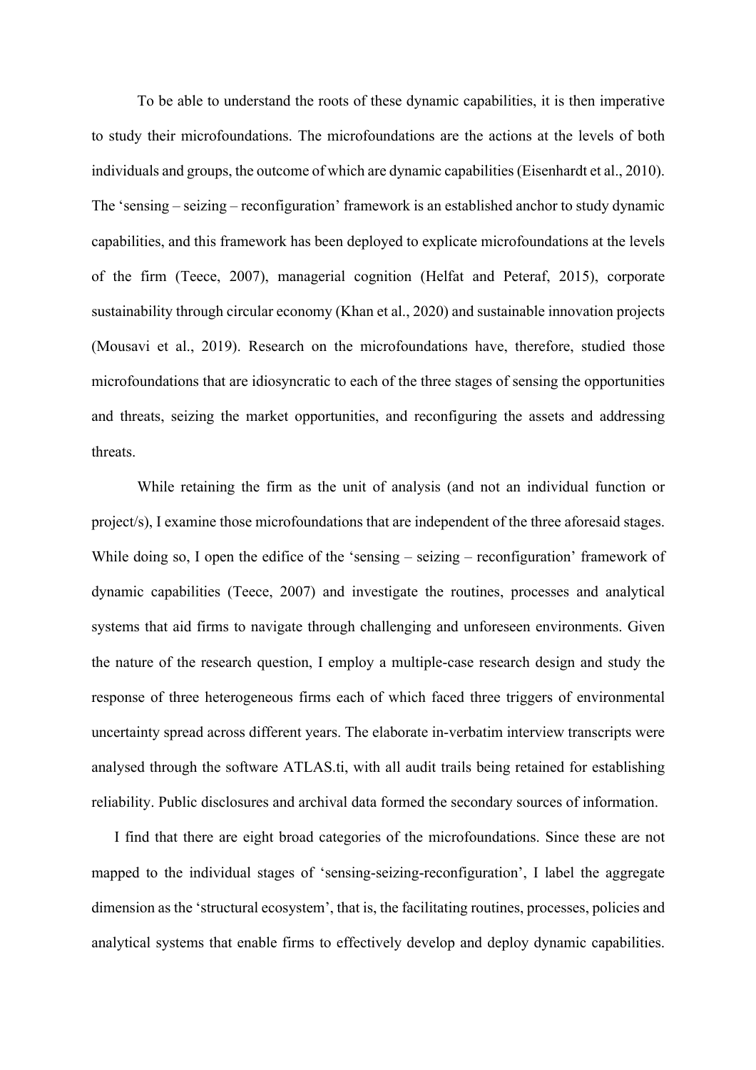To be able to understand the roots of these dynamic capabilities, it is then imperative to study their microfoundations. The microfoundations are the actions at the levels of both individuals and groups, the outcome of which are dynamic capabilities (Eisenhardt et al., 2010). The 'sensing – seizing – reconfiguration' framework is an established anchor to study dynamic capabilities, and this framework has been deployed to explicate microfoundations at the levels of the firm (Teece, 2007), managerial cognition (Helfat and Peteraf, 2015), corporate sustainability through circular economy (Khan et al., 2020) and sustainable innovation projects (Mousavi et al., 2019). Research on the microfoundations have, therefore, studied those microfoundations that are idiosyncratic to each of the three stages of sensing the opportunities and threats, seizing the market opportunities, and reconfiguring the assets and addressing threats.

While retaining the firm as the unit of analysis (and not an individual function or project/s), I examine those microfoundations that are independent of the three aforesaid stages. While doing so, I open the edifice of the 'sensing – seizing – reconfiguration' framework of dynamic capabilities (Teece, 2007) and investigate the routines, processes and analytical systems that aid firms to navigate through challenging and unforeseen environments. Given the nature of the research question, I employ a multiple-case research design and study the response of three heterogeneous firms each of which faced three triggers of environmental uncertainty spread across different years. The elaborate in-verbatim interview transcripts were analysed through the software ATLAS.ti, with all audit trails being retained for establishing reliability. Public disclosures and archival data formed the secondary sources of information.

I find that there are eight broad categories of the microfoundations. Since these are not mapped to the individual stages of 'sensing-seizing-reconfiguration', I label the aggregate dimension as the 'structural ecosystem', that is, the facilitating routines, processes, policies and analytical systems that enable firms to effectively develop and deploy dynamic capabilities.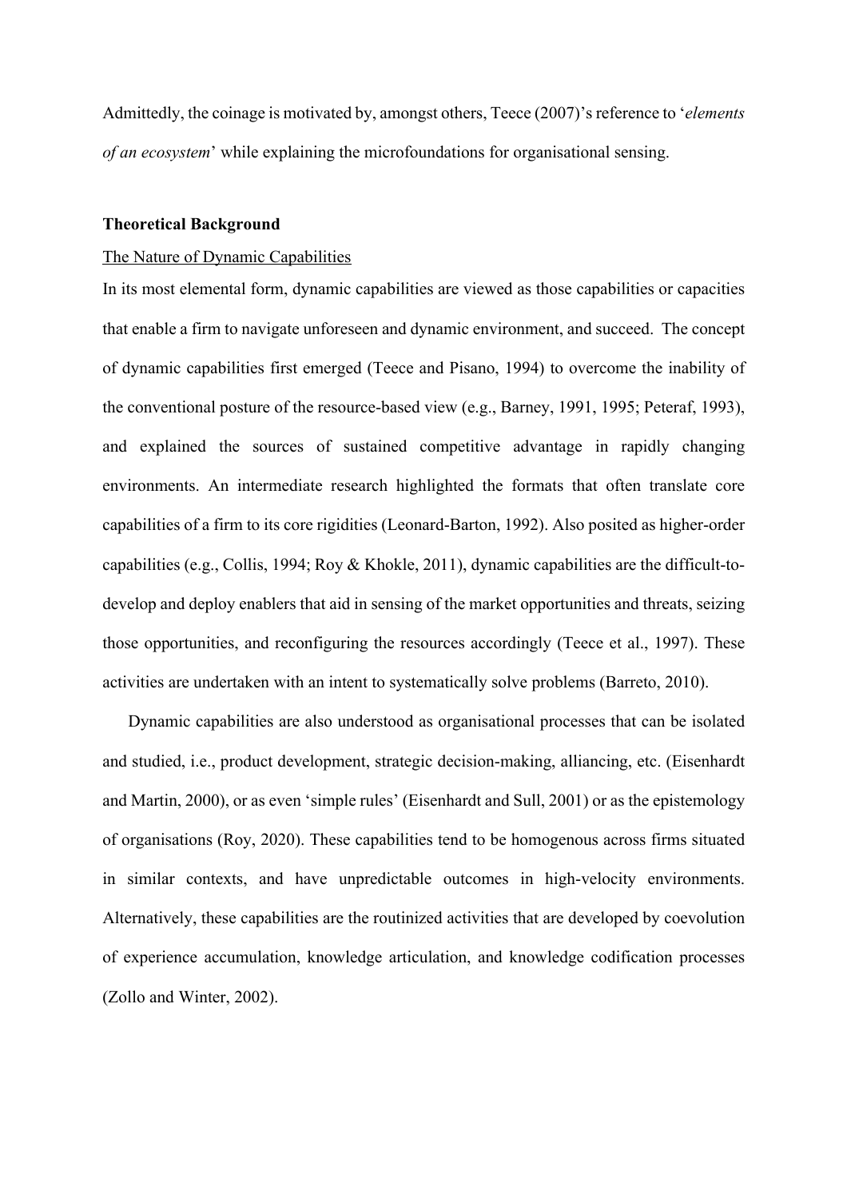Admittedly, the coinage is motivated by, amongst others, Teece (2007)'s reference to '*elements of an ecosystem*' while explaining the microfoundations for organisational sensing.

## Theoretical Background

### The Nature of Dynamic Capabilities

In its most elemental form, dynamic capabilities are viewed as those capabilities or capacities that enable a firm to navigate unforeseen and dynamic environment, and succeed. The concept of dynamic capabilities first emerged (Teece and Pisano, 1994) to overcome the inability of the conventional posture of the resource-based view (e.g., Barney, 1991, 1995; Peteraf, 1993), and explained the sources of sustained competitive advantage in rapidly changing environments. An intermediate research highlighted the formats that often translate core capabilities of a firm to its core rigidities (Leonard-Barton, 1992). Also posited as higher-order capabilities (e.g., Collis, 1994; Roy & Khokle, 2011), dynamic capabilities are the difficult-to-develop and deploy enablers that aid in sensing of the market opportunities and threats, seizing those opportunities, and reconfiguring the resources accordingly (Teece et al., 1997). These activities are undertaken with an intent to systematically solve problems (Barreto, 2010).

Dynamic capabilities are also understood as organisational processes that can be isolated and studied, i.e., product development, strategic decision-making, alliancing, etc. (Eisenhardt and Martin, 2000), or as even 'simple rules' (Eisenhardt and Sull, 2001) or as the epistemology of organisations (Roy, 2020). These capabilities tend to be homogenous across firms situated in similar contexts, and have unpredictable outcomes in high-velocity environments. Alternatively, these capabilities are the routinized activities that are developed by coevolution of experience accumulation, knowledge articulation, and knowledge codification processes (Zollo and Winter, 2002).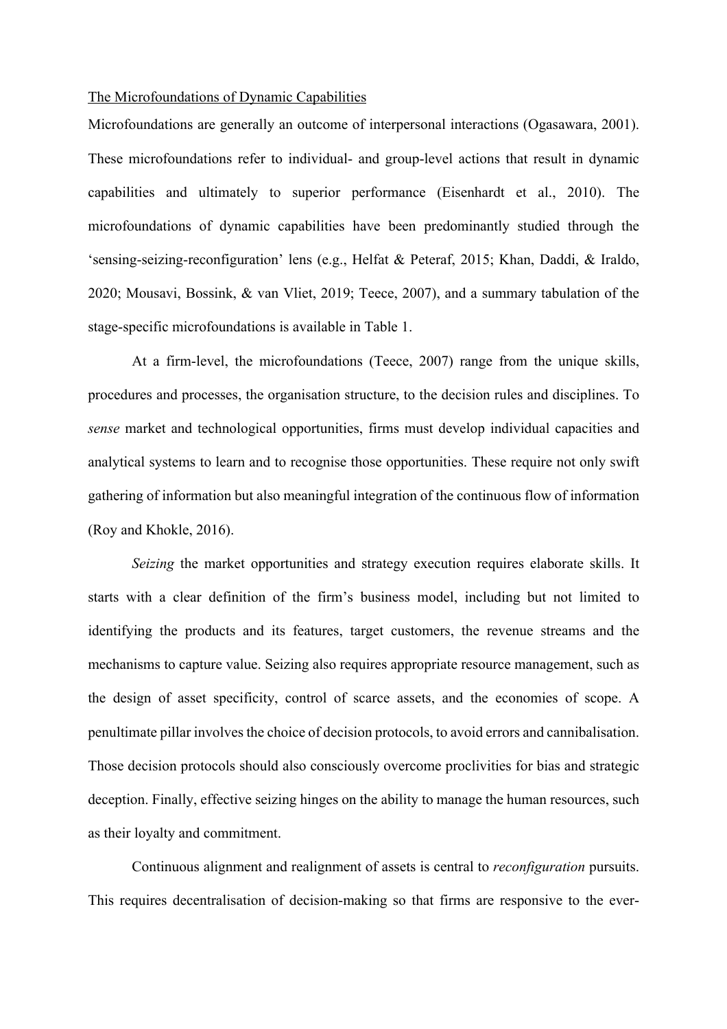The Microfoundations of Dynamic Capabilities

Microfoundations are generally an outcome of interpersonal interactions (Ogasawara, 2001). These microfoundations refer to individual- and group-level actions that result in dynamic capabilities and ultimately to superior performance (Eisenhardt et al., 2010). The microfoundations of dynamic capabilities have been predominantly studied through the 'sensing-seizing-reconfiguration' lens (e.g., Helfat & Peteraf, 2015; Khan, Daddi, & Iraldo, 2020; Mousavi, Bossink, & van Vliet, 2019; Teece, 2007), and a summary tabulation of the stage-specific microfoundations is available in Table 1.

At a firm-level, the microfoundations (Teece, 2007) range from the unique skills, procedures and processes, the organisation structure, to the decision rules and disciplines. To *sense* market and technological opportunities, firms must develop individual capacities and analytical systems to learn and to recognise those opportunities. These require not only swift gathering of information but also meaningful integration of the continuous flow of information (Roy and Khokle, 2016).

*Seizing* the market opportunities and strategy execution requires elaborate skills. It starts with a clear definition of the firm's business model, including but not limited to identifying the products and its features, target customers, the revenue streams and the mechanisms to capture value. Seizing also requires appropriate resource management, such as the design of asset specificity, control of scarce assets, and the economies of scope. A penultimate pillar involves the choice of decision protocols, to avoid errors and cannibalisation. Those decision protocols should also consciously overcome proclivities for bias and strategic deception. Finally, effective seizing hinges on the ability to manage the human resources, such as their loyalty and commitment.

Continuous alignment and realignment of assets is central to *reconfiguration* pursuits. This requires decentralisation of decision-making so that firms are responsive to the ever-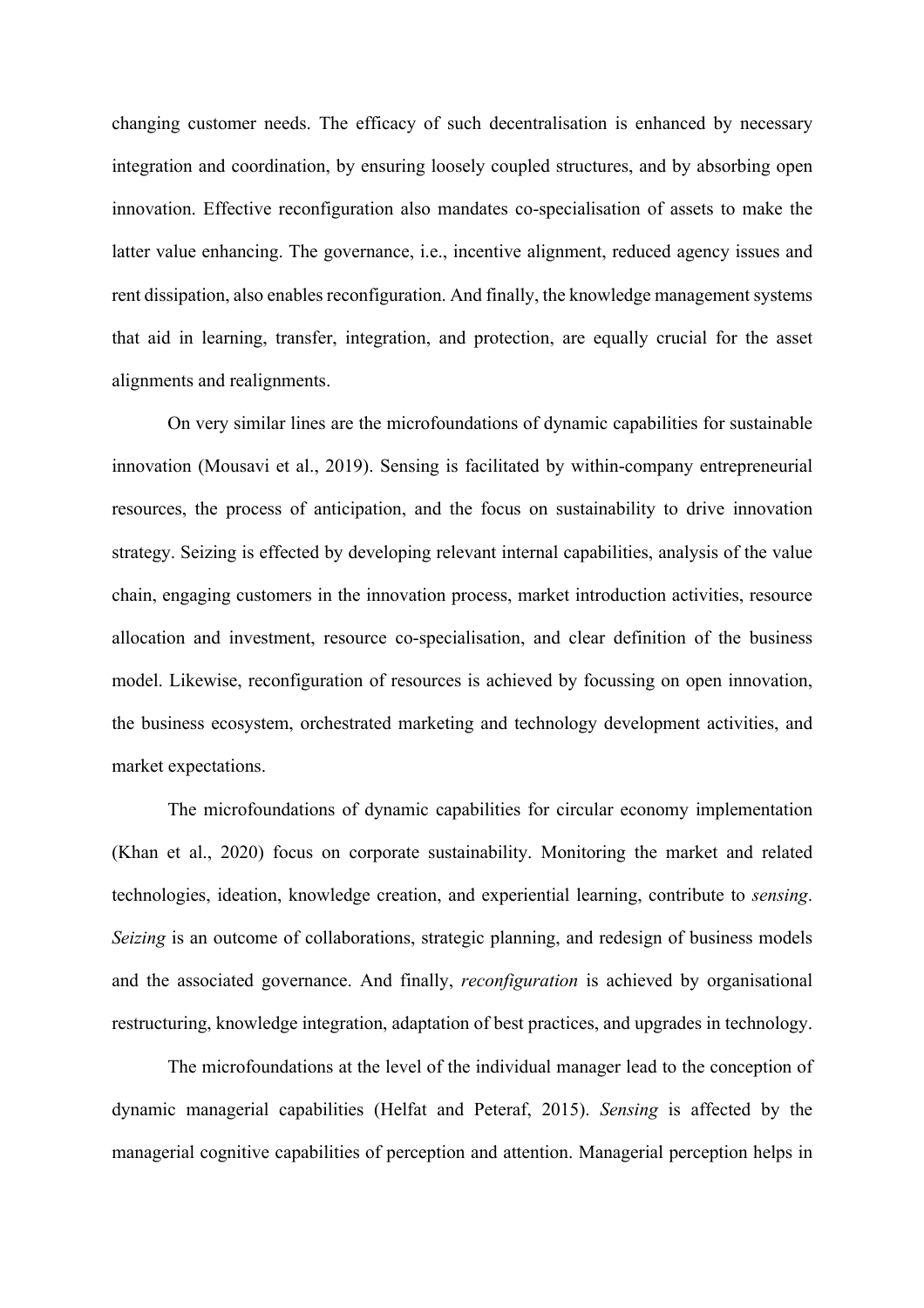changing customer needs. The efficacy of such decentralisation is enhanced by necessary integration and coordination, by ensuring loosely coupled structures, and by absorbing open innovation. Effective reconfiguration also mandates co-specialisation of assets to make the latter value enhancing. The governance, i.e., incentive alignment, reduced agency issues and rent dissipation, also enables reconfiguration. And finally, the knowledge management systems that aid in learning, transfer, integration, and protection, are equally crucial for the asset alignments and realignments.

On very similar lines are the microfoundations of dynamic capabilities for sustainable innovation (Mousavi et al., 2019). Sensing is facilitated by within-company entrepreneurial resources, the process of anticipation, and the focus on sustainability to drive innovation strategy. Seizing is effected by developing relevant internal capabilities, analysis of the value chain, engaging customers in the innovation process, market introduction activities, resource allocation and investment, resource co-specialisation, and clear definition of the business model. Likewise, reconfiguration of resources is achieved by focussing on open innovation, the business ecosystem, orchestrated marketing and technology development activities, and market expectations.

The microfoundations of dynamic capabilities for circular economy implementation (Khan et al., 2020) focus on corporate sustainability. Monitoring the market and related technologies, ideation, knowledge creation, and experiential learning, contribute to *sensing*. *Seizing* is an outcome of collaborations, strategic planning, and redesign of business models and the associated governance. And finally, *reconfiguration* is achieved by organisational restructuring, knowledge integration, adaptation of best practices, and upgrades in technology.

The microfoundations at the level of the individual manager lead to the conception of dynamic managerial capabilities (Helfat and Peteraf, 2015). *Sensing* is affected by the managerial cognitive capabilities of perception and attention. Managerial perception helps in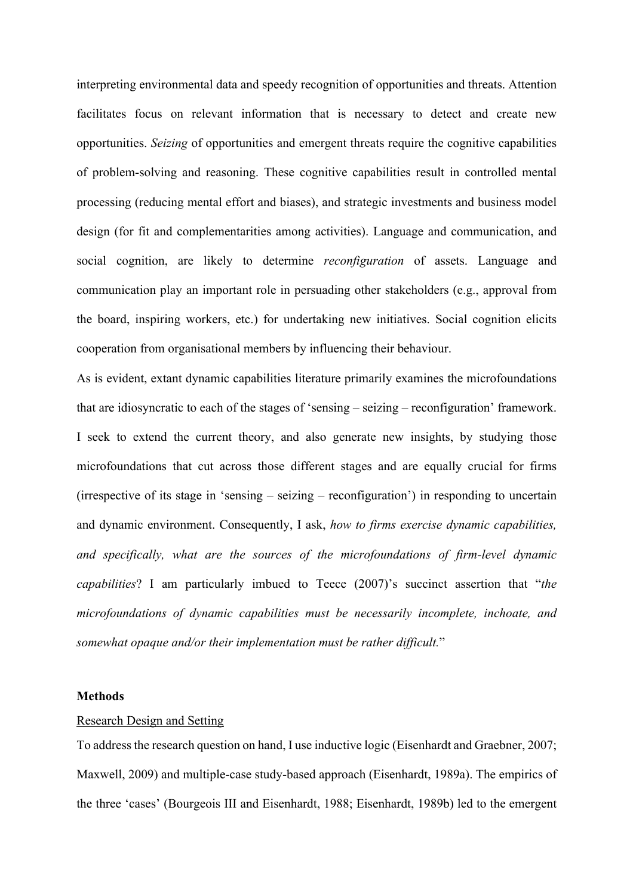interpreting environmental data and speedy recognition of opportunities and threats. Attention facilitates focus on relevant information that is necessary to detect and create new opportunities. *Seizing* of opportunities and emergent threats require the cognitive capabilities of problem-solving and reasoning. These cognitive capabilities result in controlled mental processing (reducing mental effort and biases), and strategic investments and business model design (for fit and complementarities among activities). Language and communication, and social cognition, are likely to determine *reconfiguration* of assets. Language and communication play an important role in persuading other stakeholders (e.g., approval from the board, inspiring workers, etc.) for undertaking new initiatives. Social cognition elicits cooperation from organisational members by influencing their behaviour.

As is evident, extant dynamic capabilities literature primarily examines the microfoundations that are idiosyncratic to each of the stages of 'sensing – seizing – reconfiguration' framework. I seek to extend the current theory, and also generate new insights, by studying those microfoundations that cut across those different stages and are equally crucial for firms (irrespective of its stage in 'sensing – seizing – reconfiguration') in responding to uncertain and dynamic environment. Consequently, I ask, *how to firms exercise dynamic capabilities, and specifically, what are the sources of the microfoundations of firm-level dynamic capabilities*? I am particularly imbued to Teece (2007)'s succinct assertion that "*the microfoundations of dynamic capabilities must be necessarily incomplete, inchoate, and somewhat opaque and/or their implementation must be rather difficult.*"

## Methods

### Research Design and Setting

To address the research question on hand, I use inductive logic (Eisenhardt and Graebner, 2007; Maxwell, 2009) and multiple-case study-based approach (Eisenhardt, 1989a). The empirics of the three 'cases' (Bourgeois III and Eisenhardt, 1988; Eisenhardt, 1989b) led to the emergent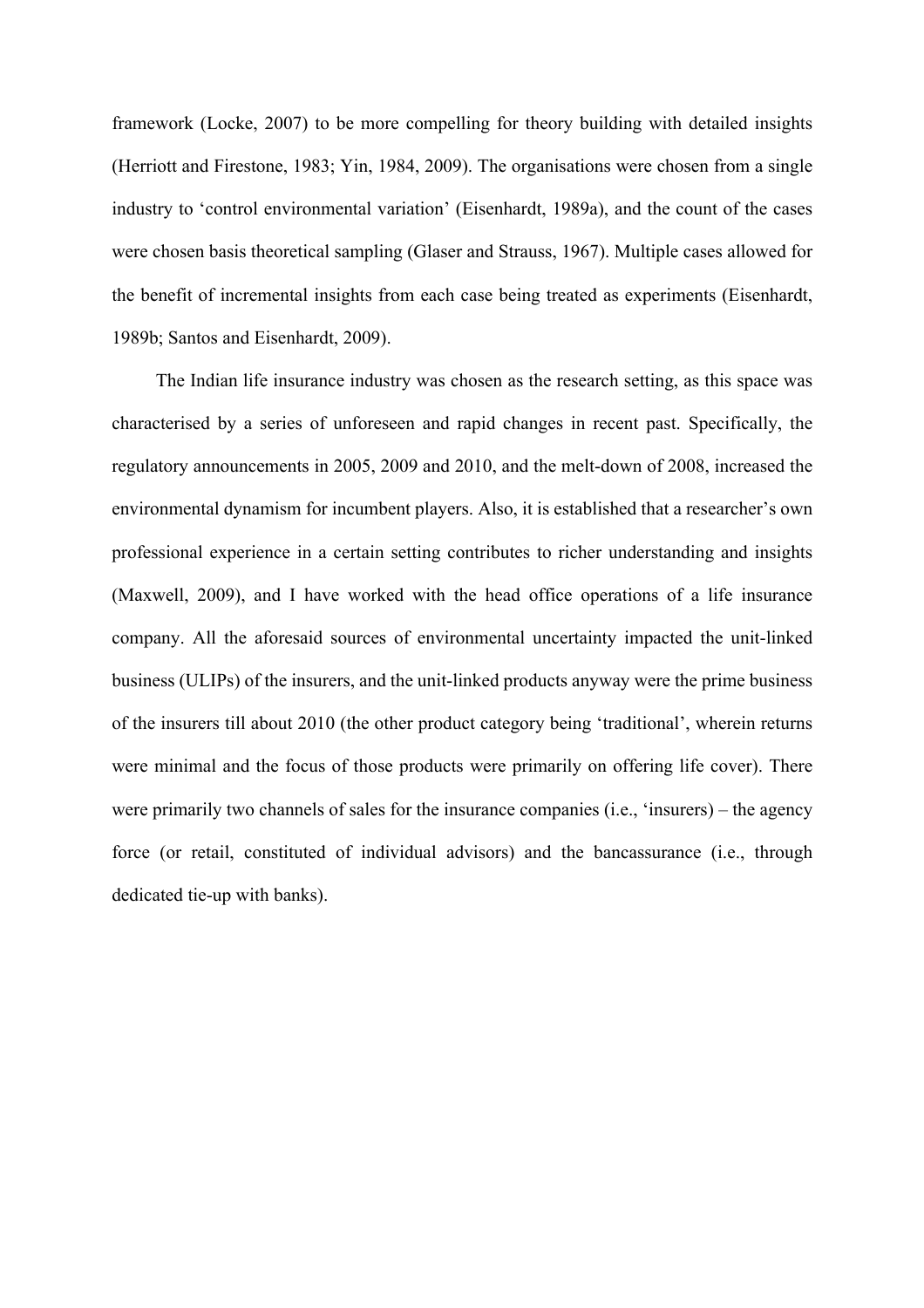framework (Locke, 2007) to be more compelling for theory building with detailed insights (Herriott and Firestone, 1983; Yin, 1984, 2009). The organisations were chosen from a single industry to 'control environmental variation' (Eisenhardt, 1989a), and the count of the cases were chosen basis theoretical sampling (Glaser and Strauss, 1967). Multiple cases allowed for the benefit of incremental insights from each case being treated as experiments (Eisenhardt, 1989b; Santos and Eisenhardt, 2009).

The Indian life insurance industry was chosen as the research setting, as this space was characterised by a series of unforeseen and rapid changes in recent past. Specifically, the regulatory announcements in 2005, 2009 and 2010, and the melt-down of 2008, increased the environmental dynamism for incumbent players. Also, it is established that a researcher's own professional experience in a certain setting contributes to richer understanding and insights (Maxwell, 2009), and I have worked with the head office operations of a life insurance company. All the aforesaid sources of environmental uncertainty impacted the unit-linked business (ULIPs) of the insurers, and the unit-linked products anyway were the prime business of the insurers till about 2010 (the other product category being 'traditional', wherein returns were minimal and the focus of those products were primarily on offering life cover). There were primarily two channels of sales for the insurance companies (i.e., 'insurers) – the agency force (or retail, constituted of individual advisors) and the bancassurance (i.e., through dedicated tie-up with banks).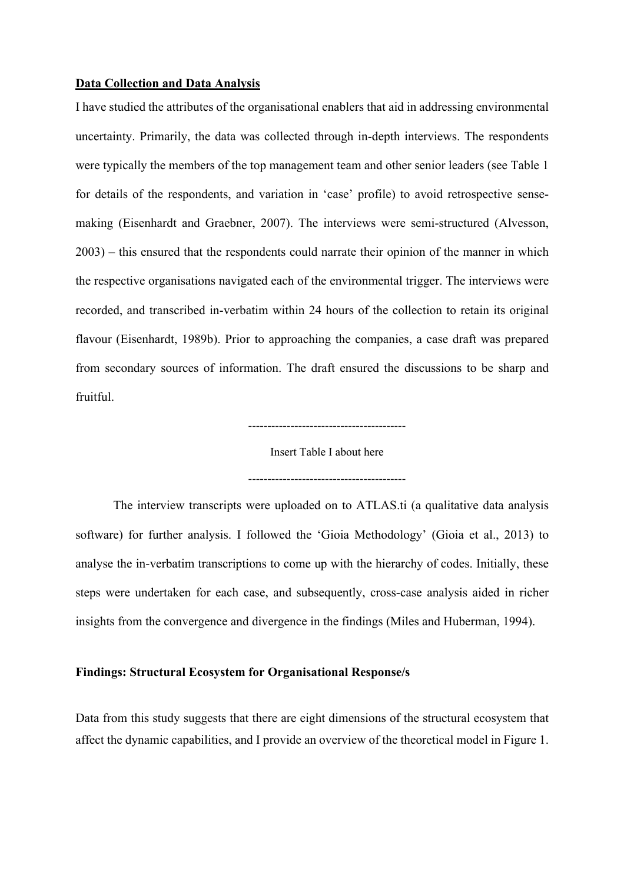**Data Collection and Data Analysis**

I have studied the attributes of the organisational enablers that aid in addressing environmental uncertainty. Primarily, the data was collected through in-depth interviews. The respondents were typically the members of the top management team and other senior leaders (see Table 1 for details of the respondents, and variation in 'case' profile) to avoid retrospective sense-making (Eisenhardt and Graebner, 2007). The interviews were semi-structured (Alvesson, 2003) – this ensured that the respondents could narrate their opinion of the manner in which the respective organisations navigated each of the environmental trigger. The interviews were recorded, and transcribed in-verbatim within 24 hours of the collection to retain its original flavour (Eisenhardt, 1989b). Prior to approaching the companies, a case draft was prepared from secondary sources of information. The draft ensured the discussions to be sharp and fruitful.

-----------------------------------------

Insert Table I about here

-----------------------------------------

The interview transcripts were uploaded on to ATLAS.ti (a qualitative data analysis software) for further analysis. I followed the 'Gioia Methodology' (Gioia et al., 2013) to analyse the in-verbatim transcriptions to come up with the hierarchy of codes. Initially, these steps were undertaken for each case, and subsequently, cross-case analysis aided in richer insights from the convergence and divergence in the findings (Miles and Huberman, 1994).

**Findings: Structural Ecosystem for Organisational Response/s**

Data from this study suggests that there are eight dimensions of the structural ecosystem that affect the dynamic capabilities, and I provide an overview of the theoretical model in Figure 1.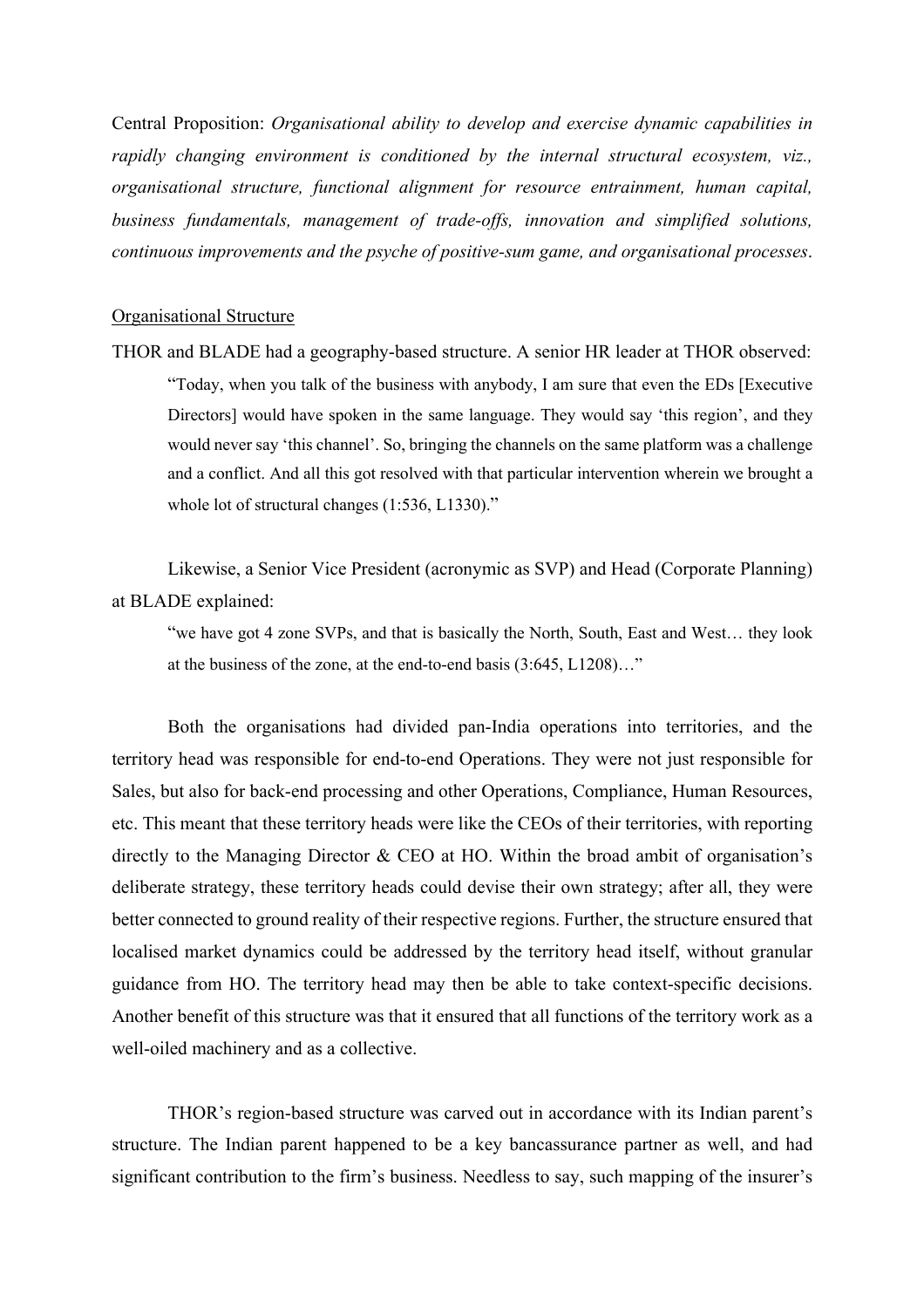Central Proposition: *Organisational ability to develop and exercise dynamic capabilities in rapidly changing environment is conditioned by the internal structural ecosystem, viz., organisational structure, functional alignment for resource entrainment, human capital, business fundamentals, management of trade-offs, innovation and simplified solutions, continuous improvements and the psyche of positive-sum game, and organisational processes*.

Organisational Structure

THOR and BLADE had a geography-based structure. A senior HR leader at THOR observed:

> "Today, when you talk of the business with anybody, I am sure that even the EDs [Executive Directors] would have spoken in the same language. They would say 'this region', and they would never say 'this channel'. So, bringing the channels on the same platform was a challenge and a conflict. And all this got resolved with that particular intervention wherein we brought a whole lot of structural changes (1:536, L1330)."

Likewise, a Senior Vice President (acronymic as SVP) and Head (Corporate Planning) at BLADE explained:

> "we have got 4 zone SVPs, and that is basically the North, South, East and West… they look at the business of the zone, at the end-to-end basis (3:645, L1208)…"

Both the organisations had divided pan-India operations into territories, and the territory head was responsible for end-to-end Operations. They were not just responsible for Sales, but also for back-end processing and other Operations, Compliance, Human Resources, etc. This meant that these territory heads were like the CEOs of their territories, with reporting directly to the Managing Director & CEO at HO. Within the broad ambit of organisation's deliberate strategy, these territory heads could devise their own strategy; after all, they were better connected to ground reality of their respective regions. Further, the structure ensured that localised market dynamics could be addressed by the territory head itself, without granular guidance from HO. The territory head may then be able to take context-specific decisions. Another benefit of this structure was that it ensured that all functions of the territory work as a well-oiled machinery and as a collective.

THOR's region-based structure was carved out in accordance with its Indian parent's structure. The Indian parent happened to be a key bancassurance partner as well, and had significant contribution to the firm's business. Needless to say, such mapping of the insurer's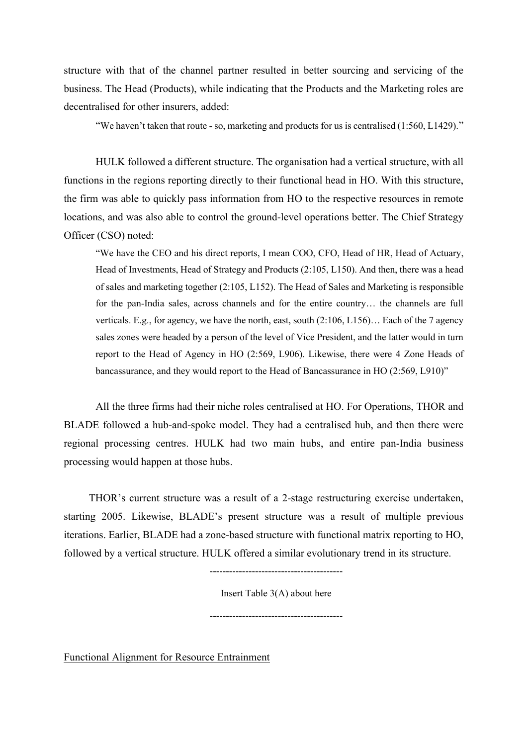structure with that of the channel partner resulted in better sourcing and servicing of the business. The Head (Products), while indicating that the Products and the Marketing roles are decentralised for other insurers, added:

> "We haven't taken that route - so, marketing and products for us is centralised (1:560, L1429)."

HULK followed a different structure. The organisation had a vertical structure, with all functions in the regions reporting directly to their functional head in HO. With this structure, the firm was able to quickly pass information from HO to the respective resources in remote locations, and was also able to control the ground-level operations better. The Chief Strategy Officer (CSO) noted:

> "We have the CEO and his direct reports, I mean COO, CFO, Head of HR, Head of Actuary, Head of Investments, Head of Strategy and Products (2:105, L150). And then, there was a head of sales and marketing together (2:105, L152). The Head of Sales and Marketing is responsible for the pan-India sales, across channels and for the entire country… the channels are full verticals. E.g., for agency, we have the north, east, south (2:106, L156)… Each of the 7 agency sales zones were headed by a person of the level of Vice President, and the latter would in turn report to the Head of Agency in HO (2:569, L906). Likewise, there were 4 Zone Heads of bancassurance, and they would report to the Head of Bancassurance in HO (2:569, L910)"

All the three firms had their niche roles centralised at HO. For Operations, THOR and BLADE followed a hub-and-spoke model. They had a centralised hub, and then there were regional processing centres. HULK had two main hubs, and entire pan-India business processing would happen at those hubs.

THOR's current structure was a result of a 2-stage restructuring exercise undertaken, starting 2005. Likewise, BLADE's present structure was a result of multiple previous iterations. Earlier, BLADE had a zone-based structure with functional matrix reporting to HO, followed by a vertical structure. HULK offered a similar evolutionary trend in its structure.

----------------------------------------

Insert Table 3(A) about here

----------------------------------------

<u>Functional Alignment for Resource Entrainment</u>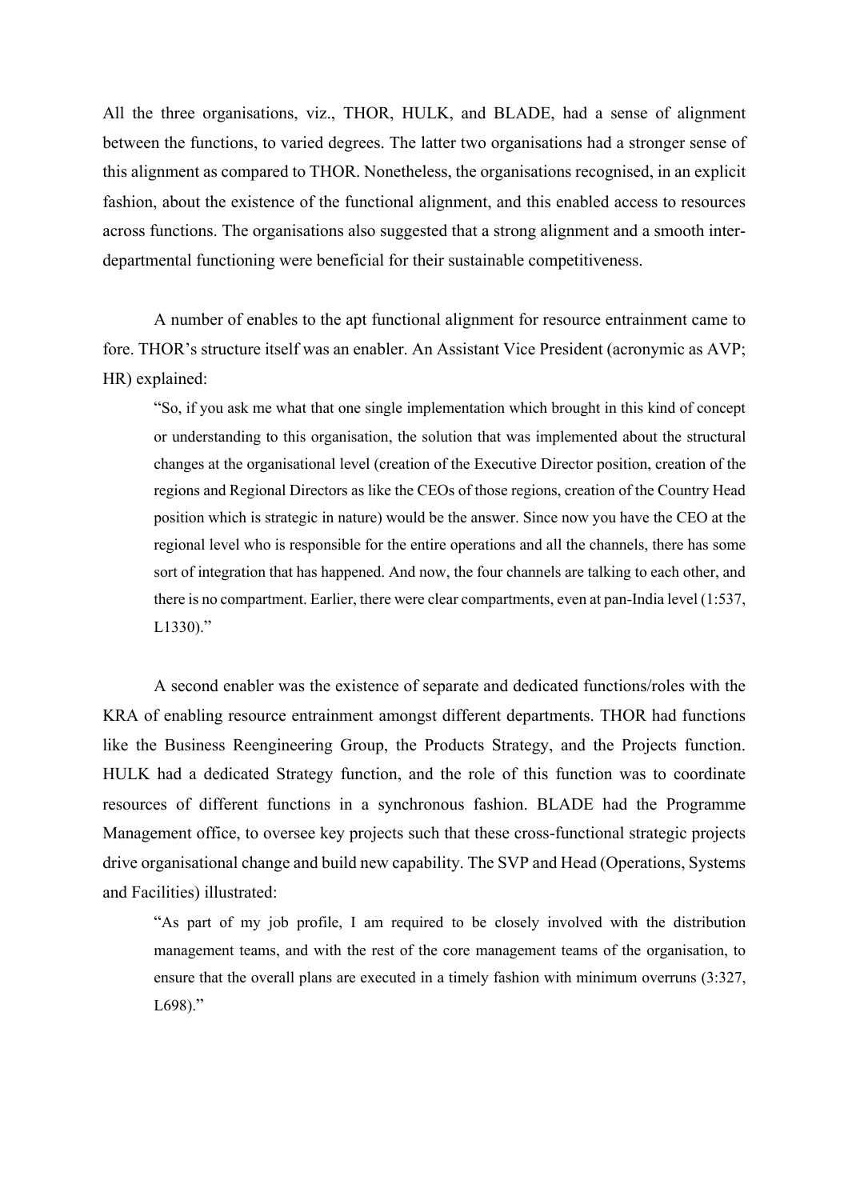All the three organisations, viz., THOR, HULK, and BLADE, had a sense of alignment between the functions, to varied degrees. The latter two organisations had a stronger sense of this alignment as compared to THOR. Nonetheless, the organisations recognised, in an explicit fashion, about the existence of the functional alignment, and this enabled access to resources across functions. The organisations also suggested that a strong alignment and a smooth inter-departmental functioning were beneficial for their sustainable competitiveness.

A number of enables to the apt functional alignment for resource entrainment came to fore. THOR's structure itself was an enabler. An Assistant Vice President (acronymic as AVP; HR) explained:

> "So, if you ask me what that one single implementation which brought in this kind of concept or understanding to this organisation, the solution that was implemented about the structural changes at the organisational level (creation of the Executive Director position, creation of the regions and Regional Directors as like the CEOs of those regions, creation of the Country Head position which is strategic in nature) would be the answer. Since now you have the CEO at the regional level who is responsible for the entire operations and all the channels, there has some sort of integration that has happened. And now, the four channels are talking to each other, and there is no compartment. Earlier, there were clear compartments, even at pan-India level (1:537, L1330)."

A second enabler was the existence of separate and dedicated functions/roles with the KRA of enabling resource entrainment amongst different departments. THOR had functions like the Business Reengineering Group, the Products Strategy, and the Projects function. HULK had a dedicated Strategy function, and the role of this function was to coordinate resources of different functions in a synchronous fashion. BLADE had the Programme Management office, to oversee key projects such that these cross-functional strategic projects drive organisational change and build new capability. The SVP and Head (Operations, Systems and Facilities) illustrated:

> "As part of my job profile, I am required to be closely involved with the distribution management teams, and with the rest of the core management teams of the organisation, to ensure that the overall plans are executed in a timely fashion with minimum overruns (3:327, L698)."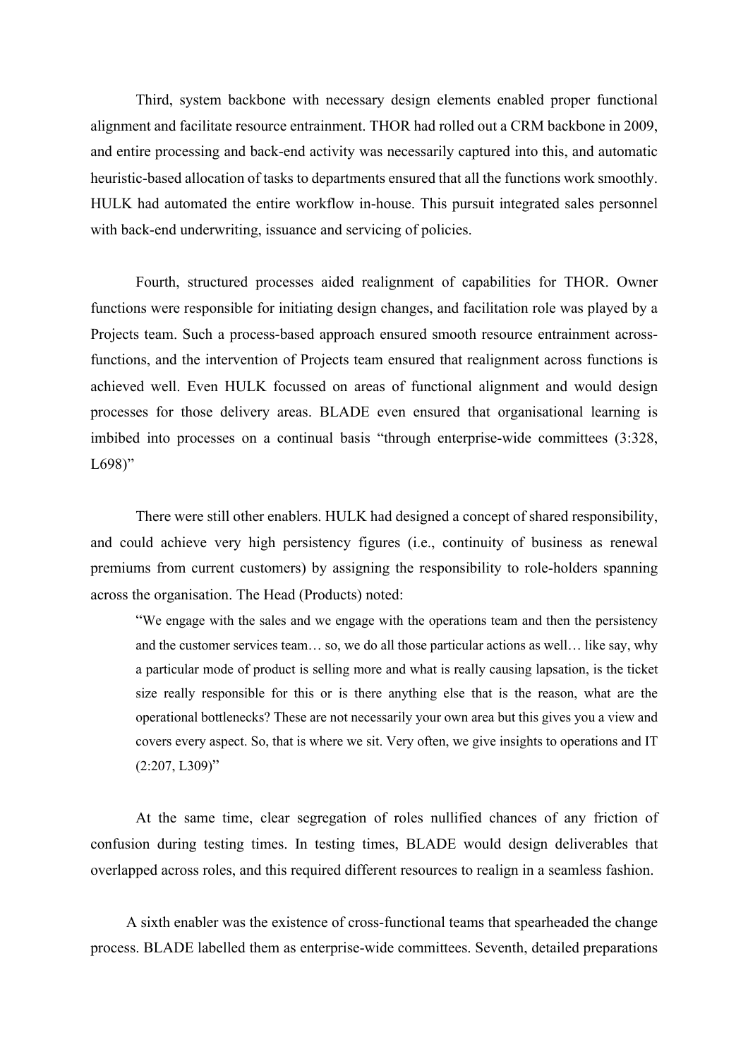Third, system backbone with necessary design elements enabled proper functional alignment and facilitate resource entrainment. THOR had rolled out a CRM backbone in 2009, and entire processing and back-end activity was necessarily captured into this, and automatic heuristic-based allocation of tasks to departments ensured that all the functions work smoothly. HULK had automated the entire workflow in-house. This pursuit integrated sales personnel with back-end underwriting, issuance and servicing of policies.

Fourth, structured processes aided realignment of capabilities for THOR. Owner functions were responsible for initiating design changes, and facilitation role was played by a Projects team. Such a process-based approach ensured smooth resource entrainment across-functions, and the intervention of Projects team ensured that realignment across functions is achieved well. Even HULK focussed on areas of functional alignment and would design processes for those delivery areas. BLADE even ensured that organisational learning is imbibed into processes on a continual basis "through enterprise-wide committees (3:328, L698)"

There were still other enablers. HULK had designed a concept of shared responsibility, and could achieve very high persistency figures (i.e., continuity of business as renewal premiums from current customers) by assigning the responsibility to role-holders spanning across the organisation. The Head (Products) noted:

> "We engage with the sales and we engage with the operations team and then the persistency and the customer services team… so, we do all those particular actions as well… like say, why a particular mode of product is selling more and what is really causing lapsation, is the ticket size really responsible for this or is there anything else that is the reason, what are the operational bottlenecks? These are not necessarily your own area but this gives you a view and covers every aspect. So, that is where we sit. Very often, we give insights to operations and IT (2:207, L309)"

At the same time, clear segregation of roles nullified chances of any friction of confusion during testing times. In testing times, BLADE would design deliverables that overlapped across roles, and this required different resources to realign in a seamless fashion.

A sixth enabler was the existence of cross-functional teams that spearheaded the change process. BLADE labelled them as enterprise-wide committees. Seventh, detailed preparations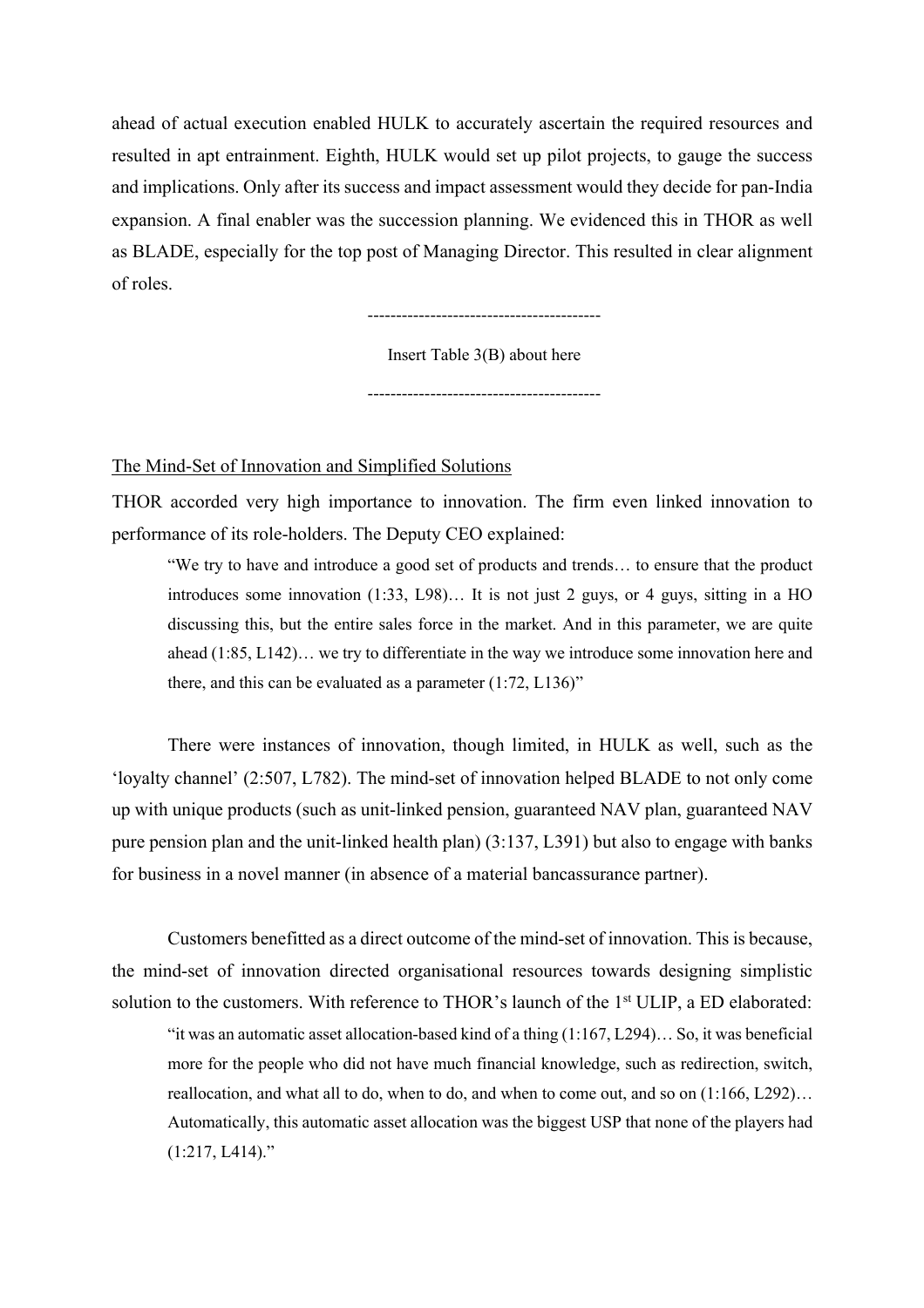ahead of actual execution enabled HULK to accurately ascertain the required resources and resulted in apt entrainment. Eighth, HULK would set up pilot projects, to gauge the success and implications. Only after its success and impact assessment would they decide for pan-India expansion. A final enabler was the succession planning. We evidenced this in THOR as well as BLADE, especially for the top post of Managing Director. This resulted in clear alignment of roles.

----------------------------------------

Insert Table 3(B) about here

----------------------------------------

The Mind-Set of Innovation and Simplified Solutions

THOR accorded very high importance to innovation. The firm even linked innovation to performance of its role-holders. The Deputy CEO explained:

> "We try to have and introduce a good set of products and trends… to ensure that the product introduces some innovation (1:33, L98)… It is not just 2 guys, or 4 guys, sitting in a HO discussing this, but the entire sales force in the market. And in this parameter, we are quite ahead (1:85, L142)… we try to differentiate in the way we introduce some innovation here and there, and this can be evaluated as a parameter (1:72, L136)"

There were instances of innovation, though limited, in HULK as well, such as the 'loyalty channel' (2:507, L782). The mind-set of innovation helped BLADE to not only come up with unique products (such as unit-linked pension, guaranteed NAV plan, guaranteed NAV pure pension plan and the unit-linked health plan) (3:137, L391) but also to engage with banks for business in a novel manner (in absence of a material bancassurance partner).

Customers benefitted as a direct outcome of the mind-set of innovation. This is because, the mind-set of innovation directed organisational resources towards designing simplistic solution to the customers. With reference to THOR's launch of the 1st ULIP, a ED elaborated:

> "it was an automatic asset allocation-based kind of a thing (1:167, L294)… So, it was beneficial more for the people who did not have much financial knowledge, such as redirection, switch, reallocation, and what all to do, when to do, and when to come out, and so on (1:166, L292)… Automatically, this automatic asset allocation was the biggest USP that none of the players had (1:217, L414)."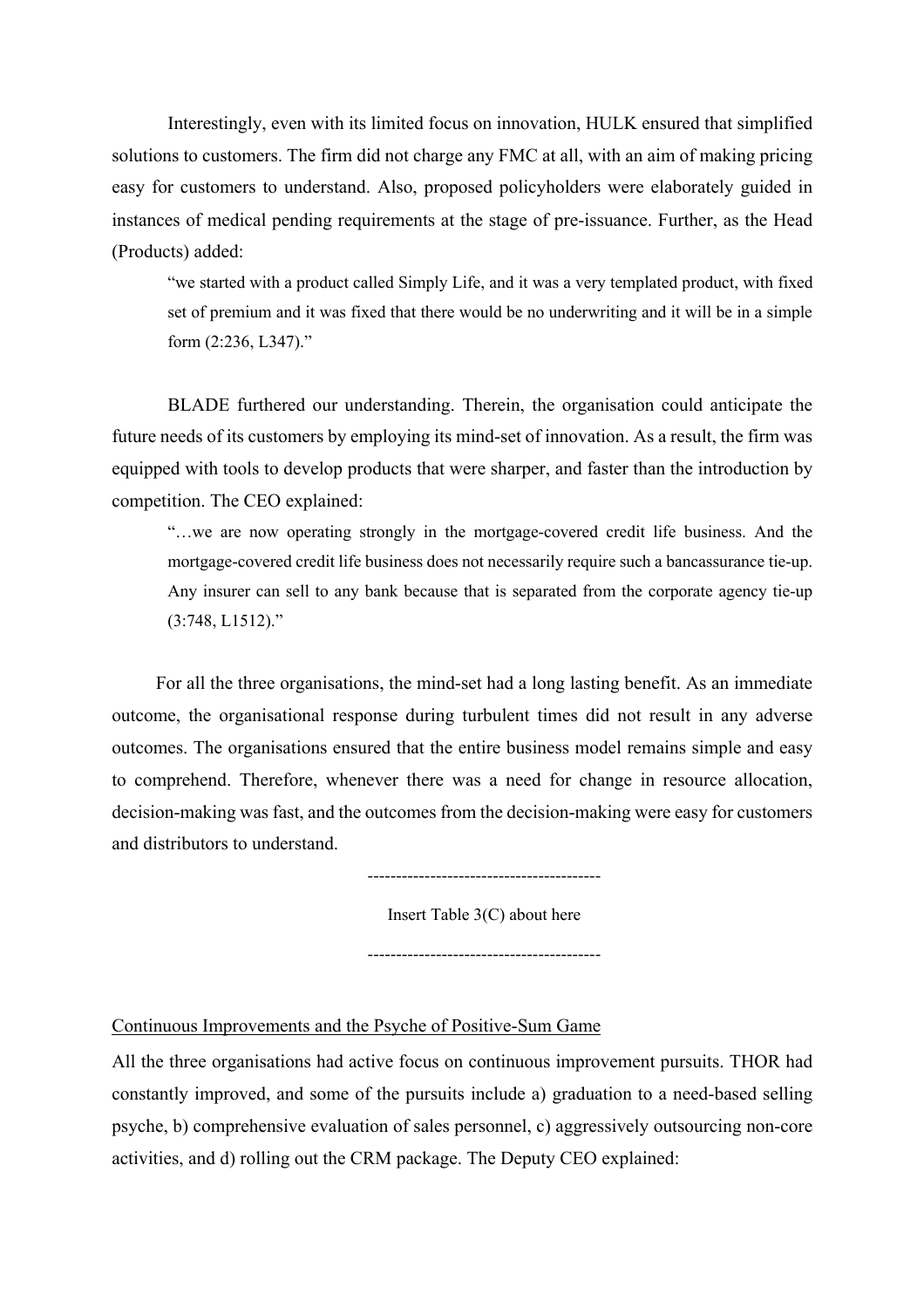Interestingly, even with its limited focus on innovation, HULK ensured that simplified solutions to customers. The firm did not charge any FMC at all, with an aim of making pricing easy for customers to understand. Also, proposed policyholders were elaborately guided in instances of medical pending requirements at the stage of pre-issuance. Further, as the Head (Products) added:

> "we started with a product called Simply Life, and it was a very templated product, with fixed set of premium and it was fixed that there would be no underwriting and it will be in a simple form (2:236, L347)."

BLADE furthered our understanding. Therein, the organisation could anticipate the future needs of its customers by employing its mind-set of innovation. As a result, the firm was equipped with tools to develop products that were sharper, and faster than the introduction by competition. The CEO explained:

> "…we are now operating strongly in the mortgage-covered credit life business. And the mortgage-covered credit life business does not necessarily require such a bancassurance tie-up. Any insurer can sell to any bank because that is separated from the corporate agency tie-up (3:748, L1512)."

For all the three organisations, the mind-set had a long lasting benefit. As an immediate outcome, the organisational response during turbulent times did not result in any adverse outcomes. The organisations ensured that the entire business model remains simple and easy to comprehend. Therefore, whenever there was a need for change in resource allocation, decision-making was fast, and the outcomes from the decision-making were easy for customers and distributors to understand.

----------------------------------------

Insert Table 3(C) about here

----------------------------------------

<u>Continuous Improvements and the Psyche of Positive-Sum Game</u>

All the three organisations had active focus on continuous improvement pursuits. THOR had constantly improved, and some of the pursuits include a) graduation to a need-based selling psyche, b) comprehensive evaluation of sales personnel, c) aggressively outsourcing non-core activities, and d) rolling out the CRM package. The Deputy CEO explained: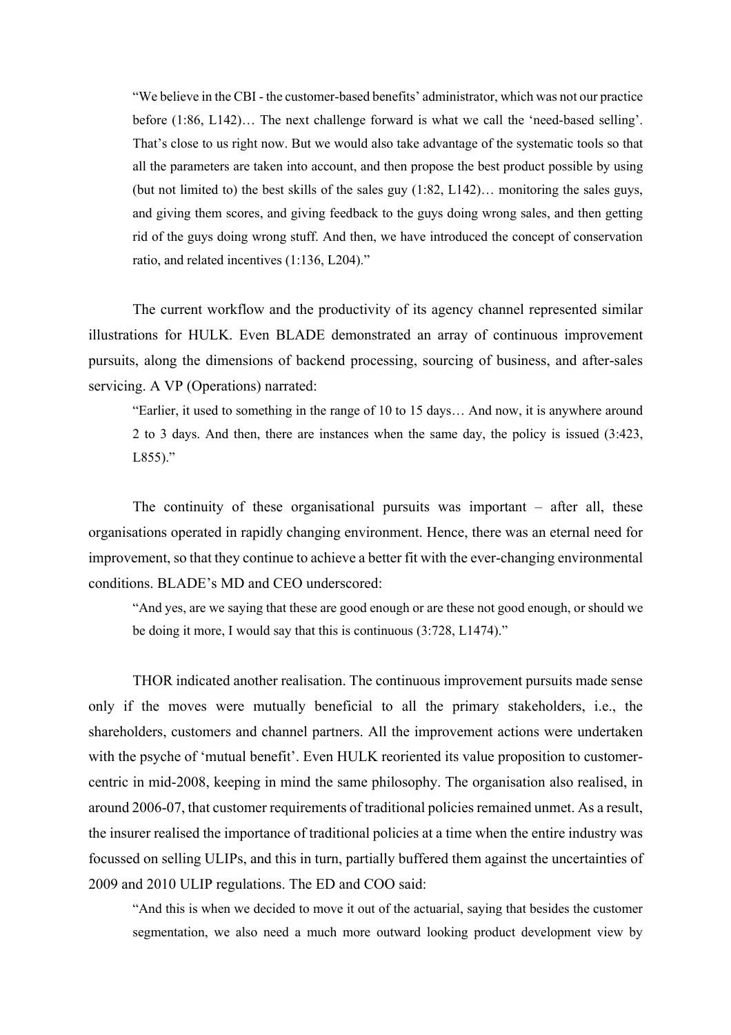> "We believe in the CBI - the customer-based benefits' administrator, which was not our practice before (1:86, L142)… The next challenge forward is what we call the 'need-based selling'. That's close to us right now. But we would also take advantage of the systematic tools so that all the parameters are taken into account, and then propose the best product possible by using (but not limited to) the best skills of the sales guy (1:82, L142)… monitoring the sales guys, and giving them scores, and giving feedback to the guys doing wrong sales, and then getting rid of the guys doing wrong stuff. And then, we have introduced the concept of conservation ratio, and related incentives (1:136, L204)."

The current workflow and the productivity of its agency channel represented similar illustrations for HULK. Even BLADE demonstrated an array of continuous improvement pursuits, along the dimensions of backend processing, sourcing of business, and after-sales servicing. A VP (Operations) narrated:

> "Earlier, it used to something in the range of 10 to 15 days… And now, it is anywhere around 2 to 3 days. And then, there are instances when the same day, the policy is issued (3:423, L855)."

The continuity of these organisational pursuits was important – after all, these organisations operated in rapidly changing environment. Hence, there was an eternal need for improvement, so that they continue to achieve a better fit with the ever-changing environmental conditions. BLADE's MD and CEO underscored:

> "And yes, are we saying that these are good enough or are these not good enough, or should we be doing it more, I would say that this is continuous (3:728, L1474)."

THOR indicated another realisation. The continuous improvement pursuits made sense only if the moves were mutually beneficial to all the primary stakeholders, i.e., the shareholders, customers and channel partners. All the improvement actions were undertaken with the psyche of 'mutual benefit'. Even HULK reoriented its value proposition to customer-centric in mid-2008, keeping in mind the same philosophy. The organisation also realised, in around 2006-07, that customer requirements of traditional policies remained unmet. As a result, the insurer realised the importance of traditional policies at a time when the entire industry was focussed on selling ULIPs, and this in turn, partially buffered them against the uncertainties of 2009 and 2010 ULIP regulations. The ED and COO said:

> "And this is when we decided to move it out of the actuarial, saying that besides the customer segmentation, we also need a much more outward looking product development view by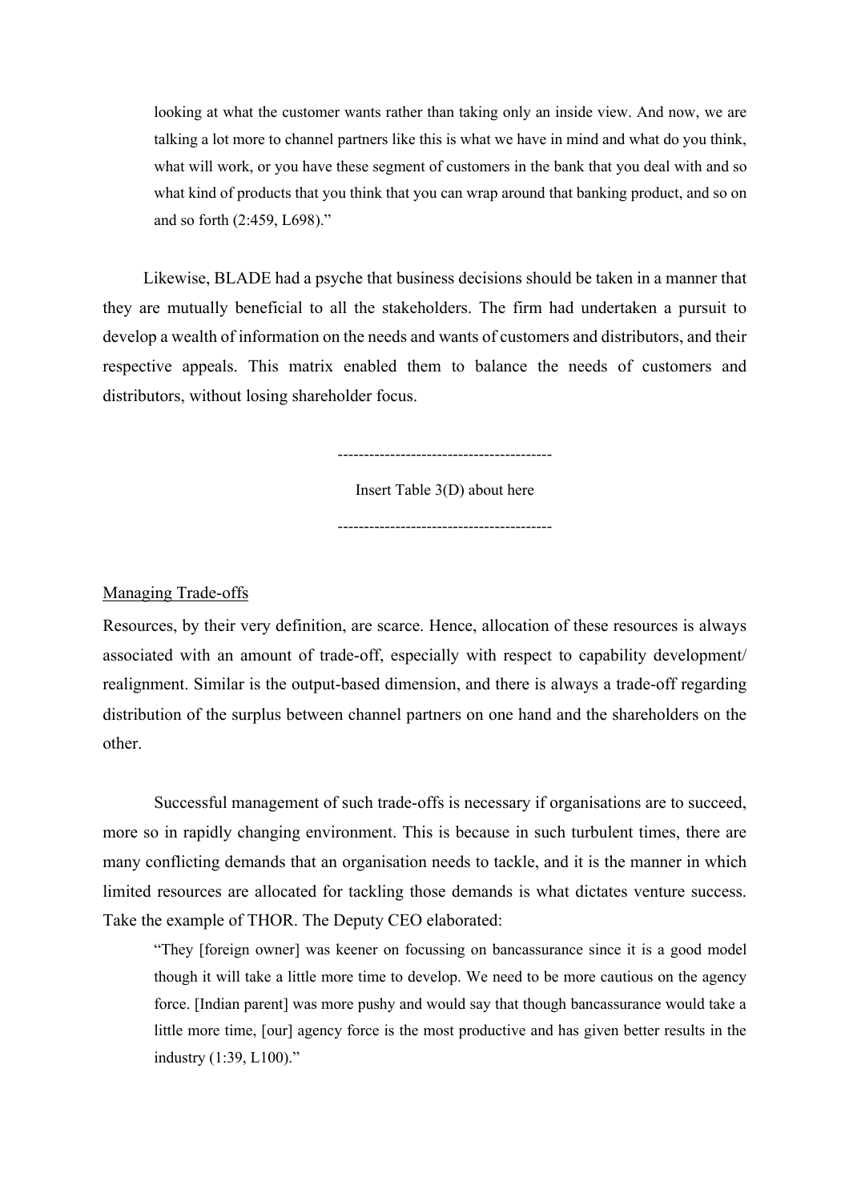> looking at what the customer wants rather than taking only an inside view. And now, we are talking a lot more to channel partners like this is what we have in mind and what do you think, what will work, or you have these segment of customers in the bank that you deal with and so what kind of products that you think that you can wrap around that banking product, and so on and so forth (2:459, L698)."

Likewise, BLADE had a psyche that business decisions should be taken in a manner that they are mutually beneficial to all the stakeholders. The firm had undertaken a pursuit to develop a wealth of information on the needs and wants of customers and distributors, and their respective appeals. This matrix enabled them to balance the needs of customers and distributors, without losing shareholder focus.

-----------------------------------------

Insert Table 3(D) about here

-----------------------------------------

Managing Trade-offs

Resources, by their very definition, are scarce. Hence, allocation of these resources is always associated with an amount of trade-off, especially with respect to capability development/ realignment. Similar is the output-based dimension, and there is always a trade-off regarding distribution of the surplus between channel partners on one hand and the shareholders on the other.

Successful management of such trade-offs is necessary if organisations are to succeed, more so in rapidly changing environment. This is because in such turbulent times, there are many conflicting demands that an organisation needs to tackle, and it is the manner in which limited resources are allocated for tackling those demands is what dictates venture success. Take the example of THOR. The Deputy CEO elaborated:

> "They [foreign owner] was keener on focussing on bancassurance since it is a good model though it will take a little more time to develop. We need to be more cautious on the agency force. [Indian parent] was more pushy and would say that though bancassurance would take a little more time, [our] agency force is the most productive and has given better results in the industry (1:39, L100)."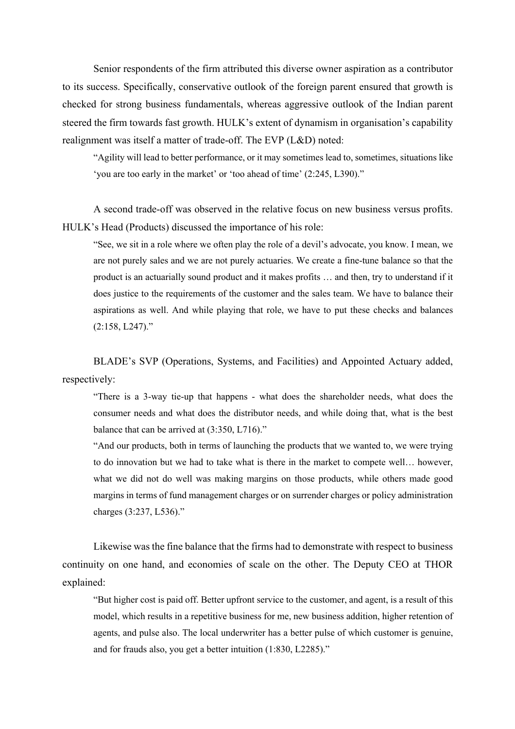Senior respondents of the firm attributed this diverse owner aspiration as a contributor to its success. Specifically, conservative outlook of the foreign parent ensured that growth is checked for strong business fundamentals, whereas aggressive outlook of the Indian parent steered the firm towards fast growth. HULK's extent of dynamism in organisation's capability realignment was itself a matter of trade-off. The EVP (L&D) noted:

> "Agility will lead to better performance, or it may sometimes lead to, sometimes, situations like 'you are too early in the market' or 'too ahead of time' (2:245, L390)."

A second trade-off was observed in the relative focus on new business versus profits. HULK's Head (Products) discussed the importance of his role:

> "See, we sit in a role where we often play the role of a devil's advocate, you know. I mean, we are not purely sales and we are not purely actuaries. We create a fine-tune balance so that the product is an actuarially sound product and it makes profits … and then, try to understand if it does justice to the requirements of the customer and the sales team. We have to balance their aspirations as well. And while playing that role, we have to put these checks and balances (2:158, L247)."

BLADE's SVP (Operations, Systems, and Facilities) and Appointed Actuary added, respectively:

> "There is a 3-way tie-up that happens - what does the shareholder needs, what does the consumer needs and what does the distributor needs, and while doing that, what is the best balance that can be arrived at (3:350, L716)."
>
> "And our products, both in terms of launching the products that we wanted to, we were trying to do innovation but we had to take what is there in the market to compete well… however, what we did not do well was making margins on those products, while others made good margins in terms of fund management charges or on surrender charges or policy administration charges (3:237, L536)."

Likewise was the fine balance that the firms had to demonstrate with respect to business continuity on one hand, and economies of scale on the other. The Deputy CEO at THOR explained:

> "But higher cost is paid off. Better upfront service to the customer, and agent, is a result of this model, which results in a repetitive business for me, new business addition, higher retention of agents, and pulse also. The local underwriter has a better pulse of which customer is genuine, and for frauds also, you get a better intuition (1:830, L2285)."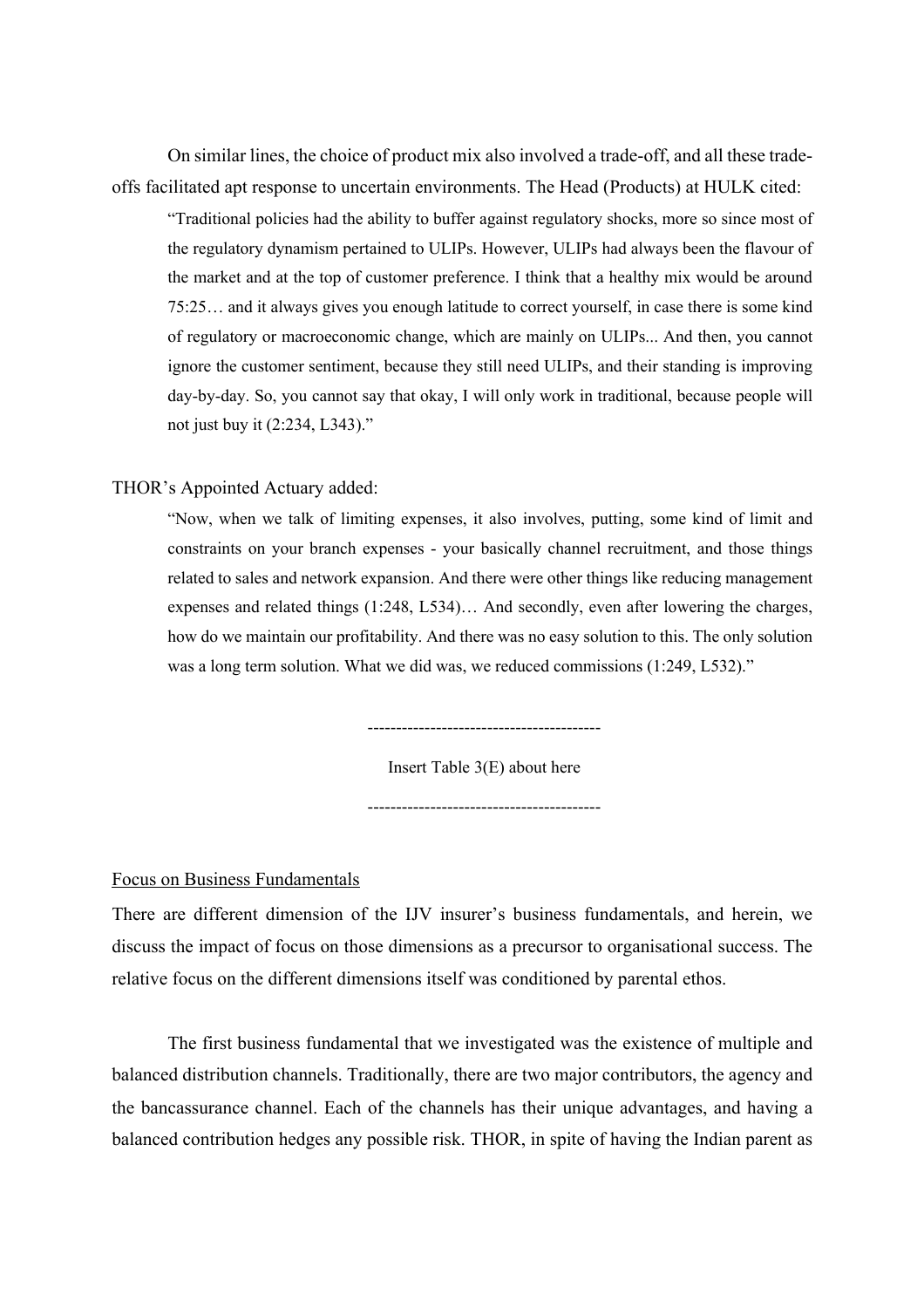On similar lines, the choice of product mix also involved a trade-off, and all these trade-offs facilitated apt response to uncertain environments. The Head (Products) at HULK cited:

> "Traditional policies had the ability to buffer against regulatory shocks, more so since most of the regulatory dynamism pertained to ULIPs. However, ULIPs had always been the flavour of the market and at the top of customer preference. I think that a healthy mix would be around 75:25… and it always gives you enough latitude to correct yourself, in case there is some kind of regulatory or macroeconomic change, which are mainly on ULIPs... And then, you cannot ignore the customer sentiment, because they still need ULIPs, and their standing is improving day-by-day. So, you cannot say that okay, I will only work in traditional, because people will not just buy it (2:234, L343)."

THOR's Appointed Actuary added:

> "Now, when we talk of limiting expenses, it also involves, putting, some kind of limit and constraints on your branch expenses - your basically channel recruitment, and those things related to sales and network expansion. And there were other things like reducing management expenses and related things (1:248, L534)… And secondly, even after lowering the charges, how do we maintain our profitability. And there was no easy solution to this. The only solution was a long term solution. What we did was, we reduced commissions (1:249, L532)."

----------------------------------------

Insert Table 3(E) about here

----------------------------------------

Focus on Business Fundamentals

There are different dimension of the IJV insurer's business fundamentals, and herein, we discuss the impact of focus on those dimensions as a precursor to organisational success. The relative focus on the different dimensions itself was conditioned by parental ethos.

The first business fundamental that we investigated was the existence of multiple and balanced distribution channels. Traditionally, there are two major contributors, the agency and the bancassurance channel. Each of the channels has their unique advantages, and having a balanced contribution hedges any possible risk. THOR, in spite of having the Indian parent as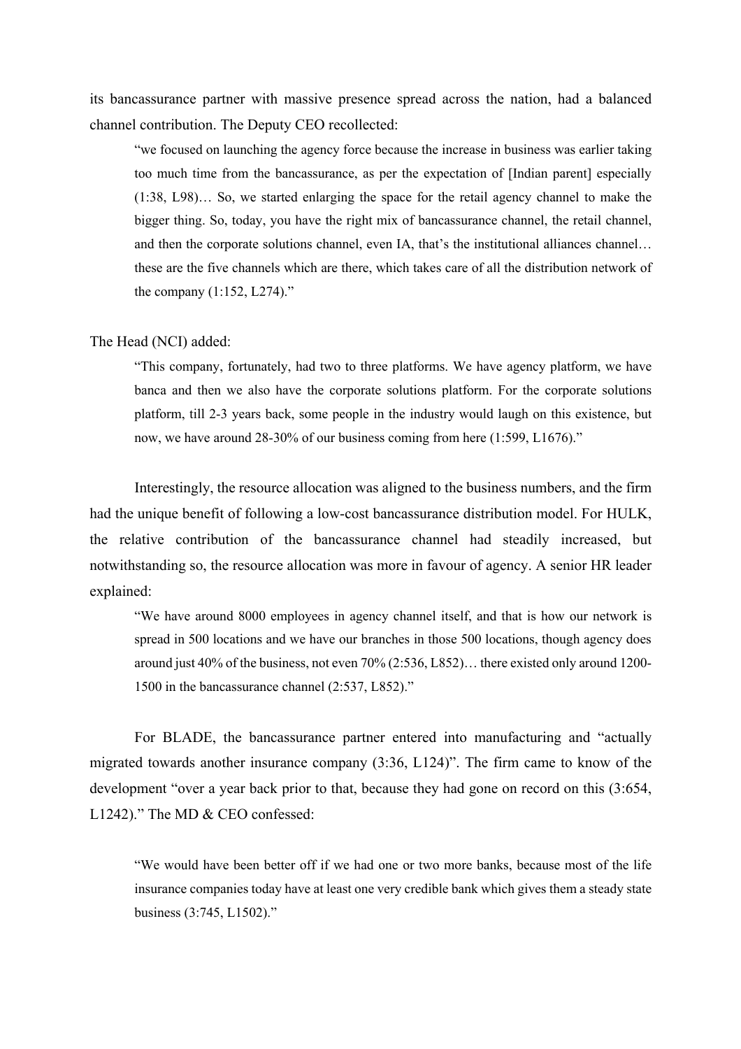its bancassurance partner with massive presence spread across the nation, had a balanced channel contribution. The Deputy CEO recollected:

> "we focused on launching the agency force because the increase in business was earlier taking too much time from the bancassurance, as per the expectation of [Indian parent] especially (1:38, L98)… So, we started enlarging the space for the retail agency channel to make the bigger thing. So, today, you have the right mix of bancassurance channel, the retail channel, and then the corporate solutions channel, even IA, that's the institutional alliances channel… these are the five channels which are there, which takes care of all the distribution network of the company (1:152, L274)."

The Head (NCI) added:

> "This company, fortunately, had two to three platforms. We have agency platform, we have banca and then we also have the corporate solutions platform. For the corporate solutions platform, till 2-3 years back, some people in the industry would laugh on this existence, but now, we have around 28-30% of our business coming from here (1:599, L1676)."

Interestingly, the resource allocation was aligned to the business numbers, and the firm had the unique benefit of following a low-cost bancassurance distribution model. For HULK, the relative contribution of the bancassurance channel had steadily increased, but notwithstanding so, the resource allocation was more in favour of agency. A senior HR leader explained:

> "We have around 8000 employees in agency channel itself, and that is how our network is spread in 500 locations and we have our branches in those 500 locations, though agency does around just 40% of the business, not even 70% (2:536, L852)… there existed only around 1200-1500 in the bancassurance channel (2:537, L852)."

For BLADE, the bancassurance partner entered into manufacturing and "actually migrated towards another insurance company (3:36, L124)". The firm came to know of the development "over a year back prior to that, because they had gone on record on this (3:654, L1242)." The MD & CEO confessed:

> "We would have been better off if we had one or two more banks, because most of the life insurance companies today have at least one very credible bank which gives them a steady state business (3:745, L1502)."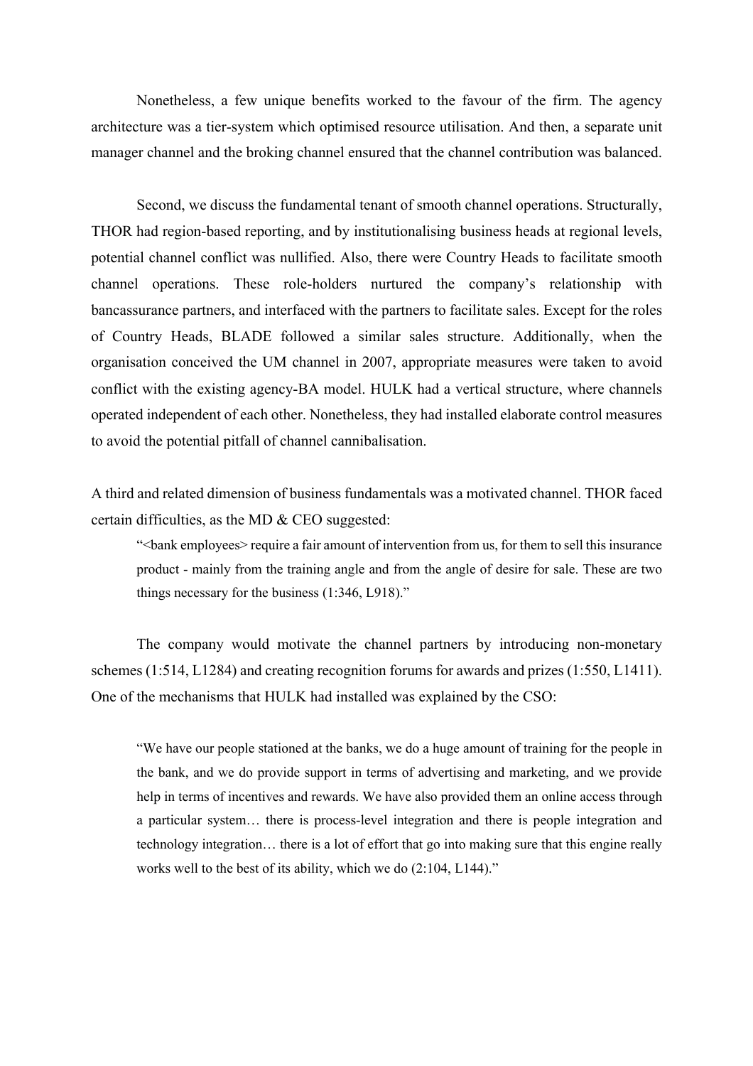Nonetheless, a few unique benefits worked to the favour of the firm. The agency architecture was a tier-system which optimised resource utilisation. And then, a separate unit manager channel and the broking channel ensured that the channel contribution was balanced.

Second, we discuss the fundamental tenant of smooth channel operations. Structurally, THOR had region-based reporting, and by institutionalising business heads at regional levels, potential channel conflict was nullified. Also, there were Country Heads to facilitate smooth channel operations. These role-holders nurtured the company's relationship with bancassurance partners, and interfaced with the partners to facilitate sales. Except for the roles of Country Heads, BLADE followed a similar sales structure. Additionally, when the organisation conceived the UM channel in 2007, appropriate measures were taken to avoid conflict with the existing agency-BA model. HULK had a vertical structure, where channels operated independent of each other. Nonetheless, they had installed elaborate control measures to avoid the potential pitfall of channel cannibalisation.

A third and related dimension of business fundamentals was a motivated channel. THOR faced certain difficulties, as the MD & CEO suggested:

> "<bank employees> require a fair amount of intervention from us, for them to sell this insurance product - mainly from the training angle and from the angle of desire for sale. These are two things necessary for the business (1:346, L918)."

The company would motivate the channel partners by introducing non-monetary schemes (1:514, L1284) and creating recognition forums for awards and prizes (1:550, L1411). One of the mechanisms that HULK had installed was explained by the CSO:

> "We have our people stationed at the banks, we do a huge amount of training for the people in the bank, and we do provide support in terms of advertising and marketing, and we provide help in terms of incentives and rewards. We have also provided them an online access through a particular system… there is process-level integration and there is people integration and technology integration… there is a lot of effort that go into making sure that this engine really works well to the best of its ability, which we do (2:104, L144)."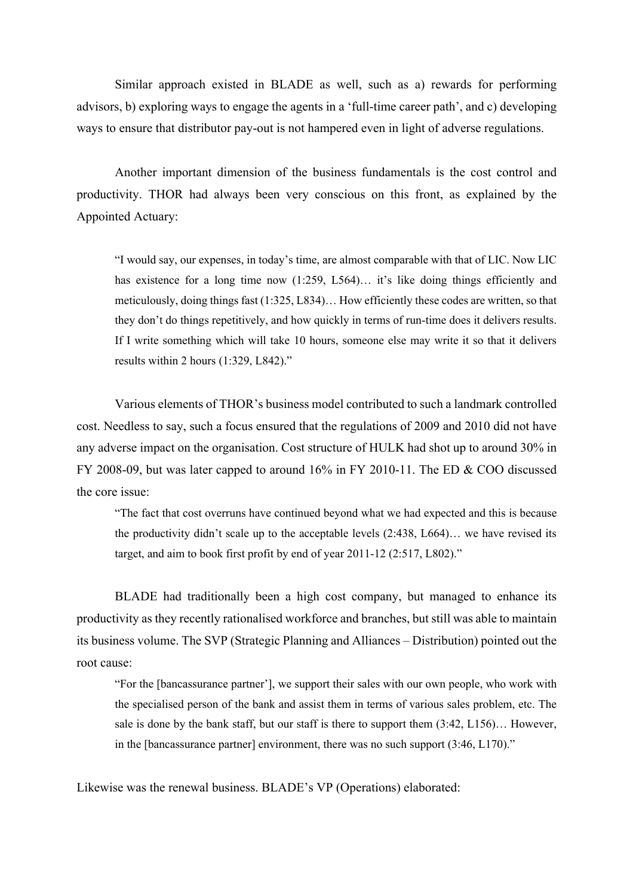Similar approach existed in BLADE as well, such as a) rewards for performing advisors, b) exploring ways to engage the agents in a 'full-time career path', and c) developing ways to ensure that distributor pay-out is not hampered even in light of adverse regulations.

Another important dimension of the business fundamentals is the cost control and productivity. THOR had always been very conscious on this front, as explained by the Appointed Actuary:

> "I would say, our expenses, in today's time, are almost comparable with that of LIC. Now LIC has existence for a long time now (1:259, L564)… it's like doing things efficiently and meticulously, doing things fast (1:325, L834)… How efficiently these codes are written, so that they don't do things repetitively, and how quickly in terms of run-time does it delivers results. If I write something which will take 10 hours, someone else may write it so that it delivers results within 2 hours (1:329, L842)."

Various elements of THOR's business model contributed to such a landmark controlled cost. Needless to say, such a focus ensured that the regulations of 2009 and 2010 did not have any adverse impact on the organisation. Cost structure of HULK had shot up to around 30% in FY 2008-09, but was later capped to around 16% in FY 2010-11. The ED & COO discussed the core issue:

> "The fact that cost overruns have continued beyond what we had expected and this is because the productivity didn't scale up to the acceptable levels (2:438, L664)… we have revised its target, and aim to book first profit by end of year 2011-12 (2:517, L802)."

BLADE had traditionally been a high cost company, but managed to enhance its productivity as they recently rationalised workforce and branches, but still was able to maintain its business volume. The SVP (Strategic Planning and Alliances – Distribution) pointed out the root cause:

> "For the [bancassurance partner'], we support their sales with our own people, who work with the specialised person of the bank and assist them in terms of various sales problem, etc. The sale is done by the bank staff, but our staff is there to support them (3:42, L156)… However, in the [bancassurance partner] environment, there was no such support (3:46, L170)."

Likewise was the renewal business. BLADE's VP (Operations) elaborated: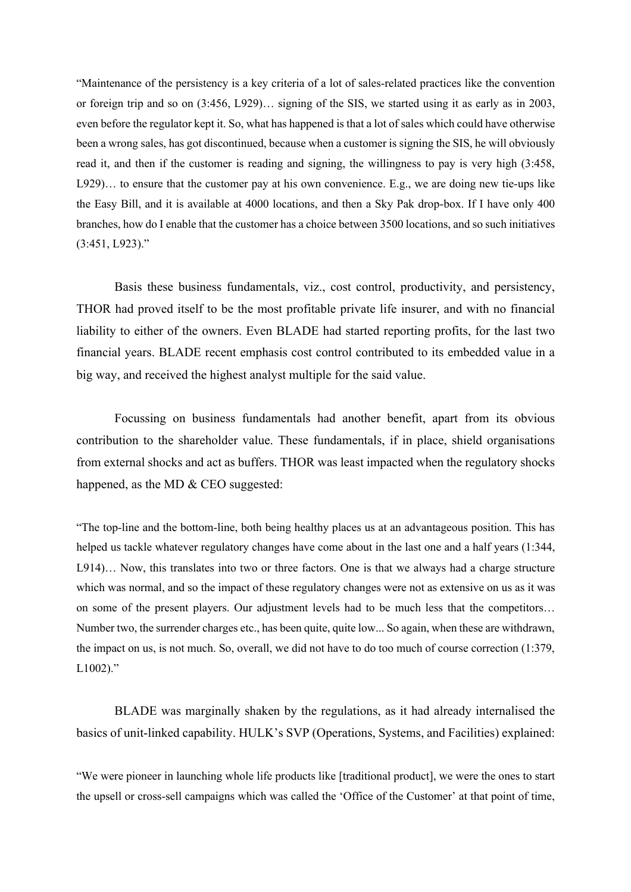"Maintenance of the persistency is a key criteria of a lot of sales-related practices like the convention or foreign trip and so on (3:456, L929)… signing of the SIS, we started using it as early as in 2003, even before the regulator kept it. So, what has happened is that a lot of sales which could have otherwise been a wrong sales, has got discontinued, because when a customer is signing the SIS, he will obviously read it, and then if the customer is reading and signing, the willingness to pay is very high (3:458, L929)… to ensure that the customer pay at his own convenience. E.g., we are doing new tie-ups like the Easy Bill, and it is available at 4000 locations, and then a Sky Pak drop-box. If I have only 400 branches, how do I enable that the customer has a choice between 3500 locations, and so such initiatives (3:451, L923)."

Basis these business fundamentals, viz., cost control, productivity, and persistency, THOR had proved itself to be the most profitable private life insurer, and with no financial liability to either of the owners. Even BLADE had started reporting profits, for the last two financial years. BLADE recent emphasis cost control contributed to its embedded value in a big way, and received the highest analyst multiple for the said value.

Focussing on business fundamentals had another benefit, apart from its obvious contribution to the shareholder value. These fundamentals, if in place, shield organisations from external shocks and act as buffers. THOR was least impacted when the regulatory shocks happened, as the MD & CEO suggested:

"The top-line and the bottom-line, both being healthy places us at an advantageous position. This has helped us tackle whatever regulatory changes have come about in the last one and a half years (1:344, L914)… Now, this translates into two or three factors. One is that we always had a charge structure which was normal, and so the impact of these regulatory changes were not as extensive on us as it was on some of the present players. Our adjustment levels had to be much less that the competitors… Number two, the surrender charges etc., has been quite, quite low... So again, when these are withdrawn, the impact on us, is not much. So, overall, we did not have to do too much of course correction (1:379, L1002)."

BLADE was marginally shaken by the regulations, as it had already internalised the basics of unit-linked capability. HULK's SVP (Operations, Systems, and Facilities) explained:

"We were pioneer in launching whole life products like [traditional product], we were the ones to start the upsell or cross-sell campaigns which was called the 'Office of the Customer' at that point of time,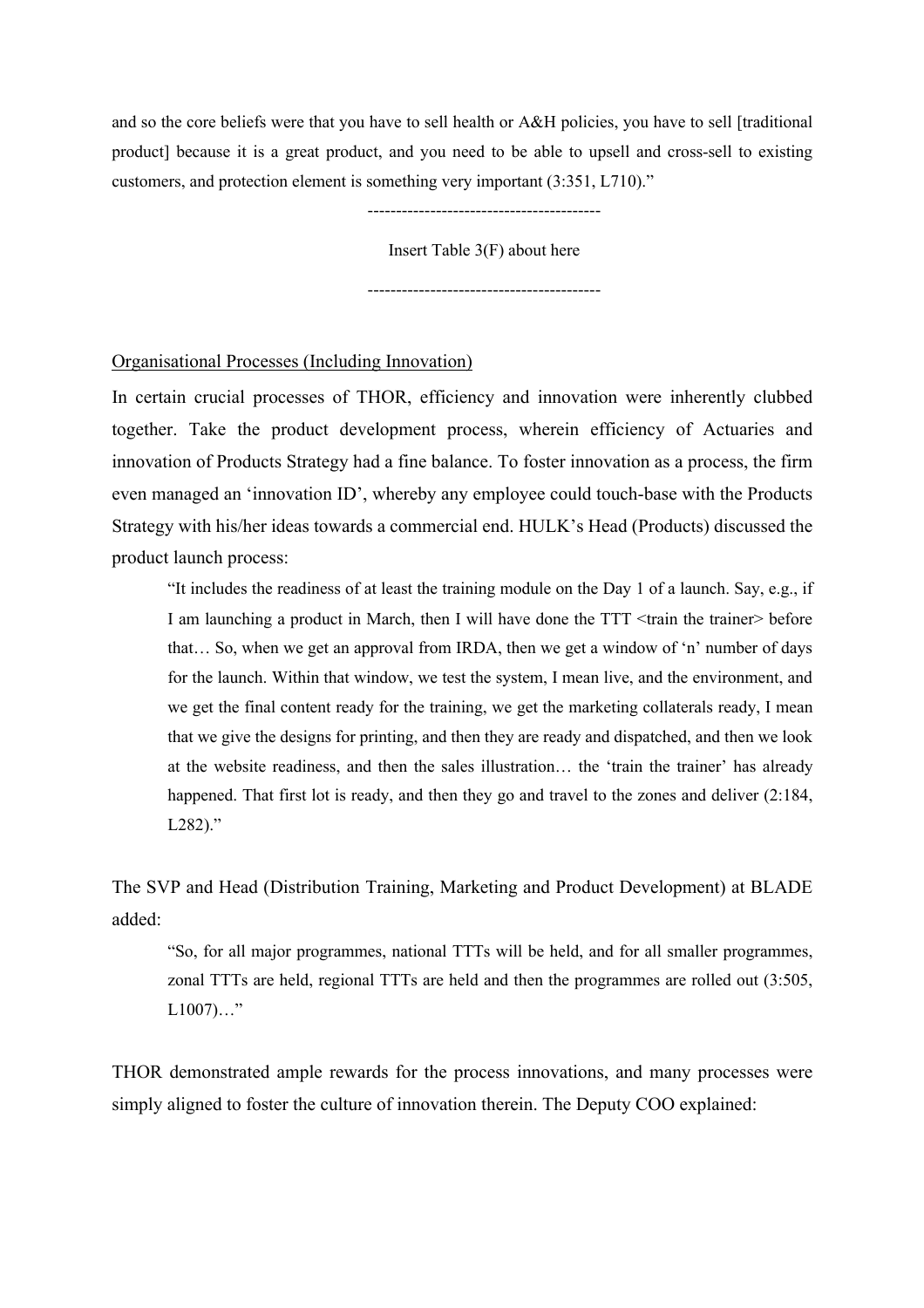and so the core beliefs were that you have to sell health or A&H policies, you have to sell [traditional product] because it is a great product, and you need to be able to upsell and cross-sell to existing customers, and protection element is something very important (3:351, L710)."

----------------------------------------

Insert Table 3(F) about here

----------------------------------------

Organisational Processes (Including Innovation)

In certain crucial processes of THOR, efficiency and innovation were inherently clubbed together. Take the product development process, wherein efficiency of Actuaries and innovation of Products Strategy had a fine balance. To foster innovation as a process, the firm even managed an 'innovation ID', whereby any employee could touch-base with the Products Strategy with his/her ideas towards a commercial end. HULK's Head (Products) discussed the product launch process:

> "It includes the readiness of at least the training module on the Day 1 of a launch. Say, e.g., if I am launching a product in March, then I will have done the TTT <train the trainer> before that… So, when we get an approval from IRDA, then we get a window of 'n' number of days for the launch. Within that window, we test the system, I mean live, and the environment, and we get the final content ready for the training, we get the marketing collaterals ready, I mean that we give the designs for printing, and then they are ready and dispatched, and then we look at the website readiness, and then the sales illustration… the 'train the trainer' has already happened. That first lot is ready, and then they go and travel to the zones and deliver (2:184, L282)."

The SVP and Head (Distribution Training, Marketing and Product Development) at BLADE added:

> "So, for all major programmes, national TTTs will be held, and for all smaller programmes, zonal TTTs are held, regional TTTs are held and then the programmes are rolled out (3:505, L1007)…"

THOR demonstrated ample rewards for the process innovations, and many processes were simply aligned to foster the culture of innovation therein. The Deputy COO explained: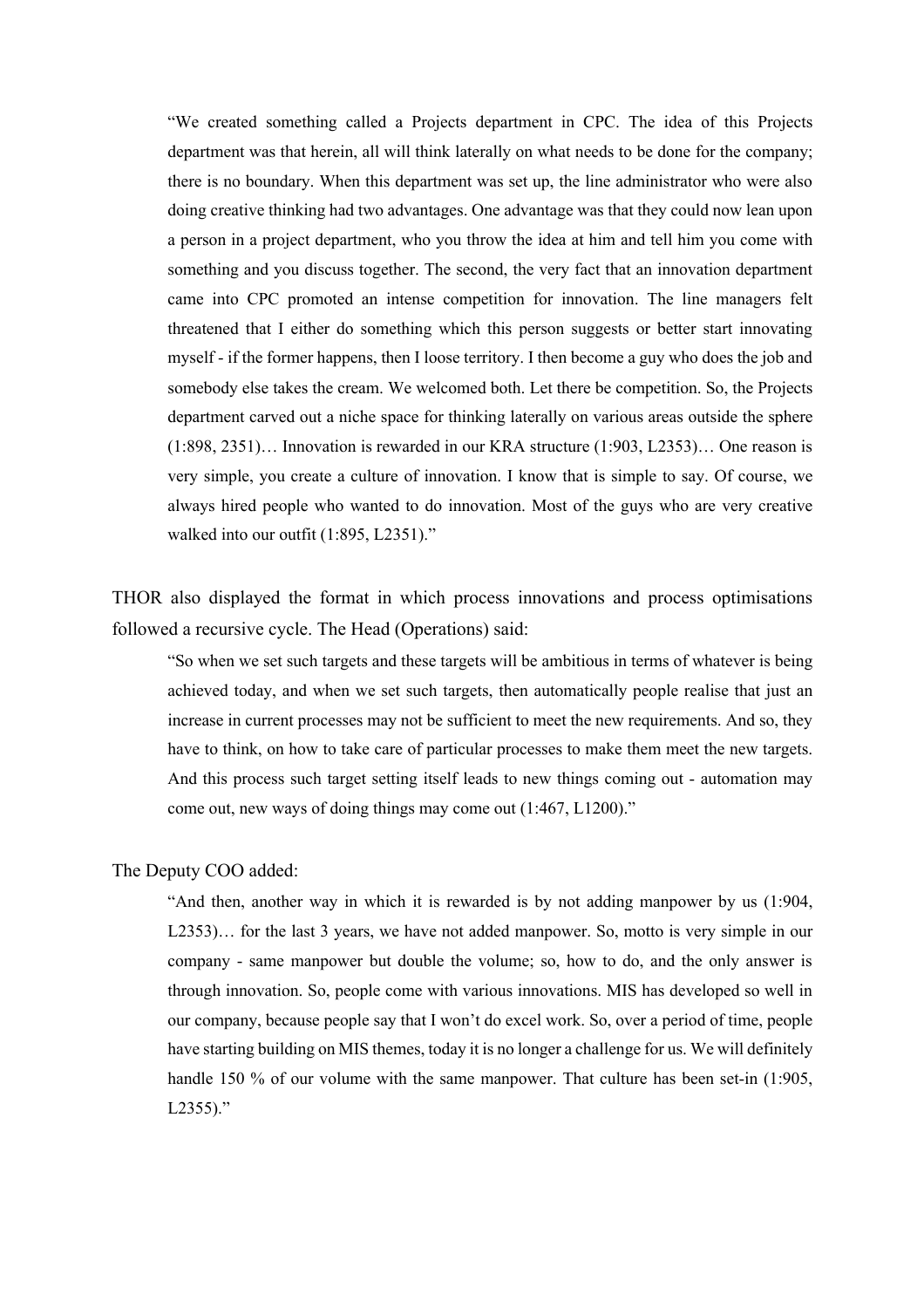> "We created something called a Projects department in CPC. The idea of this Projects department was that herein, all will think laterally on what needs to be done for the company; there is no boundary. When this department was set up, the line administrator who were also doing creative thinking had two advantages. One advantage was that they could now lean upon a person in a project department, who you throw the idea at him and tell him you come with something and you discuss together. The second, the very fact that an innovation department came into CPC promoted an intense competition for innovation. The line managers felt threatened that I either do something which this person suggests or better start innovating myself - if the former happens, then I loose territory. I then become a guy who does the job and somebody else takes the cream. We welcomed both. Let there be competition. So, the Projects department carved out a niche space for thinking laterally on various areas outside the sphere (1:898, 2351)… Innovation is rewarded in our KRA structure (1:903, L2353)… One reason is very simple, you create a culture of innovation. I know that is simple to say. Of course, we always hired people who wanted to do innovation. Most of the guys who are very creative walked into our outfit (1:895, L2351)."

THOR also displayed the format in which process innovations and process optimisations followed a recursive cycle. The Head (Operations) said:

> "So when we set such targets and these targets will be ambitious in terms of whatever is being achieved today, and when we set such targets, then automatically people realise that just an increase in current processes may not be sufficient to meet the new requirements. And so, they have to think, on how to take care of particular processes to make them meet the new targets. And this process such target setting itself leads to new things coming out - automation may come out, new ways of doing things may come out (1:467, L1200)."

The Deputy COO added:

> "And then, another way in which it is rewarded is by not adding manpower by us (1:904, L2353)… for the last 3 years, we have not added manpower. So, motto is very simple in our company - same manpower but double the volume; so, how to do, and the only answer is through innovation. So, people come with various innovations. MIS has developed so well in our company, because people say that I won't do excel work. So, over a period of time, people have starting building on MIS themes, today it is no longer a challenge for us. We will definitely handle 150 % of our volume with the same manpower. That culture has been set-in (1:905, L2355)."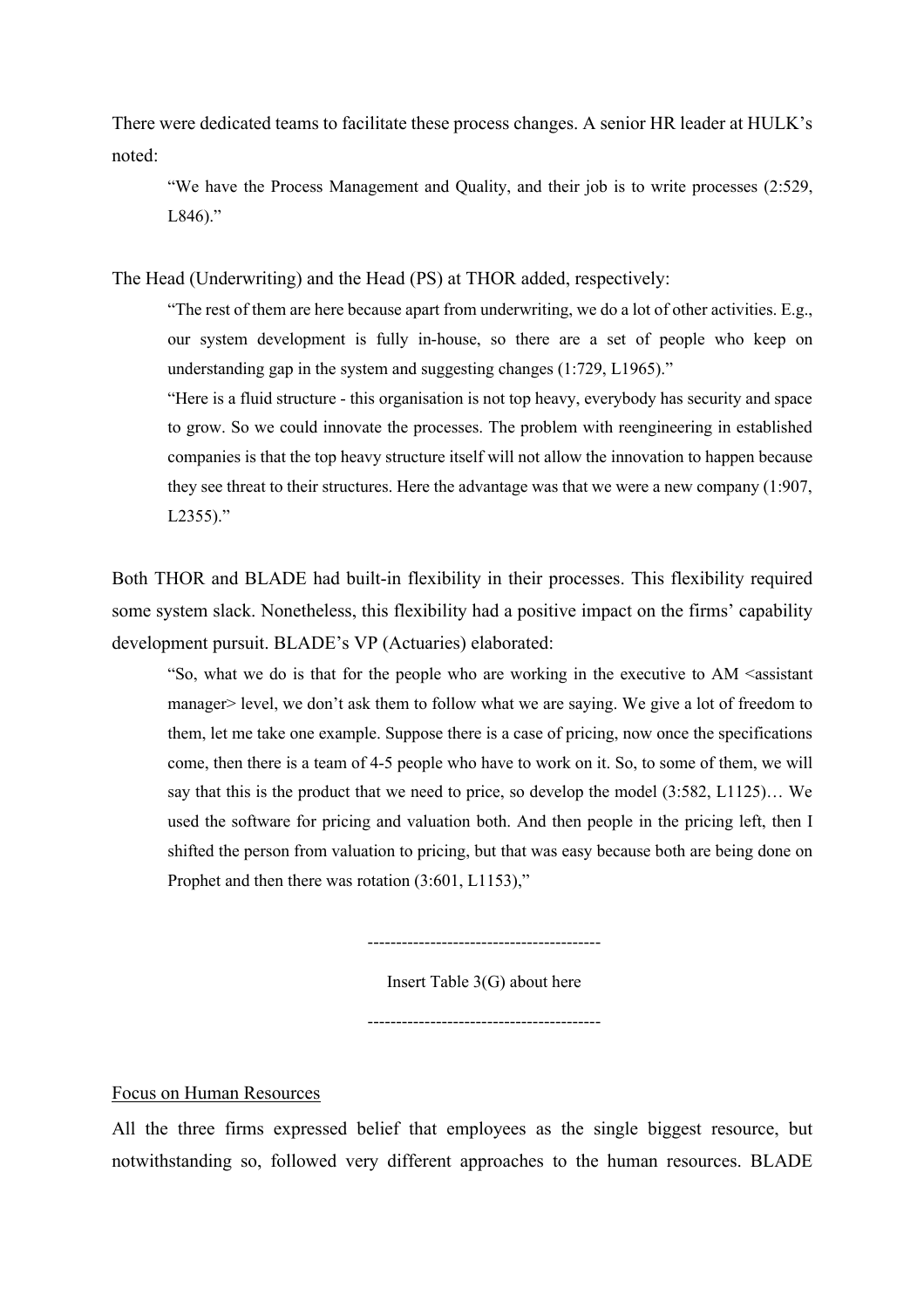There were dedicated teams to facilitate these process changes. A senior HR leader at HULK's noted:

> "We have the Process Management and Quality, and their job is to write processes (2:529, L846)."

The Head (Underwriting) and the Head (PS) at THOR added, respectively:

> "The rest of them are here because apart from underwriting, we do a lot of other activities. E.g., our system development is fully in-house, so there are a set of people who keep on understanding gap in the system and suggesting changes (1:729, L1965)."
>
> "Here is a fluid structure - this organisation is not top heavy, everybody has security and space to grow. So we could innovate the processes. The problem with reengineering in established companies is that the top heavy structure itself will not allow the innovation to happen because they see threat to their structures. Here the advantage was that we were a new company (1:907, L2355)."

Both THOR and BLADE had built-in flexibility in their processes. This flexibility required some system slack. Nonetheless, this flexibility had a positive impact on the firms' capability development pursuit. BLADE's VP (Actuaries) elaborated:

> "So, what we do is that for the people who are working in the executive to AM <assistant manager> level, we don't ask them to follow what we are saying. We give a lot of freedom to them, let me take one example. Suppose there is a case of pricing, now once the specifications come, then there is a team of 4-5 people who have to work on it. So, to some of them, we will say that this is the product that we need to price, so develop the model (3:582, L1125)… We used the software for pricing and valuation both. And then people in the pricing left, then I shifted the person from valuation to pricing, but that was easy because both are being done on Prophet and then there was rotation (3:601, L1153),"

-----------------------------------------

Insert Table 3(G) about here

-----------------------------------------

Focus on Human Resources

All the three firms expressed belief that employees as the single biggest resource, but notwithstanding so, followed very different approaches to the human resources. BLADE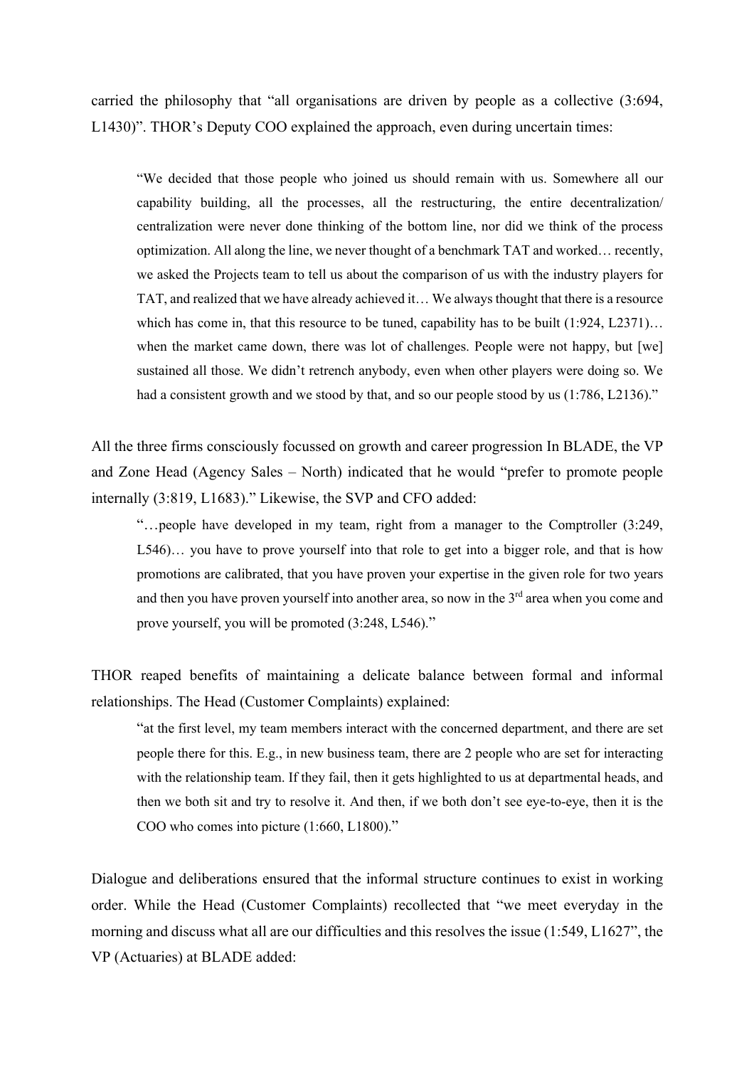carried the philosophy that "all organisations are driven by people as a collective (3:694, L1430)". THOR's Deputy COO explained the approach, even during uncertain times:

> "We decided that those people who joined us should remain with us. Somewhere all our capability building, all the processes, all the restructuring, the entire decentralization/ centralization were never done thinking of the bottom line, nor did we think of the process optimization. All along the line, we never thought of a benchmark TAT and worked… recently, we asked the Projects team to tell us about the comparison of us with the industry players for TAT, and realized that we have already achieved it… We always thought that there is a resource which has come in, that this resource to be tuned, capability has to be built (1:924, L2371)… when the market came down, there was lot of challenges. People were not happy, but [we] sustained all those. We didn't retrench anybody, even when other players were doing so. We had a consistent growth and we stood by that, and so our people stood by us (1:786, L2136)."

All the three firms consciously focussed on growth and career progression In BLADE, the VP and Zone Head (Agency Sales – North) indicated that he would "prefer to promote people internally (3:819, L1683)." Likewise, the SVP and CFO added:

> "…people have developed in my team, right from a manager to the Comptroller (3:249, L546)… you have to prove yourself into that role to get into a bigger role, and that is how promotions are calibrated, that you have proven your expertise in the given role for two years and then you have proven yourself into another area, so now in the 3rd area when you come and prove yourself, you will be promoted (3:248, L546)."

THOR reaped benefits of maintaining a delicate balance between formal and informal relationships. The Head (Customer Complaints) explained:

> "at the first level, my team members interact with the concerned department, and there are set people there for this. E.g., in new business team, there are 2 people who are set for interacting with the relationship team. If they fail, then it gets highlighted to us at departmental heads, and then we both sit and try to resolve it. And then, if we both don't see eye-to-eye, then it is the COO who comes into picture (1:660, L1800)."

Dialogue and deliberations ensured that the informal structure continues to exist in working order. While the Head (Customer Complaints) recollected that "we meet everyday in the morning and discuss what all are our difficulties and this resolves the issue (1:549, L1627", the VP (Actuaries) at BLADE added: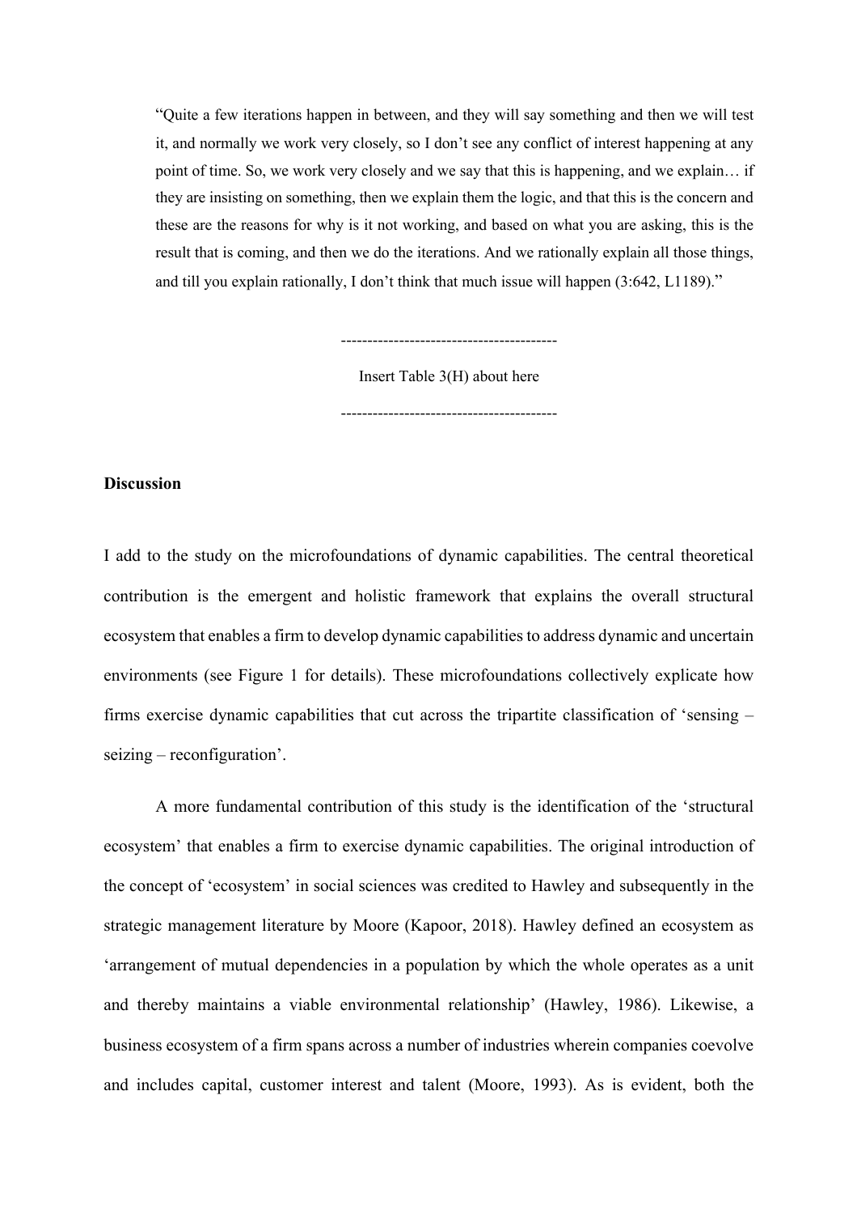> "Quite a few iterations happen in between, and they will say something and then we will test it, and normally we work very closely, so I don't see any conflict of interest happening at any point of time. So, we work very closely and we say that this is happening, and we explain… if they are insisting on something, then we explain them the logic, and that this is the concern and these are the reasons for why is it not working, and based on what you are asking, this is the result that is coming, and then we do the iterations. And we rationally explain all those things, and till you explain rationally, I don't think that much issue will happen (3:642, L1189)."

----------------------------------------

Insert Table 3(H) about here

----------------------------------------

**Discussion**

I add to the study on the microfoundations of dynamic capabilities. The central theoretical contribution is the emergent and holistic framework that explains the overall structural ecosystem that enables a firm to develop dynamic capabilities to address dynamic and uncertain environments (see Figure 1 for details). These microfoundations collectively explicate how firms exercise dynamic capabilities that cut across the tripartite classification of 'sensing – seizing – reconfiguration'.

A more fundamental contribution of this study is the identification of the 'structural ecosystem' that enables a firm to exercise dynamic capabilities. The original introduction of the concept of 'ecosystem' in social sciences was credited to Hawley and subsequently in the strategic management literature by Moore (Kapoor, 2018). Hawley defined an ecosystem as 'arrangement of mutual dependencies in a population by which the whole operates as a unit and thereby maintains a viable environmental relationship' (Hawley, 1986). Likewise, a business ecosystem of a firm spans across a number of industries wherein companies coevolve and includes capital, customer interest and talent (Moore, 1993). As is evident, both the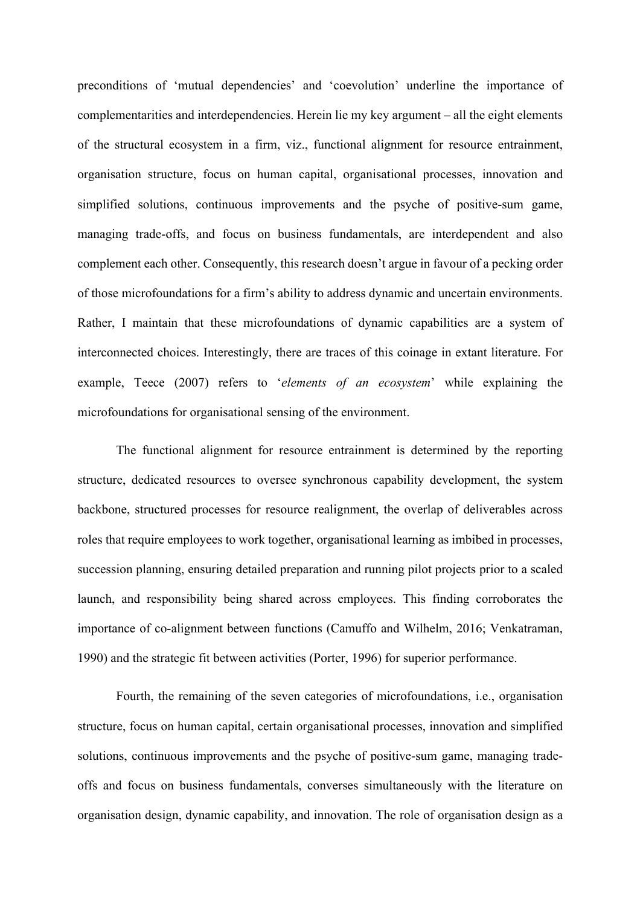preconditions of 'mutual dependencies' and 'coevolution' underline the importance of complementarities and interdependencies. Herein lie my key argument – all the eight elements of the structural ecosystem in a firm, viz., functional alignment for resource entrainment, organisation structure, focus on human capital, organisational processes, innovation and simplified solutions, continuous improvements and the psyche of positive-sum game, managing trade-offs, and focus on business fundamentals, are interdependent and also complement each other. Consequently, this research doesn't argue in favour of a pecking order of those microfoundations for a firm's ability to address dynamic and uncertain environments. Rather, I maintain that these microfoundations of dynamic capabilities are a system of interconnected choices. Interestingly, there are traces of this coinage in extant literature. For example, Teece (2007) refers to '*elements of an ecosystem*' while explaining the microfoundations for organisational sensing of the environment.

The functional alignment for resource entrainment is determined by the reporting structure, dedicated resources to oversee synchronous capability development, the system backbone, structured processes for resource realignment, the overlap of deliverables across roles that require employees to work together, organisational learning as imbibed in processes, succession planning, ensuring detailed preparation and running pilot projects prior to a scaled launch, and responsibility being shared across employees. This finding corroborates the importance of co-alignment between functions (Camuffo and Wilhelm, 2016; Venkatraman, 1990) and the strategic fit between activities (Porter, 1996) for superior performance.

Fourth, the remaining of the seven categories of microfoundations, i.e., organisation structure, focus on human capital, certain organisational processes, innovation and simplified solutions, continuous improvements and the psyche of positive-sum game, managing trade-offs and focus on business fundamentals, converses simultaneously with the literature on organisation design, dynamic capability, and innovation. The role of organisation design as a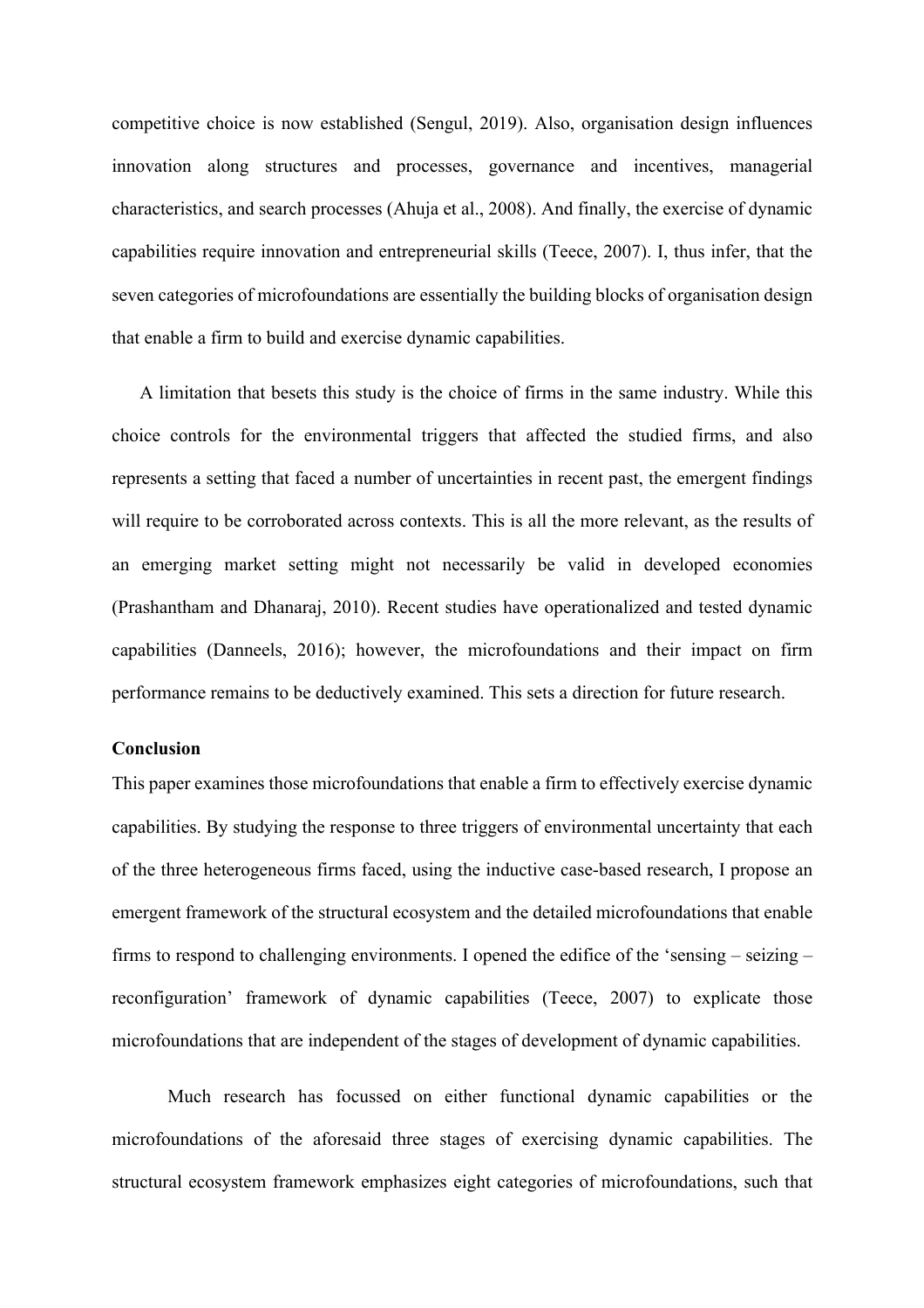competitive choice is now established (Sengul, 2019). Also, organisation design influences innovation along structures and processes, governance and incentives, managerial characteristics, and search processes (Ahuja et al., 2008). And finally, the exercise of dynamic capabilities require innovation and entrepreneurial skills (Teece, 2007). I, thus infer, that the seven categories of microfoundations are essentially the building blocks of organisation design that enable a firm to build and exercise dynamic capabilities.

A limitation that besets this study is the choice of firms in the same industry. While this choice controls for the environmental triggers that affected the studied firms, and also represents a setting that faced a number of uncertainties in recent past, the emergent findings will require to be corroborated across contexts. This is all the more relevant, as the results of an emerging market setting might not necessarily be valid in developed economies (Prashantham and Dhanaraj, 2010). Recent studies have operationalized and tested dynamic capabilities (Danneels, 2016); however, the microfoundations and their impact on firm performance remains to be deductively examined. This sets a direction for future research.

**Conclusion**

This paper examines those microfoundations that enable a firm to effectively exercise dynamic capabilities. By studying the response to three triggers of environmental uncertainty that each of the three heterogeneous firms faced, using the inductive case-based research, I propose an emergent framework of the structural ecosystem and the detailed microfoundations that enable firms to respond to challenging environments. I opened the edifice of the 'sensing – seizing – reconfiguration' framework of dynamic capabilities (Teece, 2007) to explicate those microfoundations that are independent of the stages of development of dynamic capabilities.

Much research has focussed on either functional dynamic capabilities or the microfoundations of the aforesaid three stages of exercising dynamic capabilities. The structural ecosystem framework emphasizes eight categories of microfoundations, such that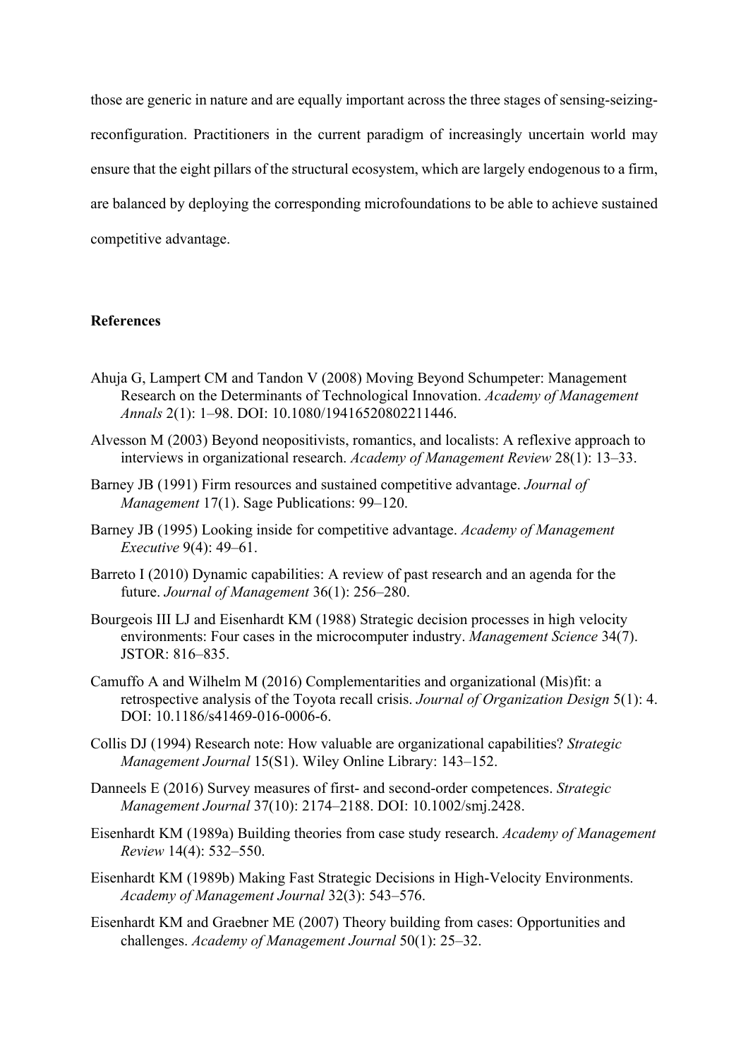those are generic in nature and are equally important across the three stages of sensing-seizing-reconfiguration. Practitioners in the current paradigm of increasingly uncertain world may ensure that the eight pillars of the structural ecosystem, which are largely endogenous to a firm, are balanced by deploying the corresponding microfoundations to be able to achieve sustained competitive advantage.

## References

Ahuja G, Lampert CM and Tandon V (2008) Moving Beyond Schumpeter: Management Research on the Determinants of Technological Innovation. *Academy of Management Annals* 2(1): 1–98. DOI: 10.1080/19416520802211446.

Alvesson M (2003) Beyond neopositivists, romantics, and localists: A reflexive approach to interviews in organizational research. *Academy of Management Review* 28(1): 13–33.

Barney JB (1991) Firm resources and sustained competitive advantage. *Journal of Management* 17(1). Sage Publications: 99–120.

Barney JB (1995) Looking inside for competitive advantage. *Academy of Management Executive* 9(4): 49–61.

Barreto I (2010) Dynamic capabilities: A review of past research and an agenda for the future. *Journal of Management* 36(1): 256–280.

Bourgeois III LJ and Eisenhardt KM (1988) Strategic decision processes in high velocity environments: Four cases in the microcomputer industry. *Management Science* 34(7). JSTOR: 816–835.

Camuffo A and Wilhelm M (2016) Complementarities and organizational (Mis)fit: a retrospective analysis of the Toyota recall crisis. *Journal of Organization Design* 5(1): 4. DOI: 10.1186/s41469-016-0006-6.

Collis DJ (1994) Research note: How valuable are organizational capabilities? *Strategic Management Journal* 15(S1). Wiley Online Library: 143–152.

Danneels E (2016) Survey measures of first- and second-order competences. *Strategic Management Journal* 37(10): 2174–2188. DOI: 10.1002/smj.2428.

Eisenhardt KM (1989a) Building theories from case study research. *Academy of Management Review* 14(4): 532–550.

Eisenhardt KM (1989b) Making Fast Strategic Decisions in High-Velocity Environments. *Academy of Management Journal* 32(3): 543–576.

Eisenhardt KM and Graebner ME (2007) Theory building from cases: Opportunities and challenges. *Academy of Management Journal* 50(1): 25–32.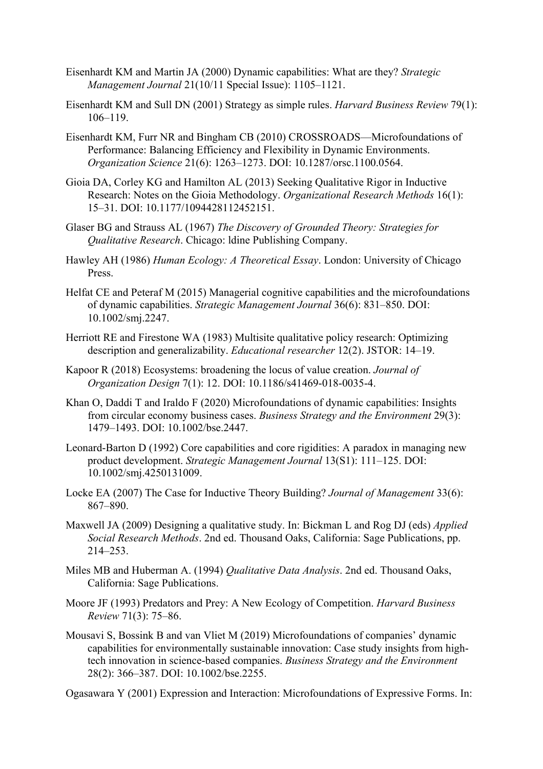Eisenhardt KM and Martin JA (2000) Dynamic capabilities: What are they? *Strategic Management Journal* 21(10/11 Special Issue): 1105–1121.

Eisenhardt KM and Sull DN (2001) Strategy as simple rules. *Harvard Business Review* 79(1): 106–119.

Eisenhardt KM, Furr NR and Bingham CB (2010) CROSSROADS—Microfoundations of Performance: Balancing Efficiency and Flexibility in Dynamic Environments. *Organization Science* 21(6): 1263–1273. DOI: 10.1287/orsc.1100.0564.

Gioia DA, Corley KG and Hamilton AL (2013) Seeking Qualitative Rigor in Inductive Research: Notes on the Gioia Methodology. *Organizational Research Methods* 16(1): 15–31. DOI: 10.1177/1094428112452151.

Glaser BG and Strauss AL (1967) *The Discovery of Grounded Theory: Strategies for Qualitative Research*. Chicago: ldine Publishing Company.

Hawley AH (1986) *Human Ecology: A Theoretical Essay*. London: University of Chicago Press.

Helfat CE and Peteraf M (2015) Managerial cognitive capabilities and the microfoundations of dynamic capabilities. *Strategic Management Journal* 36(6): 831–850. DOI: 10.1002/smj.2247.

Herriott RE and Firestone WA (1983) Multisite qualitative policy research: Optimizing description and generalizability. *Educational researcher* 12(2). JSTOR: 14–19.

Kapoor R (2018) Ecosystems: broadening the locus of value creation. *Journal of Organization Design* 7(1): 12. DOI: 10.1186/s41469-018-0035-4.

Khan O, Daddi T and Iraldo F (2020) Microfoundations of dynamic capabilities: Insights from circular economy business cases. *Business Strategy and the Environment* 29(3): 1479–1493. DOI: 10.1002/bse.2447.

Leonard-Barton D (1992) Core capabilities and core rigidities: A paradox in managing new product development. *Strategic Management Journal* 13(S1): 111–125. DOI: 10.1002/smj.4250131009.

Locke EA (2007) The Case for Inductive Theory Building? *Journal of Management* 33(6): 867–890.

Maxwell JA (2009) Designing a qualitative study. In: Bickman L and Rog DJ (eds) *Applied Social Research Methods*. 2nd ed. Thousand Oaks, California: Sage Publications, pp. 214–253.

Miles MB and Huberman A. (1994) *Qualitative Data Analysis*. 2nd ed. Thousand Oaks, California: Sage Publications.

Moore JF (1993) Predators and Prey: A New Ecology of Competition. *Harvard Business Review* 71(3): 75–86.

Mousavi S, Bossink B and van Vliet M (2019) Microfoundations of companies' dynamic capabilities for environmentally sustainable innovation: Case study insights from high-tech innovation in science-based companies. *Business Strategy and the Environment* 28(2): 366–387. DOI: 10.1002/bse.2255.

Ogasawara Y (2001) Expression and Interaction: Microfoundations of Expressive Forms. In: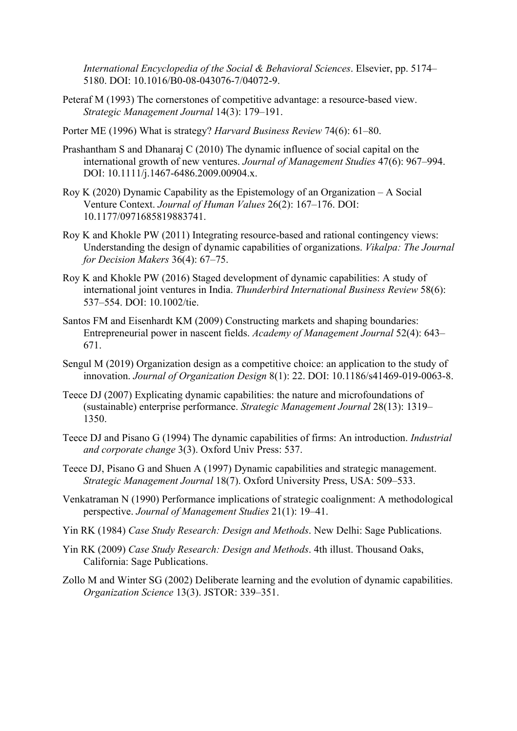*International Encyclopedia of the Social & Behavioral Sciences*. Elsevier, pp. 5174–5180. DOI: 10.1016/B0-08-043076-7/04072-9.

Peteraf M (1993) The cornerstones of competitive advantage: a resource-based view. *Strategic Management Journal* 14(3): 179–191.

Porter ME (1996) What is strategy? *Harvard Business Review* 74(6): 61–80.

Prashantham S and Dhanaraj C (2010) The dynamic influence of social capital on the international growth of new ventures. *Journal of Management Studies* 47(6): 967–994. DOI: 10.1111/j.1467-6486.2009.00904.x.

Roy K (2020) Dynamic Capability as the Epistemology of an Organization – A Social Venture Context. *Journal of Human Values* 26(2): 167–176. DOI: 10.1177/0971685819883741.

Roy K and Khokle PW (2011) Integrating resource-based and rational contingency views: Understanding the design of dynamic capabilities of organizations. *Vikalpa: The Journal for Decision Makers* 36(4): 67–75.

Roy K and Khokle PW (2016) Staged development of dynamic capabilities: A study of international joint ventures in India. *Thunderbird International Business Review* 58(6): 537–554. DOI: 10.1002/tie.

Santos FM and Eisenhardt KM (2009) Constructing markets and shaping boundaries: Entrepreneurial power in nascent fields. *Academy of Management Journal* 52(4): 643–671.

Sengul M (2019) Organization design as a competitive choice: an application to the study of innovation. *Journal of Organization Design* 8(1): 22. DOI: 10.1186/s41469-019-0063-8.

Teece DJ (2007) Explicating dynamic capabilities: the nature and microfoundations of (sustainable) enterprise performance. *Strategic Management Journal* 28(13): 1319–1350.

Teece DJ and Pisano G (1994) The dynamic capabilities of firms: An introduction. *Industrial and corporate change* 3(3). Oxford Univ Press: 537.

Teece DJ, Pisano G and Shuen A (1997) Dynamic capabilities and strategic management. *Strategic Management Journal* 18(7). Oxford University Press, USA: 509–533.

Venkatraman N (1990) Performance implications of strategic coalignment: A methodological perspective. *Journal of Management Studies* 21(1): 19–41.

Yin RK (1984) *Case Study Research: Design and Methods*. New Delhi: Sage Publications.

Yin RK (2009) *Case Study Research: Design and Methods*. 4th illust. Thousand Oaks, California: Sage Publications.

Zollo M and Winter SG (2002) Deliberate learning and the evolution of dynamic capabilities. *Organization Science* 13(3). JSTOR: 339–351.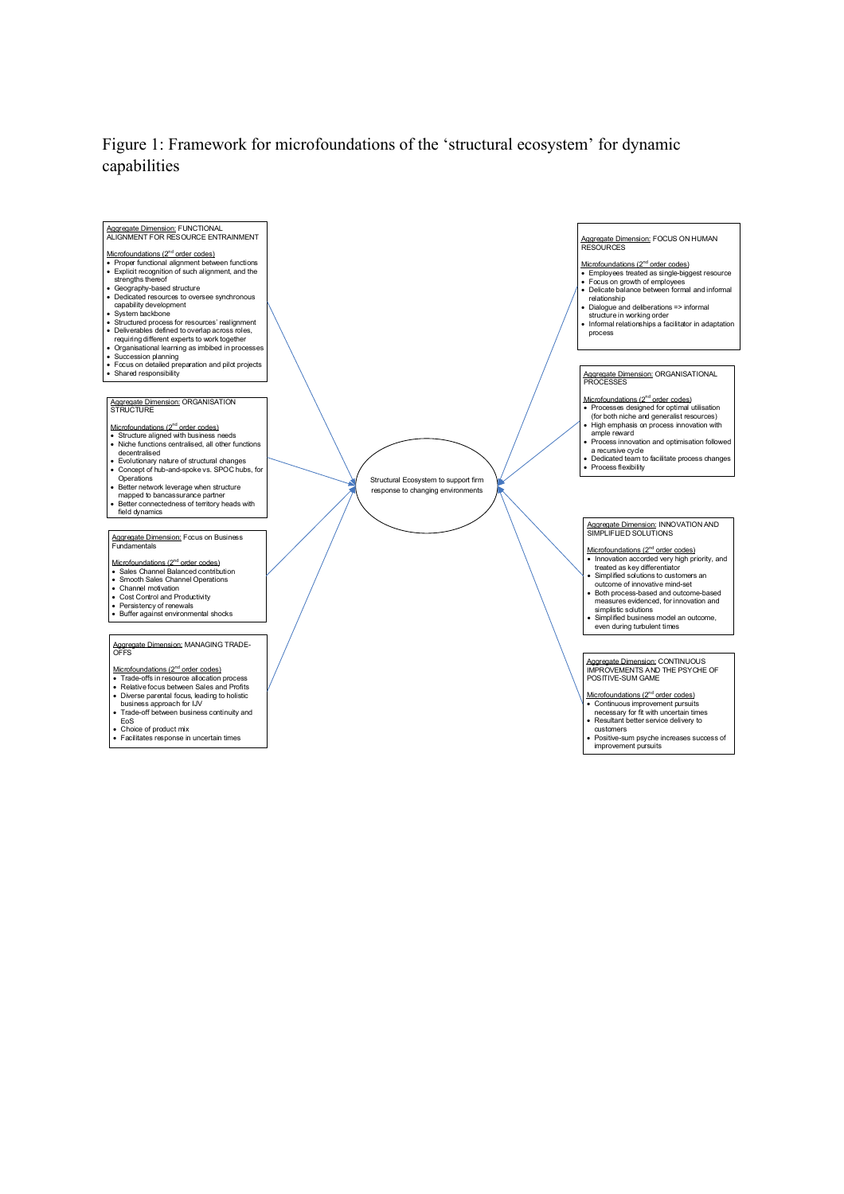# Figure 1: Framework for microfoundations of the 'structural ecosystem' for dynamic capabilities

**Central element:** Structural Ecosystem to support firm response to changing environments

---

**Aggregate Dimension:** FUNCTIONAL ALIGNMENT FOR RESOURCE ENTRAINMENT

Microfoundations (2nd order codes)

- Proper functional alignment between functions
- Explicit recognition of such alignment, and the strengths thereof
- Geography-based structure
- Dedicated resources to oversee synchronous capability development
- System backbone
- Structured process for resources' realignment
- Deliverables defined to overlap across roles, requiring different experts to work together
- Organisational learning as imbibed in processes
- Succession planning
- Focus on detailed preparation and pilot projects
- Shared responsibility

---

**Aggregate Dimension:** ORGANISATION STRUCTURE

Microfoundations (2nd order codes)

- Structure aligned with business needs
- Niche functions centralised, all other functions decentralised
- Evolutionary nature of structural changes
- Concept of hub-and-spoke vs. SPOC hubs, for Operations
- Better network leverage when structure mapped to bancassurance partner
- Better connectedness of territory heads with field dynamics

---

**Aggregate Dimension:** Focus on Business Fundamentals

Microfoundations (2nd order codes)

- Sales Channel Balanced contribution
- Smooth Sales Channel Operations
- Channel motivation
- Cost Control and Productivity
- Persistency of renewals
- Buffer against environmental shocks

---

**Aggregate Dimension:** MANAGING TRADE-OFFS

Microfoundations (2nd order codes)

- Trade-offs in resource allocation process
- Relative focus between Sales and Profits
- Diverse parental focus, leading to holistic business approach for IJV
- Trade-off between business continuity and EoS
- Choice of product mix
- Facilitates response in uncertain times

---

**Aggregate Dimension:** FOCUS ON HUMAN RESOURCES

Microfoundations (2nd order codes)

- Employees treated as single-biggest resource
- Focus on growth of employees
- Delicate balance between formal and informal relationship
- Dialogue and deliberations => informal structure in working order
- Informal relationships a facilitator in adaptation process

---

**Aggregate Dimension:** ORGANISATIONAL PROCESSES

Microfoundations (2nd order codes)

- Processes designed for optimal utilisation (for both niche and generalist resources)
- High emphasis on process innovation with ample reward
- Process innovation and optimisation followed a recursive cycle
- Dedicated team to facilitate process changes
- Process flexibility

---

**Aggregate Dimension:** INNOVATION AND SIMPLIFIED SOLUTIONS

Microfoundations (2nd order codes)

- Innovation accorded very high priority, and treated as key differentiator
- Simplified solutions to customers an outcome of innovative mind-set
- Both process-based and outcome-based measures evidenced, for innovation and simplistic solutions
- Simplified business model an outcome, even during turbulent times

---

**Aggregate Dimension:** CONTINUOUS IMPROVEMENTS AND THE PSYCHE OF POSITIVE-SUM GAME

Microfoundations (2nd order codes)

- Continuous improvement pursuits necessary for fit with uncertain times
- Resultant better service delivery to customers
- Positive-sum psyche increases success of improvement pursuits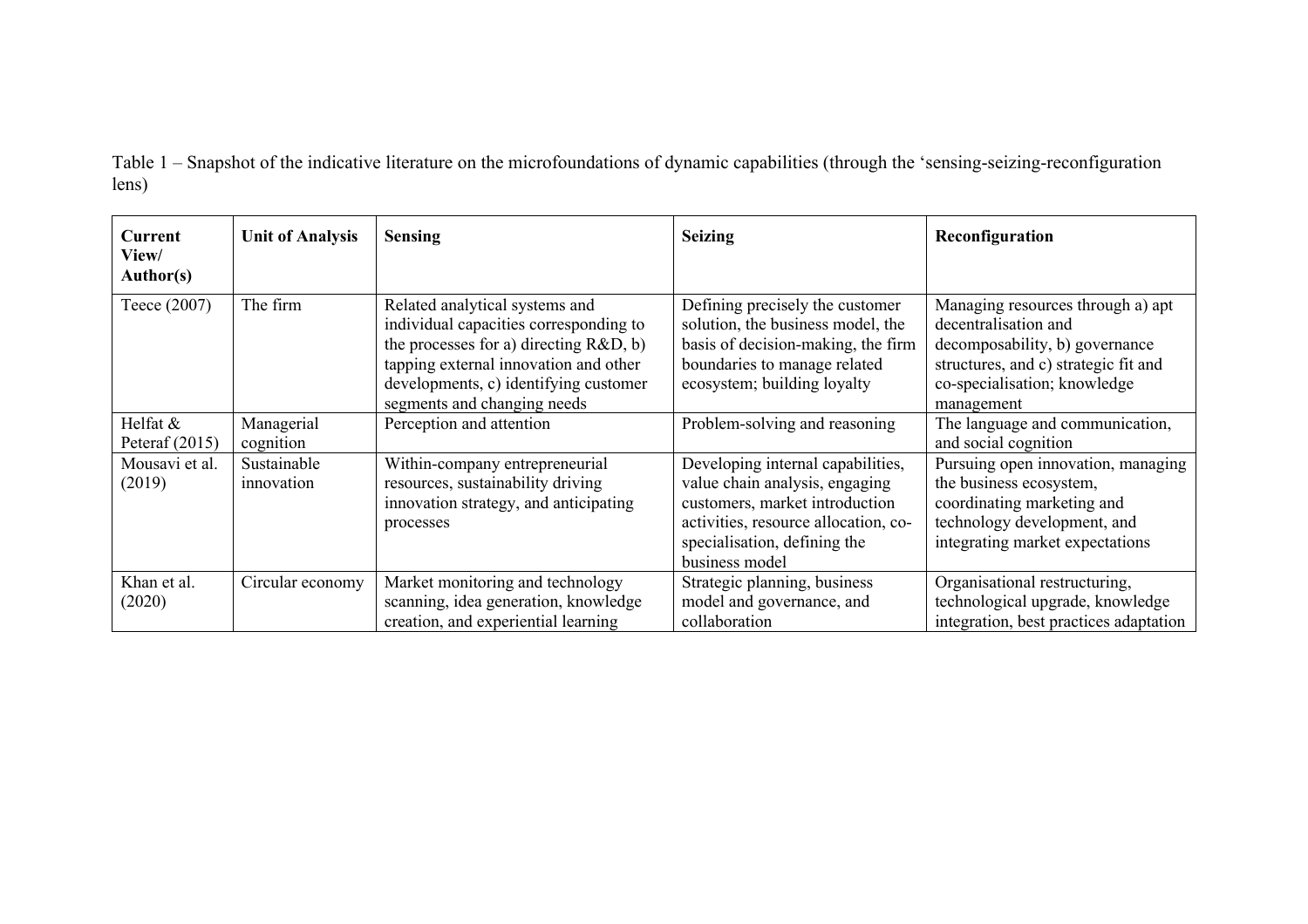Table 1 – Snapshot of the indicative literature on the microfoundations of dynamic capabilities (through the ‘sensing-seizing-reconfiguration lens)

| Current View/ Author(s) | Unit of Analysis | Sensing | Seizing | Reconfiguration |
|---|---|---|---|---|
| Teece (2007) | The firm | Related analytical systems and individual capacities corresponding to the processes for a) directing R&D, b) tapping external innovation and other developments, c) identifying customer segments and changing needs | Defining precisely the customer solution, the business model, the basis of decision-making, the firm boundaries to manage related ecosystem; building loyalty | Managing resources through a) apt decentralisation and decomposability, b) governance structures, and c) strategic fit and co-specialisation; knowledge management |
| Helfat & Peteraf (2015) | Managerial cognition | Perception and attention | Problem-solving and reasoning | The language and communication, and social cognition |
| Mousavi et al. (2019) | Sustainable innovation | Within-company entrepreneurial resources, sustainability driving innovation strategy, and anticipating processes | Developing internal capabilities, value chain analysis, engaging customers, market introduction activities, resource allocation, co-specialisation, defining the business model | Pursuing open innovation, managing the business ecosystem, coordinating marketing and technology development, and integrating market expectations |
| Khan et al. (2020) | Circular economy | Market monitoring and technology scanning, idea generation, knowledge creation, and experiential learning | Strategic planning, business model and governance, and collaboration | Organisational restructuring, technological upgrade, knowledge integration, best practices adaptation |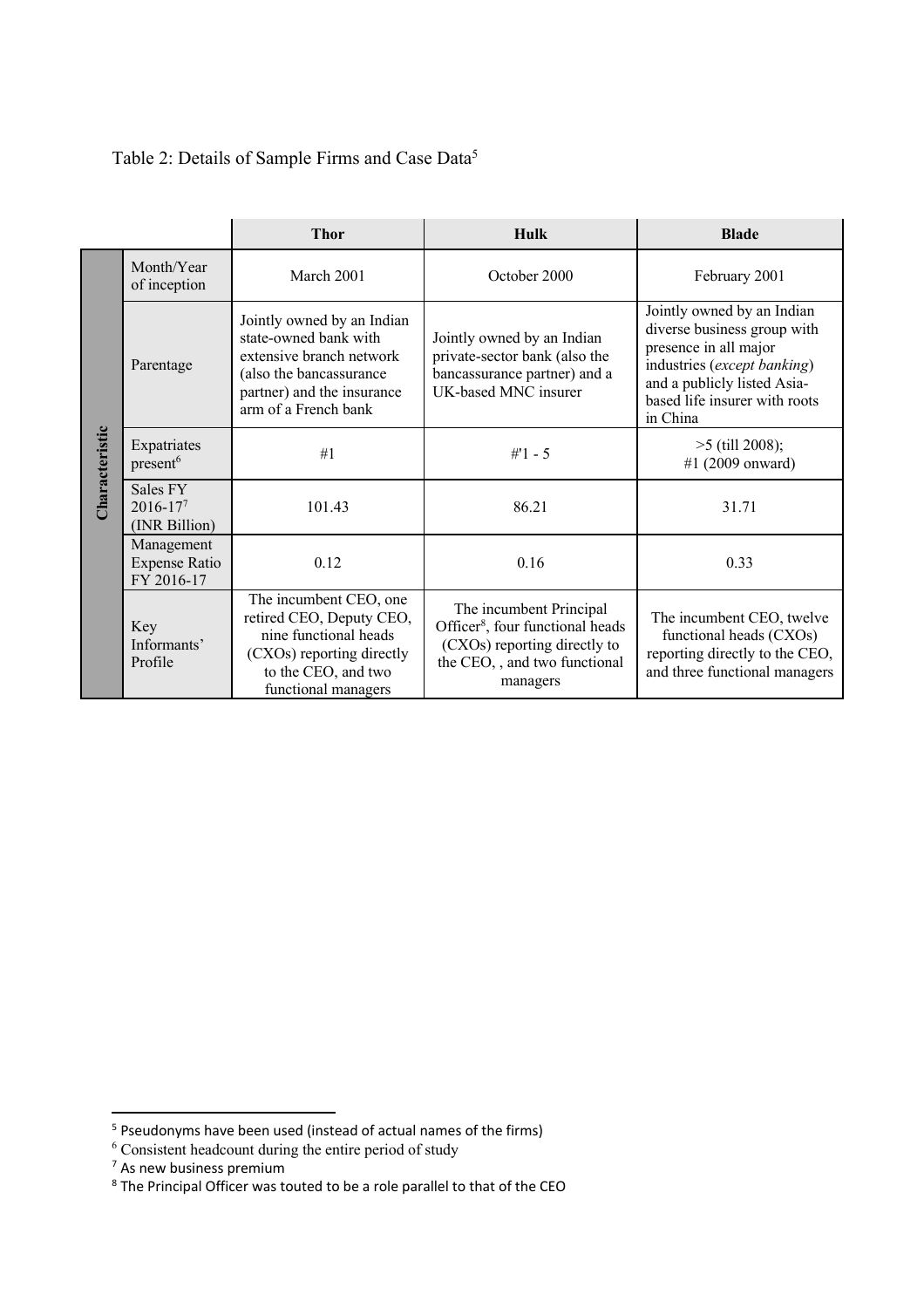Table 2: Details of Sample Firms and Case Data[5]

| | | Thor | Hulk | Blade |
|---|---|---|---|---|
| Characteristic | Month/Year of inception | March 2001 | October 2000 | February 2001 |
| | Parentage | Jointly owned by an Indian state-owned bank with extensive branch network (also the bancassurance partner) and the insurance arm of a French bank | Jointly owned by an Indian private-sector bank (also the bancassurance partner) and a UK-based MNC insurer | Jointly owned by an Indian diverse business group with presence in all major industries (*except banking*) and a publicly listed Asia-based life insurer with roots in China |
| | Expatriates present[6] | #1 | #'1 - 5 | >5 (till 2008); #1 (2009 onward) |
| | Sales FY 2016-17[7] (INR Billion) | 101.43 | 86.21 | 31.71 |
| | Management Expense Ratio FY 2016-17 | 0.12 | 0.16 | 0.33 |
| | Key Informants' Profile | The incumbent CEO, one retired CEO, Deputy CEO, nine functional heads (CXOs) reporting directly to the CEO, and two functional managers | The incumbent Principal Officer[8], four functional heads (CXOs) reporting directly to the CEO, , and two functional managers | The incumbent CEO, twelve functional heads (CXOs) reporting directly to the CEO, and three functional managers |

[5] Pseudonyms have been used (instead of actual names of the firms)

[6] Consistent headcount during the entire period of study

[7] As new business premium

[8] The Principal Officer was touted to be a role parallel to that of the CEO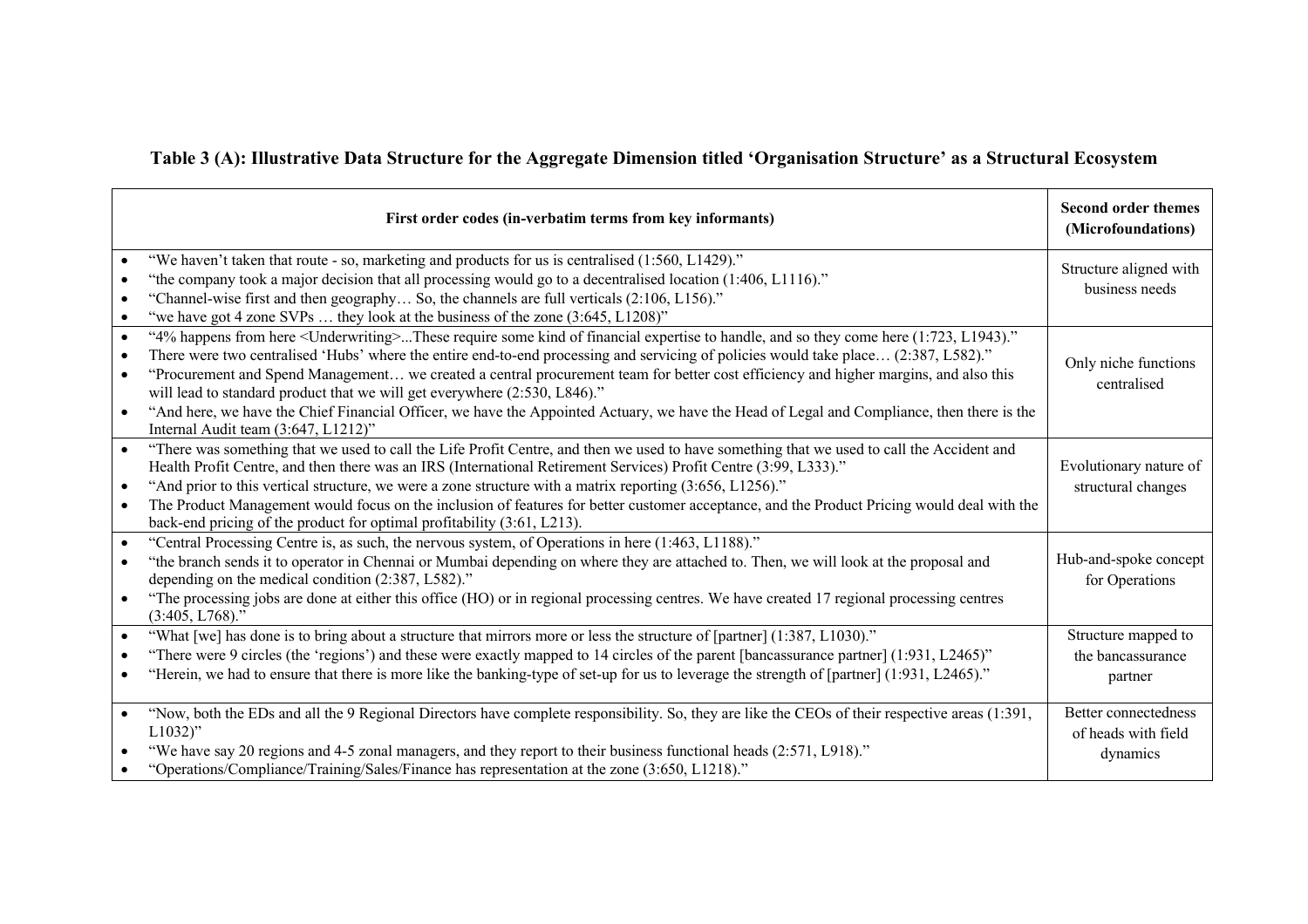**Table 3 (A): Illustrative Data Structure for the Aggregate Dimension titled 'Organisation Structure' as a Structural Ecosystem**

| First order codes (in-verbatim terms from key informants) | Second order themes (Microfoundations) |
|---|---|
| • "We haven't taken that route - so, marketing and products for us is centralised (1:560, L1429)."<br>• "the company took a major decision that all processing would go to a decentralised location (1:406, L1116)."<br>• "Channel-wise first and then geography… So, the channels are full verticals (2:106, L156)."<br>• "we have got 4 zone SVPs … they look at the business of the zone (3:645, L1208)" | Structure aligned with business needs |
| • "4% happens from here <Underwriting>...These require some kind of financial expertise to handle, and so they come here (1:723, L1943)."<br>• There were two centralised 'Hubs' where the entire end-to-end processing and servicing of policies would take place… (2:387, L582)."<br>• "Procurement and Spend Management… we created a central procurement team for better cost efficiency and higher margins, and also this will lead to standard product that we will get everywhere (2:530, L846)."<br>• "And here, we have the Chief Financial Officer, we have the Appointed Actuary, we have the Head of Legal and Compliance, then there is the Internal Audit team (3:647, L1212)" | Only niche functions centralised |
| • "There was something that we used to call the Life Profit Centre, and then we used to have something that we used to call the Accident and Health Profit Centre, and then there was an IRS (International Retirement Services) Profit Centre (3:99, L333)."<br>• "And prior to this vertical structure, we were a zone structure with a matrix reporting (3:656, L1256)."<br>• The Product Management would focus on the inclusion of features for better customer acceptance, and the Product Pricing would deal with the back-end pricing of the product for optimal profitability (3:61, L213). | Evolutionary nature of structural changes |
| • "Central Processing Centre is, as such, the nervous system, of Operations in here (1:463, L1188)."<br>• "the branch sends it to operator in Chennai or Mumbai depending on where they are attached to. Then, we will look at the proposal and depending on the medical condition (2:387, L582)."<br>• "The processing jobs are done at either this office (HO) or in regional processing centres. We have created 17 regional processing centres (3:405, L768)." | Hub-and-spoke concept for Operations |
| • "What [we] has done is to bring about a structure that mirrors more or less the structure of [partner] (1:387, L1030)."<br>• "There were 9 circles (the 'regions') and these were exactly mapped to 14 circles of the parent [bancassurance partner] (1:931, L2465)"<br>• "Herein, we had to ensure that there is more like the banking-type of set-up for us to leverage the strength of [partner] (1:931, L2465)." | Structure mapped to the bancassurance partner |
| • "Now, both the EDs and all the 9 Regional Directors have complete responsibility. So, they are like the CEOs of their respective areas (1:391, L1032)"<br>• "We have say 20 regions and 4-5 zonal managers, and they report to their business functional heads (2:571, L918)."<br>• "Operations/Compliance/Training/Sales/Finance has representation at the zone (3:650, L1218)." | Better connectedness of heads with field dynamics |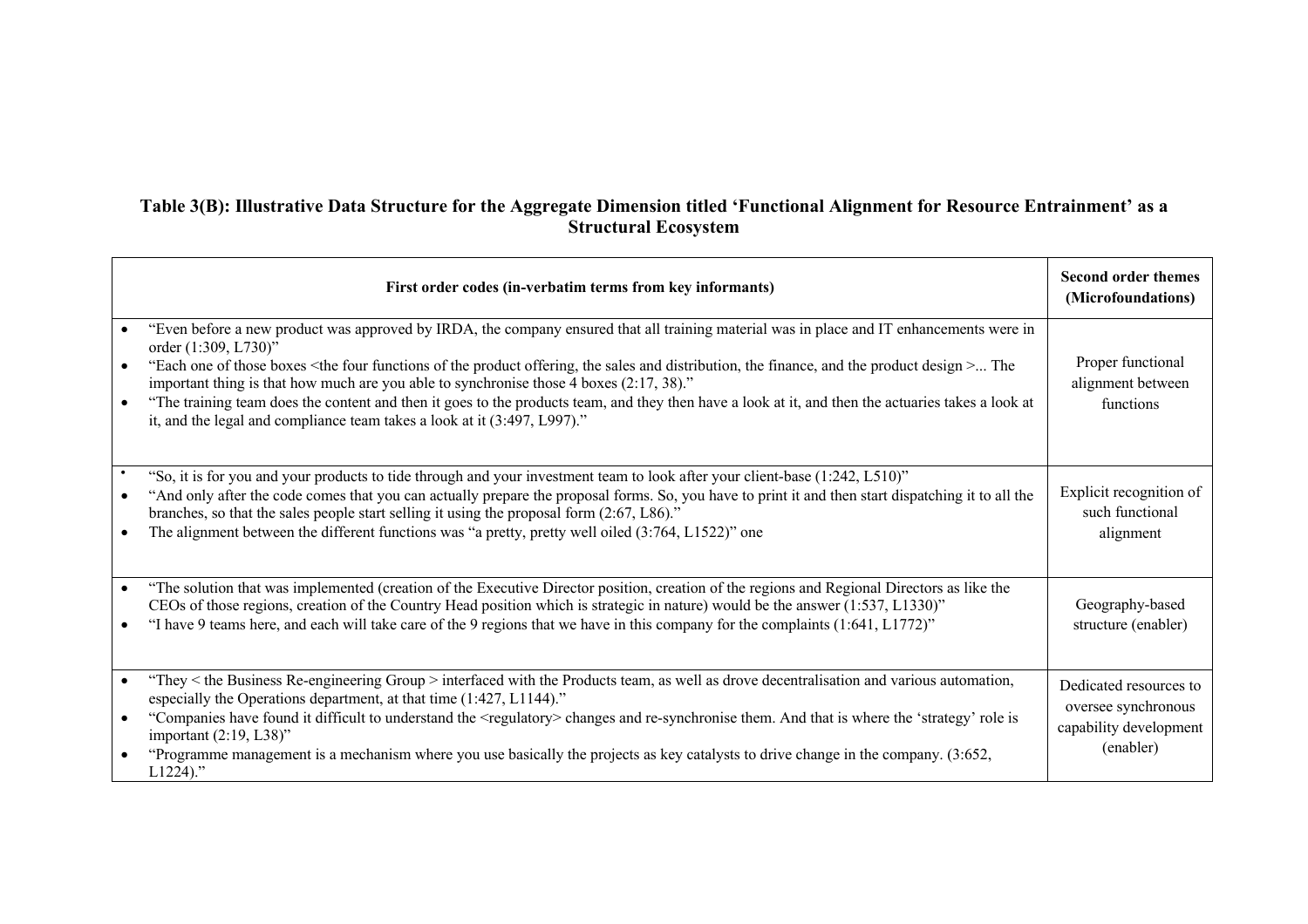**Table 3(B): Illustrative Data Structure for the Aggregate Dimension titled 'Functional Alignment for Resource Entrainment' as a Structural Ecosystem**

| First order codes (in-verbatim terms from key informants) | Second order themes (Microfoundations) |
|---|---|
| • "Even before a new product was approved by IRDA, the company ensured that all training material was in place and IT enhancements were in order (1:309, L730)"<br>• "Each one of those boxes <the four functions of the product offering, the sales and distribution, the finance, and the product design >... The important thing is that how much are you able to synchronise those 4 boxes (2:17, 38)."<br>• "The training team does the content and then it goes to the products team, and they then have a look at it, and then the actuaries takes a look at it, and the legal and compliance team takes a look at it (3:497, L997)." | Proper functional alignment between functions |
| • "So, it is for you and your products to tide through and your investment team to look after your client-base (1:242, L510)"<br>• "And only after the code comes that you can actually prepare the proposal forms. So, you have to print it and then start dispatching it to all the branches, so that the sales people start selling it using the proposal form (2:67, L86)."<br>• The alignment between the different functions was "a pretty, pretty well oiled (3:764, L1522)" one | Explicit recognition of such functional alignment |
| • "The solution that was implemented (creation of the Executive Director position, creation of the regions and Regional Directors as like the CEOs of those regions, creation of the Country Head position which is strategic in nature) would be the answer (1:537, L1330)"<br>• "I have 9 teams here, and each will take care of the 9 regions that we have in this company for the complaints (1:641, L1772)" | Geography-based structure (enabler) |
| • "They < the Business Re-engineering Group > interfaced with the Products team, as well as drove decentralisation and various automation, especially the Operations department, at that time (1:427, L1144)."<br>• "Companies have found it difficult to understand the <regulatory> changes and re-synchronise them. And that is where the 'strategy' role is important (2:19, L38)"<br>• "Programme management is a mechanism where you use basically the projects as key catalysts to drive change in the company. (3:652, L1224)." | Dedicated resources to oversee synchronous capability development (enabler) |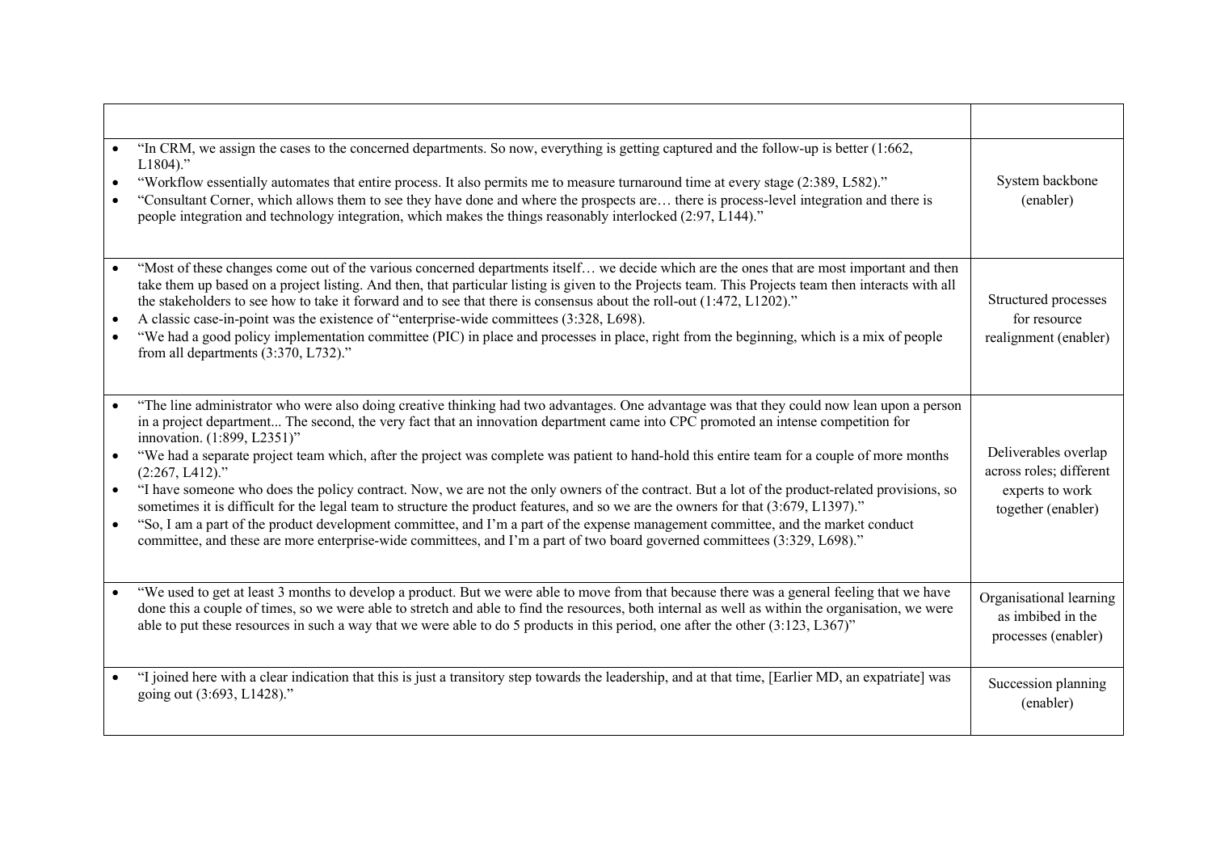| | |
|---|---|
| • "In CRM, we assign the cases to the concerned departments. So now, everything is getting captured and the follow-up is better (1:662, L1804)."<br>• "Workflow essentially automates that entire process. It also permits me to measure turnaround time at every stage (2:389, L582)."<br>• "Consultant Corner, which allows them to see they have done and where the prospects are… there is process-level integration and there is people integration and technology integration, which makes the things reasonably interlocked (2:97, L144)." | System backbone (enabler) |
| • "Most of these changes come out of the various concerned departments itself… we decide which are the ones that are most important and then take them up based on a project listing. And then, that particular listing is given to the Projects team. This Projects team then interacts with all the stakeholders to see how to take it forward and to see that there is consensus about the roll-out (1:472, L1202)."<br>• A classic case-in-point was the existence of "enterprise-wide committees (3:328, L698).<br>• "We had a good policy implementation committee (PIC) in place and processes in place, right from the beginning, which is a mix of people from all departments (3:370, L732)." | Structured processes for resource realignment (enabler) |
| • "The line administrator who were also doing creative thinking had two advantages. One advantage was that they could now lean upon a person in a project department... The second, the very fact that an innovation department came into CPC promoted an intense competition for innovation. (1:899, L2351)"<br>• "We had a separate project team which, after the project was complete was patient to hand-hold this entire team for a couple of more months (2:267, L412)."<br>• "I have someone who does the policy contract. Now, we are not the only owners of the contract. But a lot of the product-related provisions, so sometimes it is difficult for the legal team to structure the product features, and so we are the owners for that (3:679, L1397)."<br>• "So, I am a part of the product development committee, and I'm a part of the expense management committee, and the market conduct committee, and these are more enterprise-wide committees, and I'm a part of two board governed committees (3:329, L698)." | Deliverables overlap across roles; different experts to work together (enabler) |
| • "We used to get at least 3 months to develop a product. But we were able to move from that because there was a general feeling that we have done this a couple of times, so we were able to stretch and able to find the resources, both internal as well as within the organisation, we were able to put these resources in such a way that we were able to do 5 products in this period, one after the other (3:123, L367)" | Organisational learning as imbibed in the processes (enabler) |
| • "I joined here with a clear indication that this is just a transitory step towards the leadership, and at that time, [Earlier MD, an expatriate] was going out (3:693, L1428)." | Succession planning (enabler) |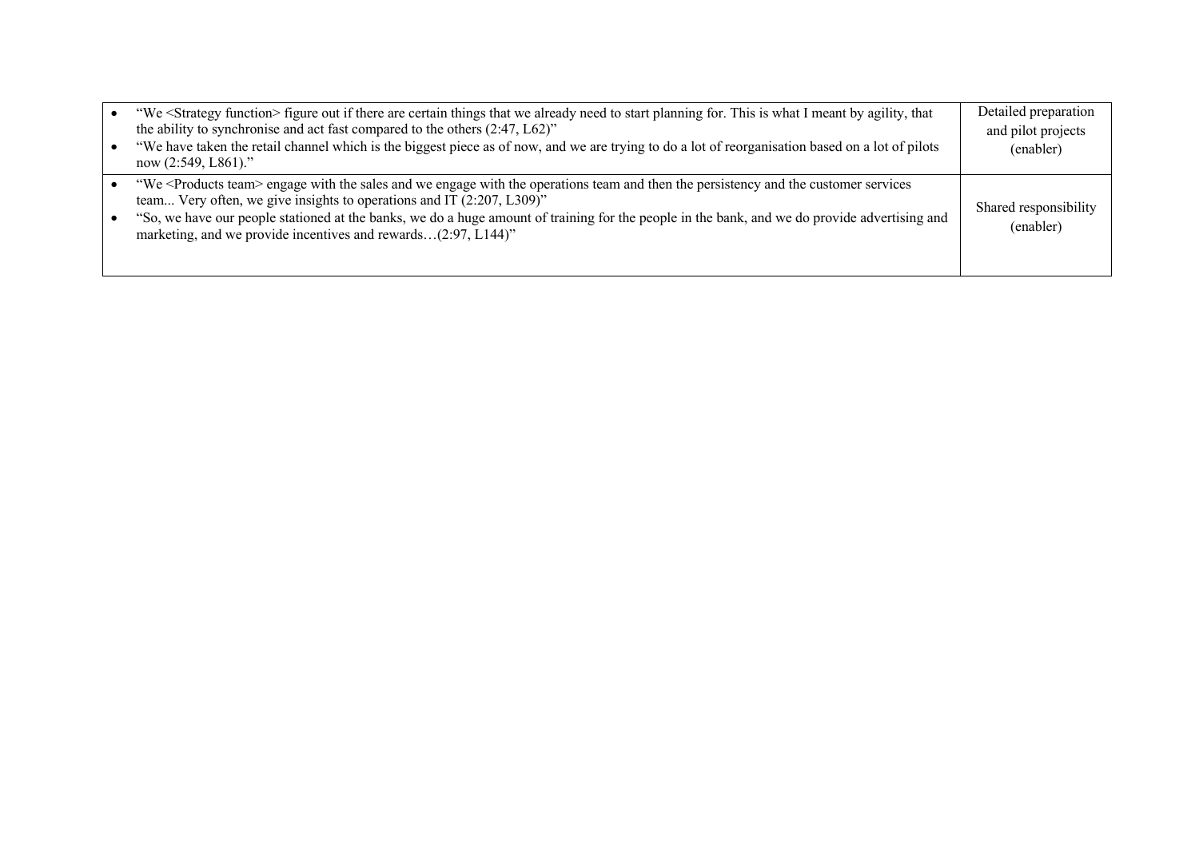| | |
|---|---|
| • "We <Strategy function> figure out if there are certain things that we already need to start planning for. This is what I meant by agility, that the ability to synchronise and act fast compared to the others (2:47, L62)"<br>• "We have taken the retail channel which is the biggest piece as of now, and we are trying to do a lot of reorganisation based on a lot of pilots now (2:549, L861)." | Detailed preparation and pilot projects (enabler) |
| • "We <Products team> engage with the sales and we engage with the operations team and then the persistency and the customer services team... Very often, we give insights to operations and IT (2:207, L309)"<br>• "So, we have our people stationed at the banks, we do a huge amount of training for the people in the bank, and we do provide advertising and marketing, and we provide incentives and rewards…(2:97, L144)" | Shared responsibility (enabler) |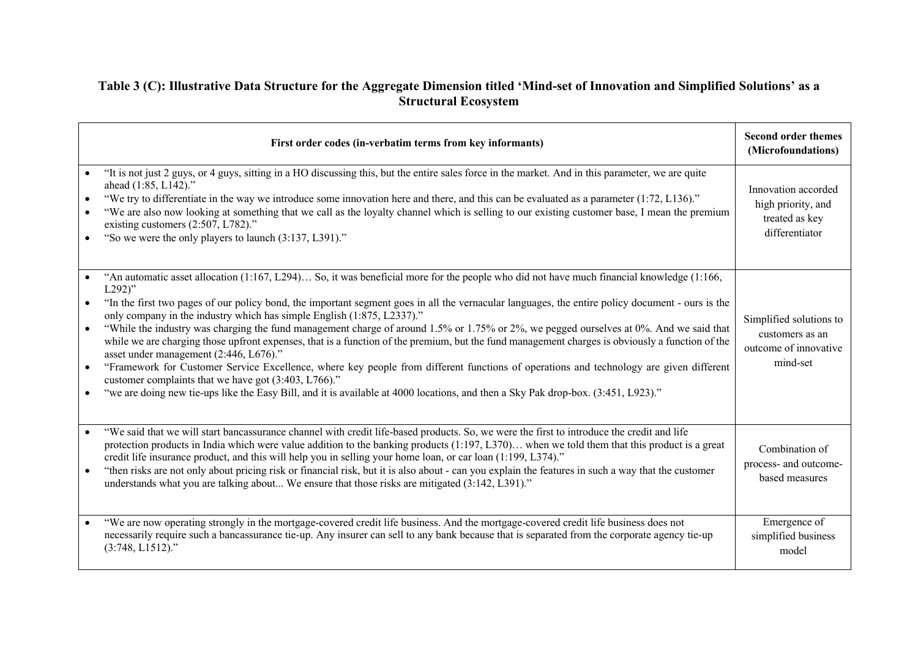**Table 3 (C): Illustrative Data Structure for the Aggregate Dimension titled 'Mind-set of Innovation and Simplified Solutions' as a Structural Ecosystem**

| First order codes (in-verbatim terms from key informants) | Second order themes (Microfoundations) |
|---|---|
| • "It is not just 2 guys, or 4 guys, sitting in a HO discussing this, but the entire sales force in the market. And in this parameter, we are quite ahead (1:85, L142)."<br>• "We try to differentiate in the way we introduce some innovation here and there, and this can be evaluated as a parameter (1:72, L136)."<br>• "We are also now looking at something that we call as the loyalty channel which is selling to our existing customer base, I mean the premium existing customers (2:507, L782)."<br>• "So we were the only players to launch (3:137, L391)." | Innovation accorded high priority, and treated as key differentiator |
| • "An automatic asset allocation (1:167, L294)… So, it was beneficial more for the people who did not have much financial knowledge (1:166, L292)"<br>• "In the first two pages of our policy bond, the important segment goes in all the vernacular languages, the entire policy document - ours is the only company in the industry which has simple English (1:875, L2337)."<br>• "While the industry was charging the fund management charge of around 1.5% or 1.75% or 2%, we pegged ourselves at 0%. And we said that while we are charging those upfront expenses, that is a function of the premium, but the fund management charges is obviously a function of the asset under management (2:446, L676)."<br>• "Framework for Customer Service Excellence, where key people from different functions of operations and technology are given different customer complaints that we have got (3:403, L766)."<br>• "we are doing new tie-ups like the Easy Bill, and it is available at 4000 locations, and then a Sky Pak drop-box. (3:451, L923)." | Simplified solutions to customers as an outcome of innovative mind-set |
| • "We said that we will start bancassurance channel with credit life-based products. So, we were the first to introduce the credit and life protection products in India which were value addition to the banking products (1:197, L370)… when we told them that this product is a great credit life insurance product, and this will help you in selling your home loan, or car loan (1:199, L374)."<br>• "then risks are not only about pricing risk or financial risk, but it is also about - can you explain the features in such a way that the customer understands what you are talking about... We ensure that those risks are mitigated (3:142, L391)." | Combination of process- and outcome-based measures |
| • "We are now operating strongly in the mortgage-covered credit life business. And the mortgage-covered credit life business does not necessarily require such a bancassurance tie-up. Any insurer can sell to any bank because that is separated from the corporate agency tie-up (3:748, L1512)." | Emergence of simplified business model |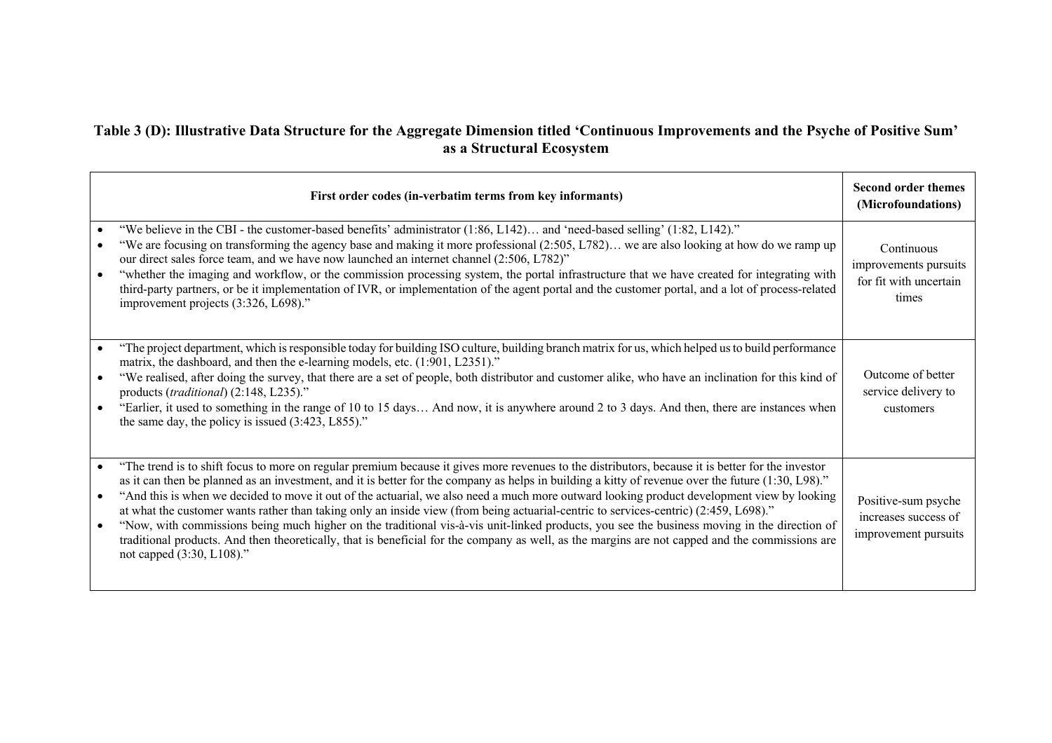**Table 3 (D): Illustrative Data Structure for the Aggregate Dimension titled 'Continuous Improvements and the Psyche of Positive Sum' as a Structural Ecosystem**

| First order codes (in-verbatim terms from key informants) | Second order themes (Microfoundations) |
|---|---|
| • "We believe in the CBI - the customer-based benefits' administrator (1:86, L142)… and 'need-based selling' (1:82, L142)."<br>• "We are focusing on transforming the agency base and making it more professional (2:505, L782)… we are also looking at how do we ramp up our direct sales force team, and we have now launched an internet channel (2:506, L782)"<br>• "whether the imaging and workflow, or the commission processing system, the portal infrastructure that we have created for integrating with third-party partners, or be it implementation of IVR, or implementation of the agent portal and the customer portal, and a lot of process-related improvement projects (3:326, L698)." | Continuous improvements pursuits for fit with uncertain times |
| • "The project department, which is responsible today for building ISO culture, building branch matrix for us, which helped us to build performance matrix, the dashboard, and then the e-learning models, etc. (1:901, L2351)."<br>• "We realised, after doing the survey, that there are a set of people, both distributor and customer alike, who have an inclination for this kind of products (*traditional*) (2:148, L235)."<br>• "Earlier, it used to something in the range of 10 to 15 days… And now, it is anywhere around 2 to 3 days. And then, there are instances when the same day, the policy is issued (3:423, L855)." | Outcome of better service delivery to customers |
| • "The trend is to shift focus to more on regular premium because it gives more revenues to the distributors, because it is better for the investor as it can then be planned as an investment, and it is better for the company as helps in building a kitty of revenue over the future (1:30, L98)."<br>• "And this is when we decided to move it out of the actuarial, we also need a much more outward looking product development view by looking at what the customer wants rather than taking only an inside view (from being actuarial-centric to services-centric) (2:459, L698)."<br>• "Now, with commissions being much higher on the traditional vis-à-vis unit-linked products, you see the business moving in the direction of traditional products. And then theoretically, that is beneficial for the company as well, as the margins are not capped and the commissions are not capped (3:30, L108)." | Positive-sum psyche increases success of improvement pursuits |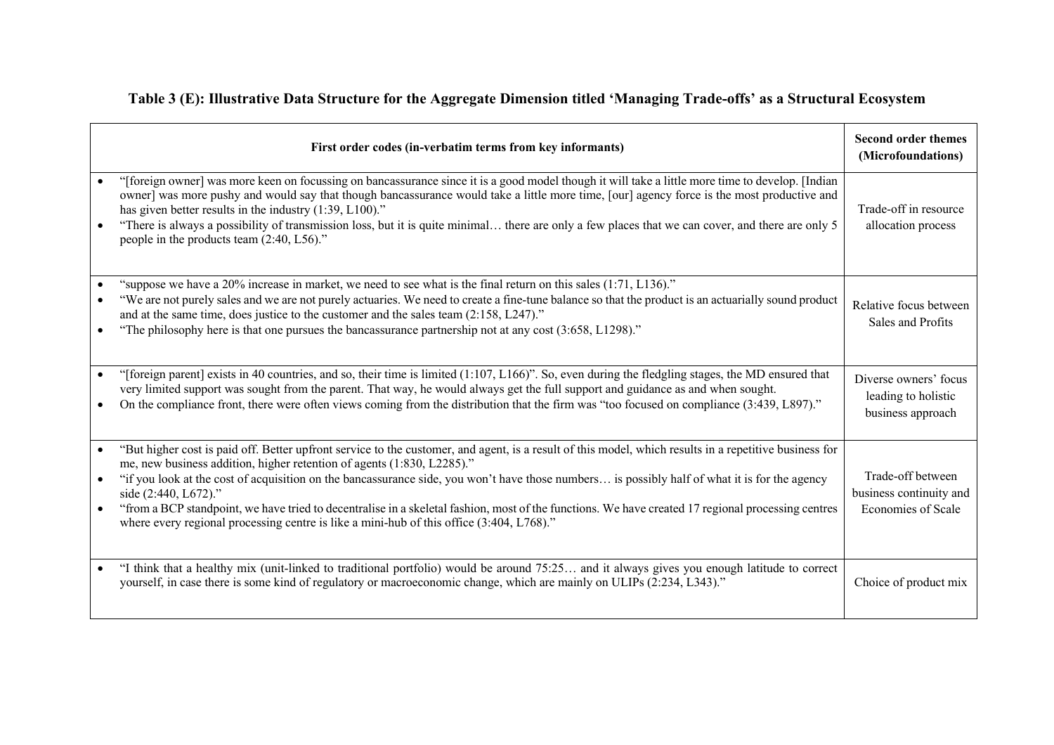**Table 3 (E): Illustrative Data Structure for the Aggregate Dimension titled 'Managing Trade-offs' as a Structural Ecosystem**

| First order codes (in-verbatim terms from key informants) | Second order themes (Microfoundations) |
|---|---|
| • "[foreign owner] was more keen on focussing on bancassurance since it is a good model though it will take a little more time to develop. [Indian owner] was more pushy and would say that though bancassurance would take a little more time, [our] agency force is the most productive and has given better results in the industry (1:39, L100)."<br>• "There is always a possibility of transmission loss, but it is quite minimal… there are only a few places that we can cover, and there are only 5 people in the products team (2:40, L56)." | Trade-off in resource allocation process |
| • "suppose we have a 20% increase in market, we need to see what is the final return on this sales (1:71, L136)."<br>• "We are not purely sales and we are not purely actuaries. We need to create a fine-tune balance so that the product is an actuarially sound product and at the same time, does justice to the customer and the sales team (2:158, L247)."<br>• "The philosophy here is that one pursues the bancassurance partnership not at any cost (3:658, L1298)." | Relative focus between Sales and Profits |
| • "[foreign parent] exists in 40 countries, and so, their time is limited (1:107, L166)". So, even during the fledgling stages, the MD ensured that very limited support was sought from the parent. That way, he would always get the full support and guidance as and when sought.<br>• On the compliance front, there were often views coming from the distribution that the firm was "too focused on compliance (3:439, L897)." | Diverse owners' focus leading to holistic business approach |
| • "But higher cost is paid off. Better upfront service to the customer, and agent, is a result of this model, which results in a repetitive business for me, new business addition, higher retention of agents (1:830, L2285)."<br>• "if you look at the cost of acquisition on the bancassurance side, you won't have those numbers… is possibly half of what it is for the agency side (2:440, L672)."<br>• "from a BCP standpoint, we have tried to decentralise in a skeletal fashion, most of the functions. We have created 17 regional processing centres where every regional processing centre is like a mini-hub of this office (3:404, L768)." | Trade-off between business continuity and Economies of Scale |
| • "I think that a healthy mix (unit-linked to traditional portfolio) would be around 75:25… and it always gives you enough latitude to correct yourself, in case there is some kind of regulatory or macroeconomic change, which are mainly on ULIPs (2:234, L343)." | Choice of product mix |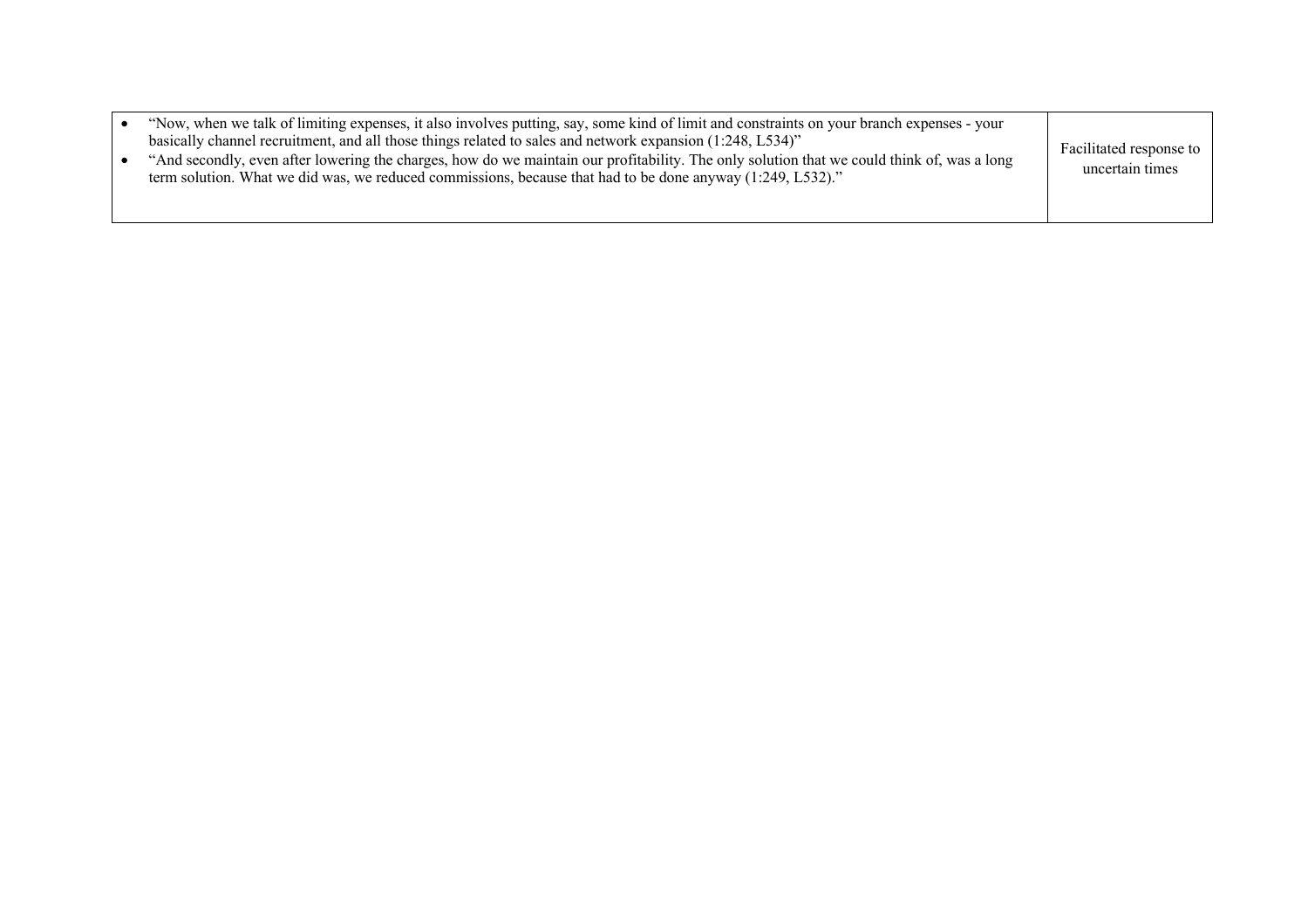| | |
|---|---|
| • "Now, when we talk of limiting expenses, it also involves putting, say, some kind of limit and constraints on your branch expenses - your basically channel recruitment, and all those things related to sales and network expansion (1:248, L534)"<br>• "And secondly, even after lowering the charges, how do we maintain our profitability. The only solution that we could think of, was a long term solution. What we did was, we reduced commissions, because that had to be done anyway (1:249, L532)." | Facilitated response to uncertain times |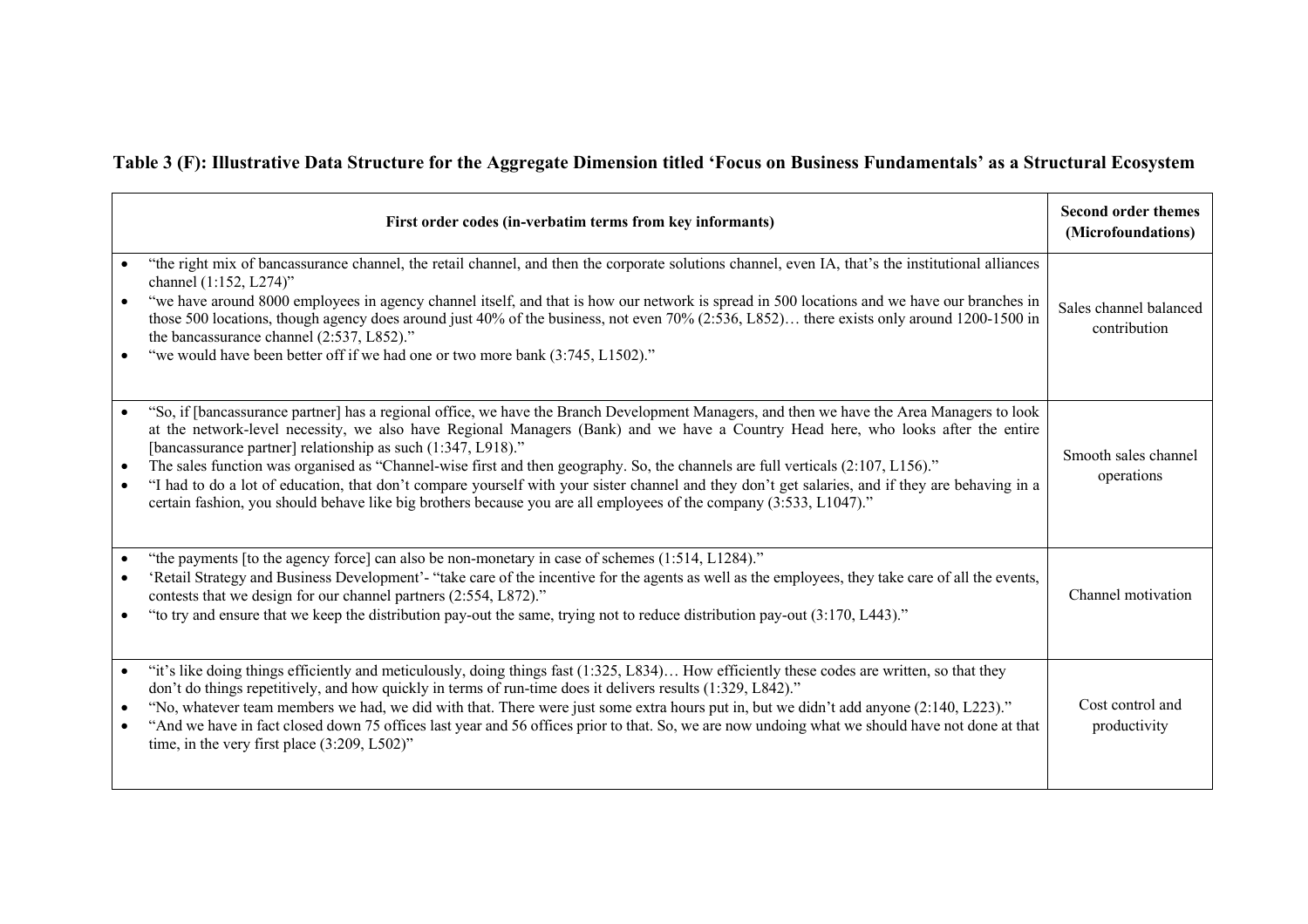**Table 3 (F): Illustrative Data Structure for the Aggregate Dimension titled 'Focus on Business Fundamentals' as a Structural Ecosystem**

| First order codes (in-verbatim terms from key informants) | Second order themes (Microfoundations) |
|---|---|
| • "the right mix of bancassurance channel, the retail channel, and then the corporate solutions channel, even IA, that's the institutional alliances channel (1:152, L274)"<br>• "we have around 8000 employees in agency channel itself, and that is how our network is spread in 500 locations and we have our branches in those 500 locations, though agency does around just 40% of the business, not even 70% (2:536, L852)… there exists only around 1200-1500 in the bancassurance channel (2:537, L852)."<br>• "we would have been better off if we had one or two more bank (3:745, L1502)." | Sales channel balanced contribution |
| • "So, if [bancassurance partner] has a regional office, we have the Branch Development Managers, and then we have the Area Managers to look at the network-level necessity, we also have Regional Managers (Bank) and we have a Country Head here, who looks after the entire [bancassurance partner] relationship as such (1:347, L918)."<br>• The sales function was organised as "Channel-wise first and then geography. So, the channels are full verticals (2:107, L156)."<br>• "I had to do a lot of education, that don't compare yourself with your sister channel and they don't get salaries, and if they are behaving in a certain fashion, you should behave like big brothers because you are all employees of the company (3:533, L1047)." | Smooth sales channel operations |
| • "the payments [to the agency force] can also be non-monetary in case of schemes (1:514, L1284)."<br>• 'Retail Strategy and Business Development'- "take care of the incentive for the agents as well as the employees, they take care of all the events, contests that we design for our channel partners (2:554, L872)."<br>• "to try and ensure that we keep the distribution pay-out the same, trying not to reduce distribution pay-out (3:170, L443)." | Channel motivation |
| • "it's like doing things efficiently and meticulously, doing things fast (1:325, L834)… How efficiently these codes are written, so that they don't do things repetitively, and how quickly in terms of run-time does it delivers results (1:329, L842)."<br>• "No, whatever team members we had, we did with that. There were just some extra hours put in, but we didn't add anyone (2:140, L223)."<br>• "And we have in fact closed down 75 offices last year and 56 offices prior to that. So, we are now undoing what we should have not done at that time, in the very first place (3:209, L502)" | Cost control and productivity |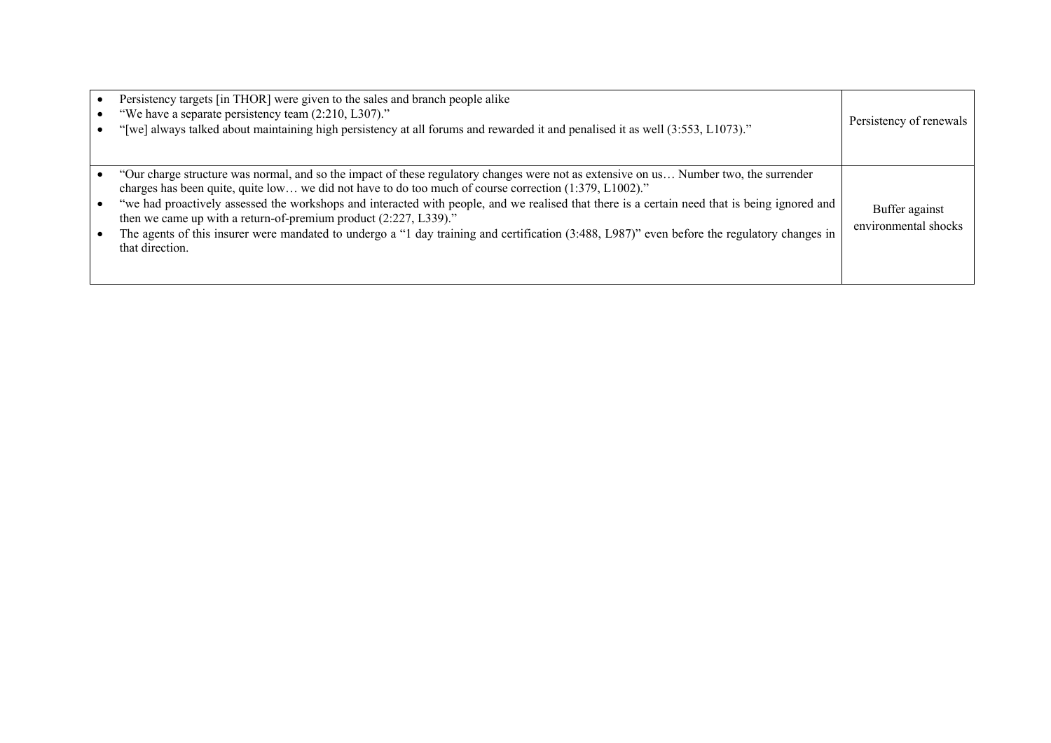| | |
|---|---|
| • Persistency targets [in THOR] were given to the sales and branch people alike<br>• "We have a separate persistency team (2:210, L307)."<br>• "[we] always talked about maintaining high persistency at all forums and rewarded it and penalised it as well (3:553, L1073)." | Persistency of renewals |
| • "Our charge structure was normal, and so the impact of these regulatory changes were not as extensive on us… Number two, the surrender charges has been quite, quite low… we did not have to do too much of course correction (1:379, L1002)."<br>• "we had proactively assessed the workshops and interacted with people, and we realised that there is a certain need that is being ignored and then we came up with a return-of-premium product (2:227, L339)."<br>• The agents of this insurer were mandated to undergo a "1 day training and certification (3:488, L987)" even before the regulatory changes in that direction. | Buffer against environmental shocks |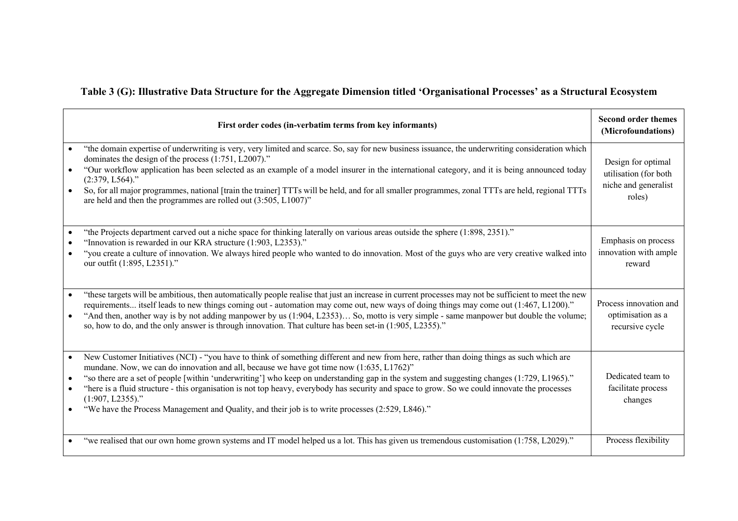**Table 3 (G): Illustrative Data Structure for the Aggregate Dimension titled 'Organisational Processes' as a Structural Ecosystem**

| First order codes (in-verbatim terms from key informants) | Second order themes (Microfoundations) |
|---|---|
| • "the domain expertise of underwriting is very, very limited and scarce. So, say for new business issuance, the underwriting consideration which dominates the design of the process (1:751, L2007)." <br> • "Our workflow application has been selected as an example of a model insurer in the international category, and it is being announced today (2:379, L564)." <br> • So, for all major programmes, national [train the trainer] TTTs will be held, and for all smaller programmes, zonal TTTs are held, regional TTTs are held and then the programmes are rolled out (3:505, L1007)" | Design for optimal utilisation (for both niche and generalist roles) |
| • "the Projects department carved out a niche space for thinking laterally on various areas outside the sphere (1:898, 2351)." <br> • "Innovation is rewarded in our KRA structure (1:903, L2353)." <br> • "you create a culture of innovation. We always hired people who wanted to do innovation. Most of the guys who are very creative walked into our outfit (1:895, L2351)." | Emphasis on process innovation with ample reward |
| • "these targets will be ambitious, then automatically people realise that just an increase in current processes may not be sufficient to meet the new requirements... itself leads to new things coming out - automation may come out, new ways of doing things may come out (1:467, L1200)." <br> • "And then, another way is by not adding manpower by us (1:904, L2353)… So, motto is very simple - same manpower but double the volume; so, how to do, and the only answer is through innovation. That culture has been set-in (1:905, L2355)." | Process innovation and optimisation as a recursive cycle |
| • New Customer Initiatives (NCI) - "you have to think of something different and new from here, rather than doing things as such which are mundane. Now, we can do innovation and all, because we have got time now (1:635, L1762)" <br> • "so there are a set of people [within 'underwriting'] who keep on understanding gap in the system and suggesting changes (1:729, L1965)." <br> • "here is a fluid structure - this organisation is not top heavy, everybody has security and space to grow. So we could innovate the processes (1:907, L2355)." <br> • "We have the Process Management and Quality, and their job is to write processes (2:529, L846)." | Dedicated team to facilitate process changes |
| • "we realised that our own home grown systems and IT model helped us a lot. This has given us tremendous customisation (1:758, L2029)." | Process flexibility |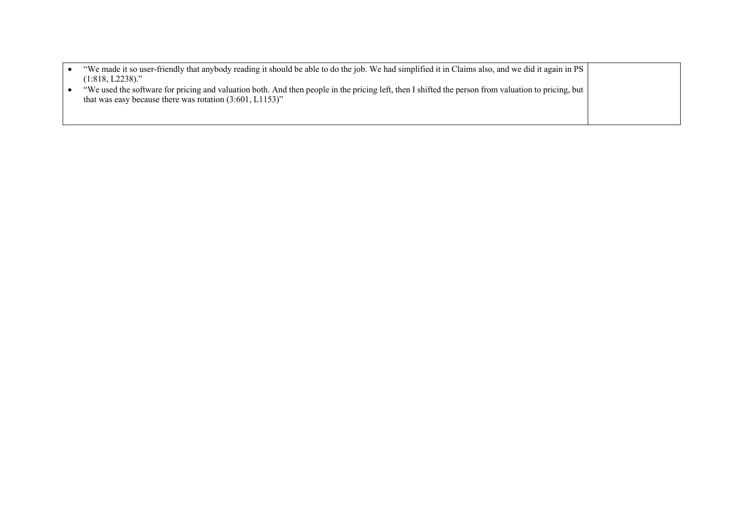| | |
|---|---|
| • "We made it so user-friendly that anybody reading it should be able to do the job. We had simplified it in Claims also, and we did it again in PS (1:818, L2238)."<br>• "We used the software for pricing and valuation both. And then people in the pricing left, then I shifted the person from valuation to pricing, but that was easy because there was rotation (3:601, L1153)" | |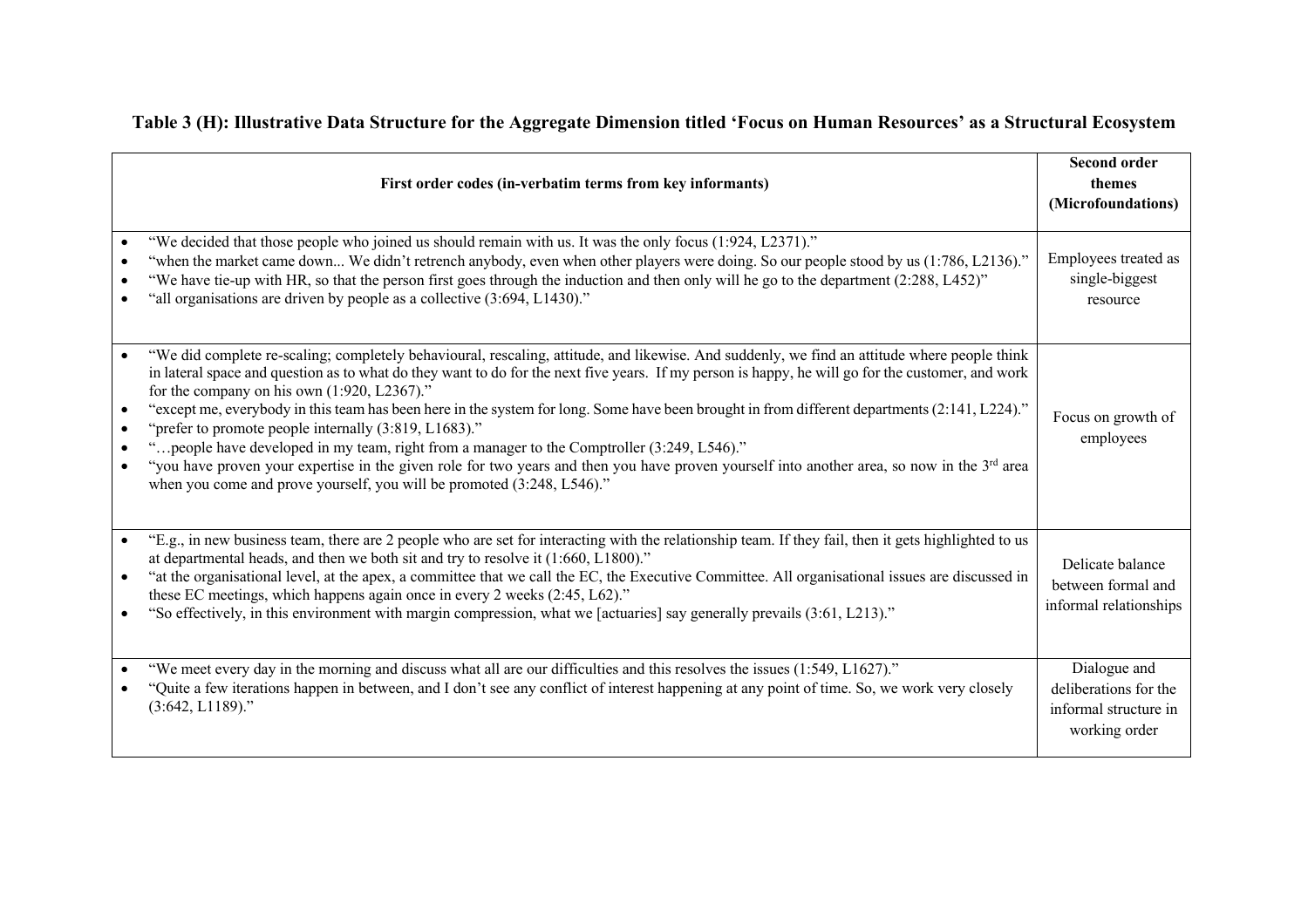**Table 3 (H): Illustrative Data Structure for the Aggregate Dimension titled 'Focus on Human Resources' as a Structural Ecosystem**

| First order codes (in-verbatim terms from key informants) | Second order themes (Microfoundations) |
|---|---|
| • "We decided that those people who joined us should remain with us. It was the only focus (1:924, L2371)."<br>• "when the market came down... We didn't retrench anybody, even when other players were doing. So our people stood by us (1:786, L2136)."<br>• "We have tie-up with HR, so that the person first goes through the induction and then only will he go to the department (2:288, L452)"<br>• "all organisations are driven by people as a collective (3:694, L1430)." | Employees treated as single-biggest resource |
| • "We did complete re-scaling; completely behavioural, rescaling, attitude, and likewise. And suddenly, we find an attitude where people think in lateral space and question as to what do they want to do for the next five years. If my person is happy, he will go for the customer, and work for the company on his own (1:920, L2367)."<br>• "except me, everybody in this team has been here in the system for long. Some have been brought in from different departments (2:141, L224)."<br>• "prefer to promote people internally (3:819, L1683)."<br>• "…people have developed in my team, right from a manager to the Comptroller (3:249, L546)."<br>• "you have proven your expertise in the given role for two years and then you have proven yourself into another area, so now in the 3rd area when you come and prove yourself, you will be promoted (3:248, L546)." | Focus on growth of employees |
| • "E.g., in new business team, there are 2 people who are set for interacting with the relationship team. If they fail, then it gets highlighted to us at departmental heads, and then we both sit and try to resolve it (1:660, L1800)."<br>• "at the organisational level, at the apex, a committee that we call the EC, the Executive Committee. All organisational issues are discussed in these EC meetings, which happens again once in every 2 weeks (2:45, L62)."<br>• "So effectively, in this environment with margin compression, what we [actuaries] say generally prevails (3:61, L213)." | Delicate balance between formal and informal relationships |
| • "We meet every day in the morning and discuss what all are our difficulties and this resolves the issues (1:549, L1627)."<br>• "Quite a few iterations happen in between, and I don't see any conflict of interest happening at any point of time. So, we work very closely (3:642, L1189)." | Dialogue and deliberations for the informal structure in working order |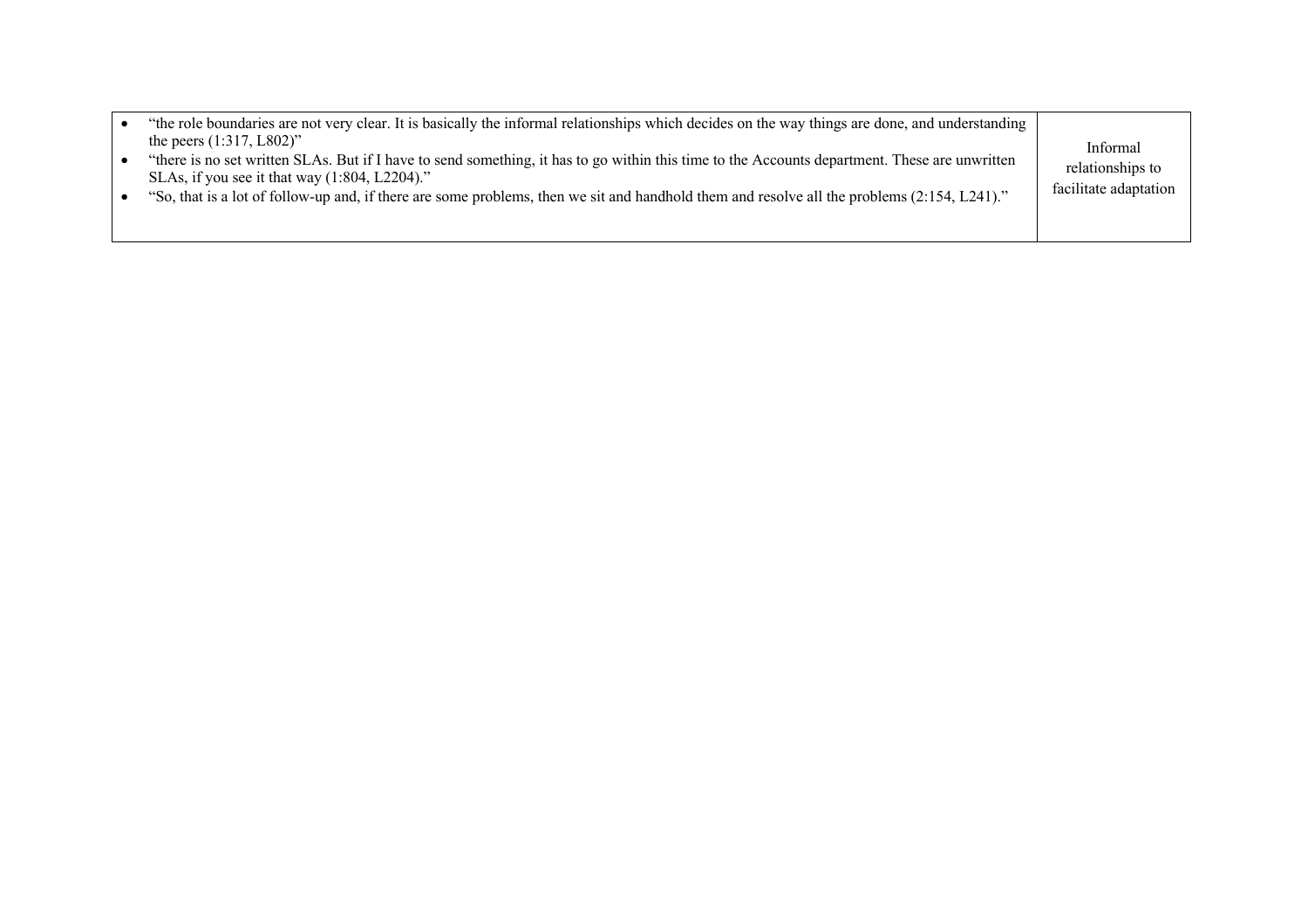| | |
|---|---|
| • "the role boundaries are not very clear. It is basically the informal relationships which decides on the way things are done, and understanding the peers (1:317, L802)"<br>• "there is no set written SLAs. But if I have to send something, it has to go within this time to the Accounts department. These are unwritten SLAs, if you see it that way (1:804, L2204)."<br>• "So, that is a lot of follow-up and, if there are some problems, then we sit and handhold them and resolve all the problems (2:154, L241)." | Informal relationships to facilitate adaptation |